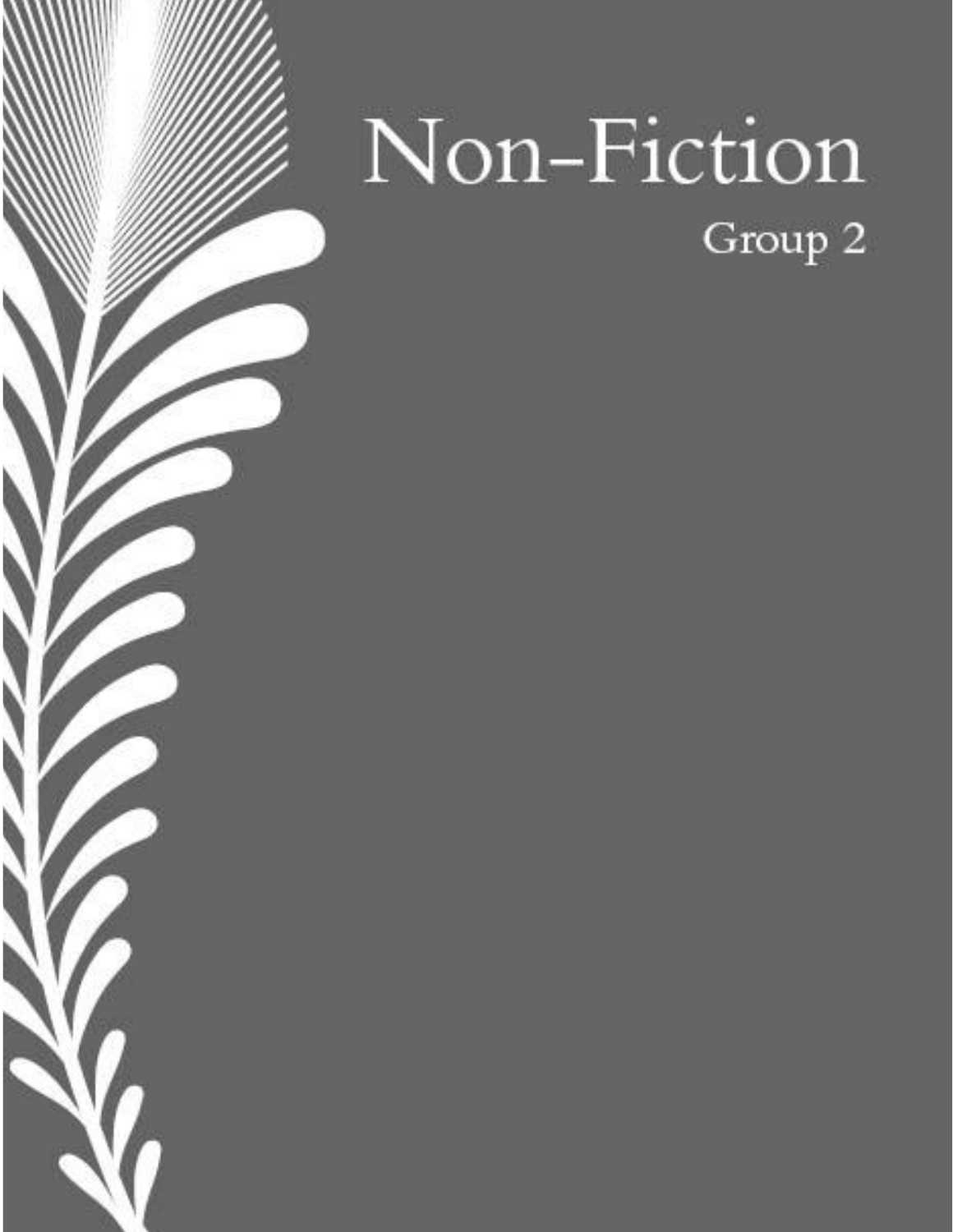# Non-Fiction

## Group 2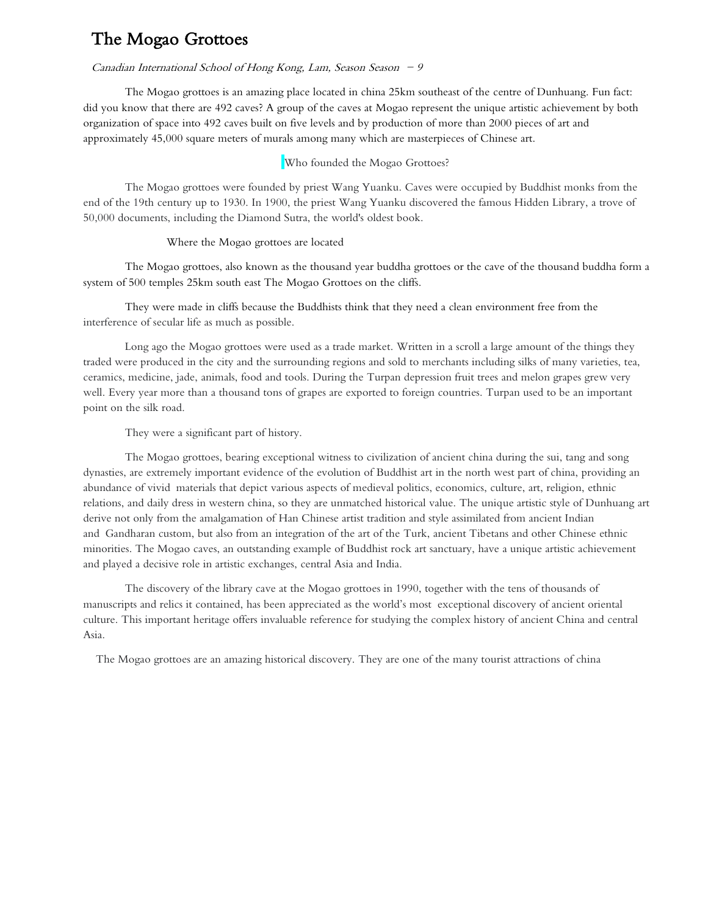# The Mogao Grottoes

*Canadian International School of Hong Kong, Lam, Season Season – 9*

The Mogao grottoes is an amazing place located in china 25km southeast of the centre of Dunhuang. Fun fact: did you know that there are 492 caves? A group of the caves at Mogao represent the unique artistic achievement by both organization of space into 492 caves built on five levels and by production of more than 2000 pieces of art and approximately 45,000 square meters of murals among many which are masterpieces of Chinese art.

Who founded the Mogao Grottoes?

The Mogao grottoes were founded by priest Wang Yuanku. Caves were occupied by Buddhist monks from the end of the 19th century up to 1930. In 1900, the priest Wang Yuanku discovered the famous Hidden Library, a trove of 50,000 documents, including the Diamond Sutra, the world's oldest book.

Where the Mogao grottoes are located

The Mogao grottoes, also known as the thousand year buddha grottoes or the cave of the thousand buddha form a system of 500 temples 25km south east The Mogao Grottoes on the cliffs.

They were made in cliffs because the Buddhists think that they need a clean environment free from the interference of secular life as much as possible.

Long ago the Mogao grottoes were used as a trade market. Written in a scroll a large amount of the things they traded were produced in the city and the surrounding regions and sold to merchants including silks of many varieties, tea, ceramics, medicine, jade, animals, food and tools. During the Turpan depression fruit trees and melon grapes grew very well. Every year more than a thousand tons of grapes are exported to foreign countries. Turpan used to be an important point on the silk road.

They were a significant part of history.

The Mogao grottoes, bearing exceptional witness to civilization of ancient china during the sui, tang and song dynasties, are extremely important evidence of the evolution of Buddhist art in the north west part of china, providing an abundance of vivid materials that depict various aspects of medieval politics, economics, culture, art, religion, ethnic relations, and daily dress in western china, so they are unmatched historical value. The unique artistic style of Dunhuang art derive not only from the amalgamation of Han Chinese artist tradition and style assimilated from ancient Indian and Gandharan custom, but also from an integration of the art of the Turk, ancient Tibetans and other Chinese ethnic minorities. The Mogao caves, an outstanding example of Buddhist rock art sanctuary, have a unique artistic achievement and played a decisive role in artistic exchanges, central Asia and India.

The discovery of the library cave at the Mogao grottoes in 1990, together with the tens of thousands of manuscripts and relics it contained, has been appreciated as the world's most exceptional discovery of ancient oriental culture. This important heritage offers invaluable reference for studying the complex history of ancient China and central Asia.

The Mogao grottoes are an amazing historical discovery. They are one of the many tourist attractions of china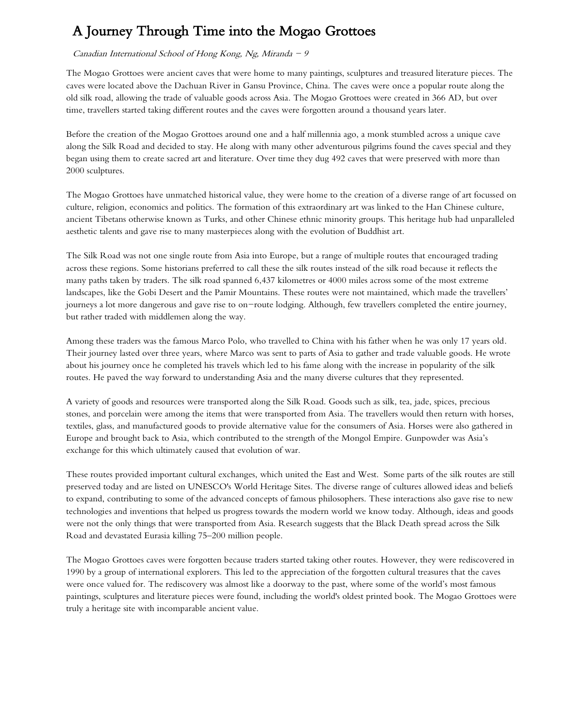# A Journey Through Time into the Mogao Grottoes

*Canadian International School of Hong Kong, Ng, Miranda – 9*

The Mogao Grottoes were ancient caves that were home to many paintings, sculptures and treasured literature pieces. The caves were located above the Dachuan River in Gansu Province, China. The caves were once a popular route along the old silk road, allowing the trade of valuable goods across Asia. The Mogao Grottoes were created in 366 AD, but over time, travellers started taking different routes and the caves were forgotten around a thousand years later.

Before the creation of the Mogao Grottoes around one and a half millennia ago, a monk stumbled across a unique cave along the Silk Road and decided to stay. He along with many other adventurous pilgrims found the caves special and they began using them to create sacred art and literature. Over time they dug 492 caves that were preserved with more than 2000 sculptures.

The Mogao Grottoes have unmatched historical value, they were home to the creation of a diverse range of art focussed on culture, religion, economics and politics. The formation of this extraordinary art was linked to the Han Chinese culture, ancient Tibetans otherwise known as Turks, and other Chinese ethnic minority groups. This heritage hub had unparalleled aesthetic talents and gave rise to many masterpieces along with the evolution of Buddhist art.

The Silk Road was not one single route from Asia into Europe, but a range of multiple routes that encouraged trading across these regions. Some historians preferred to call these the silk routes instead of the silk road because it reflects the many paths taken by traders. The silk road spanned 6,437 kilometres or 4000 miles across some of the most extreme landscapes, like the Gobi Desert and the Pamir Mountains. These routes were not maintained, which made the travellers' journeys a lot more dangerous and gave rise to on-route lodging. Although, few travellers completed the entire journey, but rather traded with middlemen along the way.

Among these traders was the famous Marco Polo, who travelled to China with his father when he was only 17 years old. Their journey lasted over three years, where Marco was sent to parts of Asia to gather and trade valuable goods. He wrote about his journey once he completed his travels which led to his fame along with the increase in popularity of the silk routes. He paved the way forward to understanding Asia and the many diverse cultures that they represented.

A variety of goods and resources were transported along the Silk Road. Goods such as silk, tea, jade, spices, precious stones, and porcelain were among the items that were transported from Asia. The travellers would then return with horses, textiles, glass, and manufactured goods to provide alternative value for the consumers of Asia. Horses were also gathered in Europe and brought back to Asia, which contributed to the strength of the Mongol Empire. Gunpowder was Asia's exchange for this which ultimately caused that evolution of war.

These routes provided important cultural exchanges, which united the East and West. Some parts of the silk routes are still preserved today and are listed on UNESCO's World Heritage Sites. The diverse range of cultures allowed ideas and beliefs to expand, contributing to some of the advanced concepts of famous philosophers. These interactions also gave rise to new technologies and inventions that helped us progress towards the modern world we know today. Although, ideas and goods were not the only things that were transported from Asia. Research suggests that the Black Death spread across the Silk Road and devastated Eurasia killing 75–200 million people.

The Mogao Grottoes caves were forgotten because traders started taking other routes. However, they were rediscovered in 1990 by a group of international explorers. This led to the appreciation of the forgotten cultural treasures that the caves were once valued for. The rediscovery was almost like a doorway to the past, where some of the world's most famous paintings, sculptures and literature pieces were found, including the world's oldest printed book. The Mogao Grottoes were truly a heritage site with incomparable ancient value.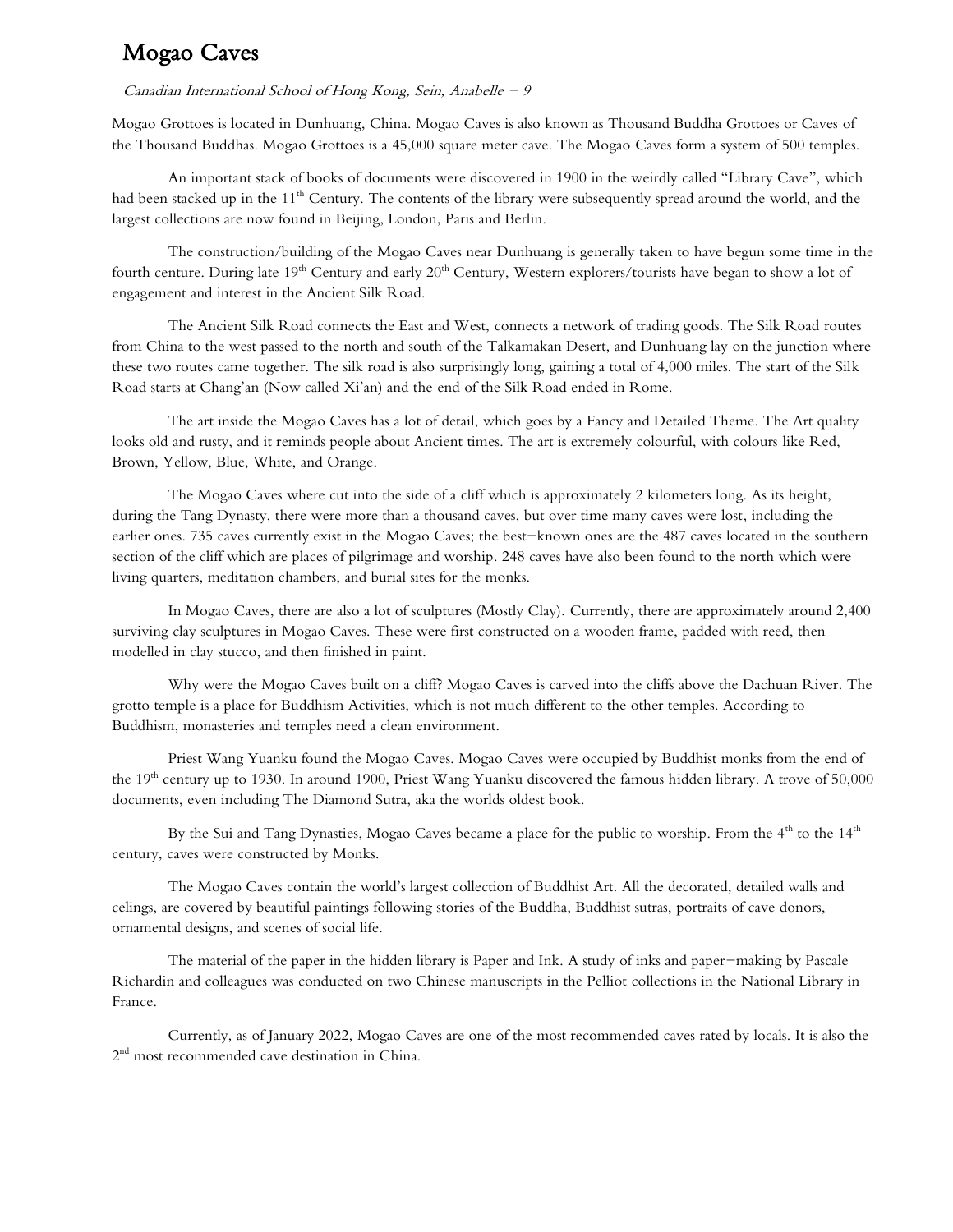# Mogao Caves

*Canadian International School of Hong Kong, Sein, Anabelle – 9*

Mogao Grottoes is located in Dunhuang, China. Mogao Caves is also known as Thousand Buddha Grottoes or Caves of the Thousand Buddhas. Mogao Grottoes is a 45,000 square meter cave. The Mogao Caves form a system of 500 temples.

An important stack of books of documents were discovered in 1900 in the weirdly called "Library Cave", which had been stacked up in the 11th Century. The contents of the library were subsequently spread around the world, and the largest collections are now found in Beijing, London, Paris and Berlin.

The construction/building of the Mogao Caves near Dunhuang is generally taken to have begun some time in the fourth centure. During late 19th Century and early 20th Century, Western explorers/tourists have began to show a lot of engagement and interest in the Ancient Silk Road.

The Ancient Silk Road connects the East and West, connects a network of trading goods. The Silk Road routes from China to the west passed to the north and south of the Talkamakan Desert, and Dunhuang lay on the junction where these two routes came together. The silk road is also surprisingly long, gaining a total of 4,000 miles. The start of the Silk Road starts at Chang'an (Now called Xi'an) and the end of the Silk Road ended in Rome.

The art inside the Mogao Caves has a lot of detail, which goes by a Fancy and Detailed Theme. The Art quality looks old and rusty, and it reminds people about Ancient times. The art is extremely colourful, with colours like Red, Brown, Yellow, Blue, White, and Orange.

The Mogao Caves where cut into the side of a cliff which is approximately 2 kilometers long. As its height, during the Tang Dynasty, there were more than a thousand caves, but over time many caves were lost, including the earlier ones. 735 caves currently exist in the Mogao Caves; the best–known ones are the 487 caves located in the southern section of the cliff which are places of pilgrimage and worship. 248 caves have also been found to the north which were living quarters, meditation chambers, and burial sites for the monks.

In Mogao Caves, there are also a lot of sculptures (Mostly Clay). Currently, there are approximately around 2,400 surviving clay sculptures in Mogao Caves. These were first constructed on a wooden frame, padded with reed, then modelled in clay stucco, and then finished in paint.

Why were the Mogao Caves built on a cliff? Mogao Caves is carved into the cliffs above the Dachuan River. The grotto temple is a place for Buddhism Activities, which is not much different to the other temples. According to Buddhism, monasteries and temples need a clean environment.

Priest Wang Yuanku found the Mogao Caves. Mogao Caves were occupied by Buddhist monks from the end of the 19th century up to 1930. In around 1900, Priest Wang Yuanku discovered the famous hidden library. A trove of 50,000 documents, even including The Diamond Sutra, aka the worlds oldest book.

By the Sui and Tang Dynasties, Mogao Caves became a place for the public to worship. From the 4th to the 14th century, caves were constructed by Monks.

The Mogao Caves contain the world's largest collection of Buddhist Art. All the decorated, detailed walls and celings, are covered by beautiful paintings following stories of the Buddha, Buddhist sutras, portraits of cave donors, ornamental designs, and scenes of social life.

The material of the paper in the hidden library is Paper and Ink. A study of inks and paper–making by Pascale Richardin and colleagues was conducted on two Chinese manuscripts in the Pelliot collections in the National Library in France.

Currently, as of January 2022, Mogao Caves are one of the most recommended caves rated by locals. It is also the 2nd most recommended cave destination in China.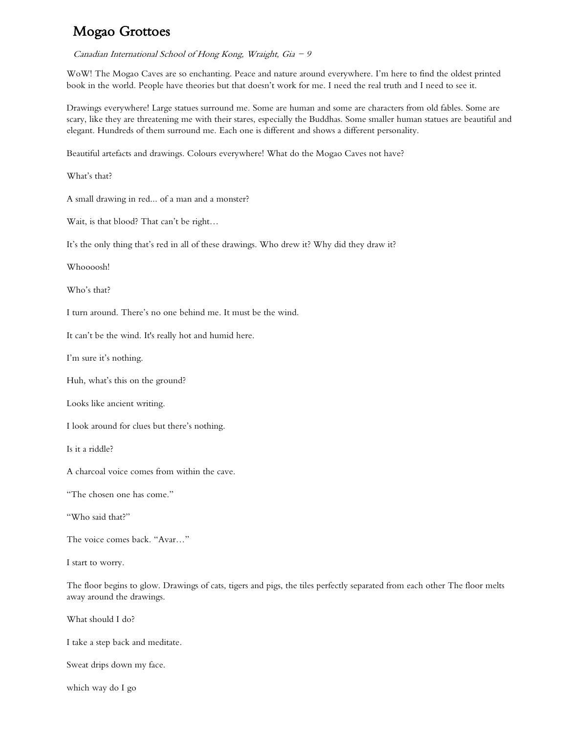# Mogao Grottoes

*Canadian International School of Hong Kong, Wraight, Gia – 9*

WoW! The Mogao Caves are so enchanting. Peace and nature around everywhere. I'm here to find the oldest printed book in the world. People have theories but that doesn't work for me. I need the real truth and I need to see it.

Drawings everywhere! Large statues surround me. Some are human and some are characters from old fables. Some are scary, like they are threatening me with their stares, especially the Buddhas. Some smaller human statues are beautiful and elegant. Hundreds of them surround me. Each one is different and shows a different personality.

Beautiful artefacts and drawings. Colours everywhere! What do the Mogao Caves not have?

What's that?

A small drawing in red... of a man and a monster?

Wait, is that blood? That can't be right…

It's the only thing that's red in all of these drawings. Who drew it? Why did they draw it?

Whoooosh!

Who's that?

I turn around. There's no one behind me. It must be the wind.

It can't be the wind. It's really hot and humid here.

I'm sure it's nothing.

Huh, what's this on the ground?

Looks like ancient writing.

I look around for clues but there's nothing.

Is it a riddle?

A charcoal voice comes from within the cave.

"The chosen one has come."

"Who said that?"

The voice comes back. "Avar…"

I start to worry.

The floor begins to glow. Drawings of cats, tigers and pigs, the tiles perfectly separated from each other The floor melts away around the drawings.

What should I do?

I take a step back and meditate.

Sweat drips down my face.

which way do I go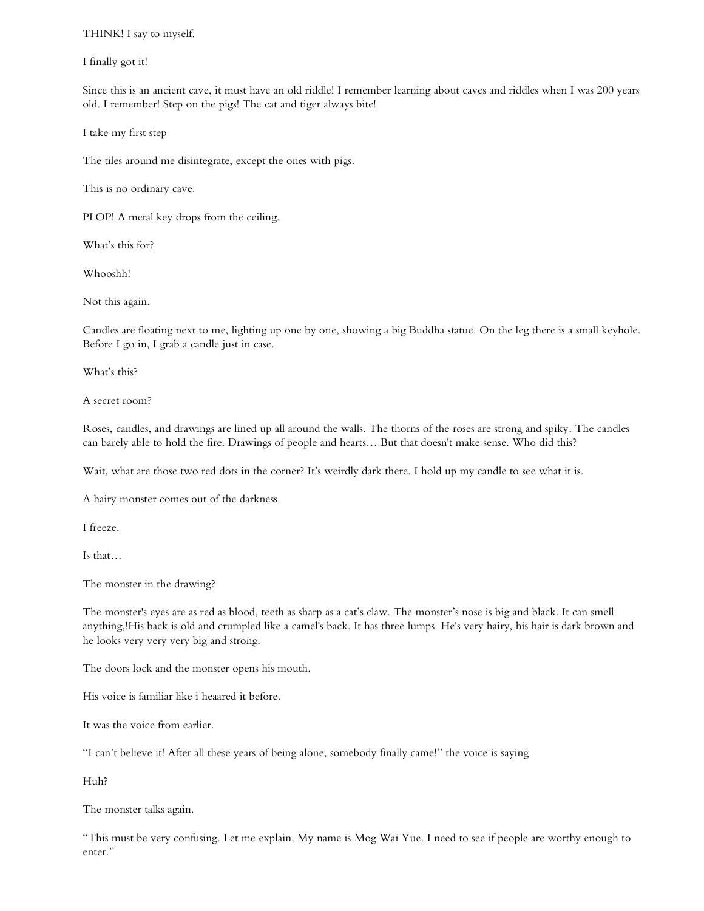THINK! I say to myself.

I finally got it!

Since this is an ancient cave, it must have an old riddle! I remember learning about caves and riddles when I was 200 years old. I remember! Step on the pigs! The cat and tiger always bite!

I take my first step

The tiles around me disintegrate, except the ones with pigs.

This is no ordinary cave.

PLOP! A metal key drops from the ceiling.

What's this for?

Whooshh!

Not this again.

Candles are floating next to me, lighting up one by one, showing a big Buddha statue. On the leg there is a small keyhole. Before I go in, I grab a candle just in case.

What's this?

A secret room?

Roses, candles, and drawings are lined up all around the walls. The thorns of the roses are strong and spiky. The candles can barely able to hold the fire. Drawings of people and hearts… But that doesn't make sense. Who did this?

Wait, what are those two red dots in the corner? It's weirdly dark there. I hold up my candle to see what it is.

A hairy monster comes out of the darkness.

I freeze.

Is that…

The monster in the drawing?

The monster's eyes are as red as blood, teeth as sharp as a cat's claw. The monster's nose is big and black. It can smell anything,!His back is old and crumpled like a camel's back. It has three lumps. He's very hairy, his hair is dark brown and he looks very very very big and strong.

The doors lock and the monster opens his mouth.

His voice is familiar like i heaared it before.

It was the voice from earlier.

"I can't believe it! After all these years of being alone, somebody finally came!" the voice is saying

Huh?

The monster talks again.

"This must be very confusing. Let me explain. My name is Mog Wai Yue. I need to see if people are worthy enough to enter."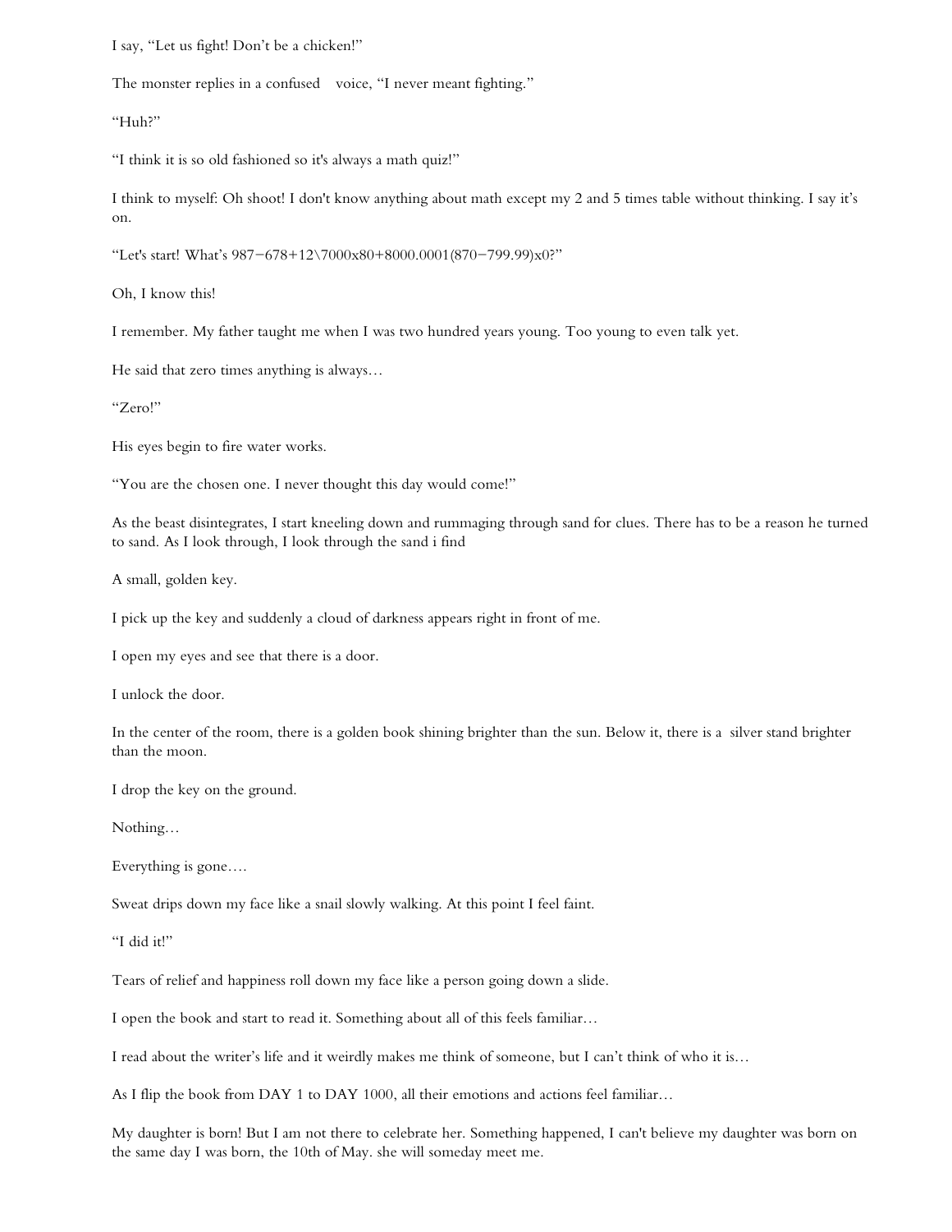I say, "Let us fight! Don't be a chicken!"

The monster replies in a confused   voice, "I never meant fighting."

"Huh?"

"I think it is so old fashioned so it's always a math quiz!"

I think to myself: Oh shoot! I don't know anything about math except my 2 and 5 times table without thinking. I say it's on.

"Let's start! What's 987−678+12\7000x80+8000.0001(870−799.99)x0?"

Oh, I know this!

I remember. My father taught me when I was two hundred years young. Too young to even talk yet.

He said that zero times anything is always…

"Zero!"

His eyes begin to fire water works.

"You are the chosen one. I never thought this day would come!"

As the beast disintegrates, I start kneeling down and rummaging through sand for clues. There has to be a reason he turned to sand. As I look through, I look through the sand i find

A small, golden key.

I pick up the key and suddenly a cloud of darkness appears right in front of me.

I open my eyes and see that there is a door.

I unlock the door.

In the center of the room, there is a golden book shining brighter than the sun. Below it, there is a  silver stand brighter than the moon.

I drop the key on the ground.

Nothing…

Everything is gone….

Sweat drips down my face like a snail slowly walking. At this point I feel faint.

"I did it!"

Tears of relief and happiness roll down my face like a person going down a slide.

I open the book and start to read it. Something about all of this feels familiar…

I read about the writer's life and it weirdly makes me think of someone, but I can't think of who it is…

As I flip the book from DAY 1 to DAY 1000, all their emotions and actions feel familiar…

My daughter is born! But I am not there to celebrate her. Something happened, I can't believe my daughter was born on the same day I was born, the 10th of May. she will someday meet me.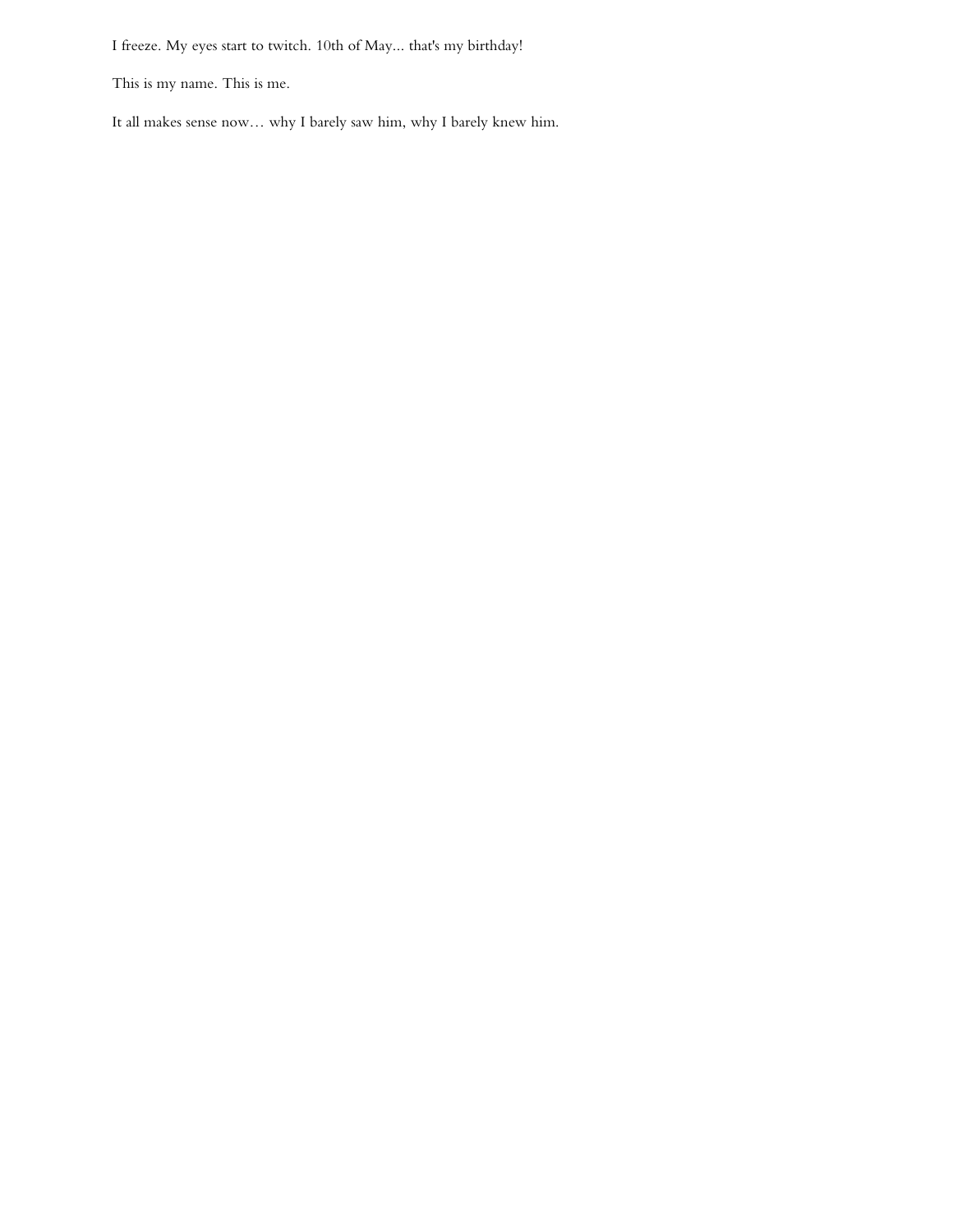I freeze. My eyes start to twitch. 10th of May... that's my birthday!

This is my name. This is me.

It all makes sense now… why I barely saw him, why I barely knew him.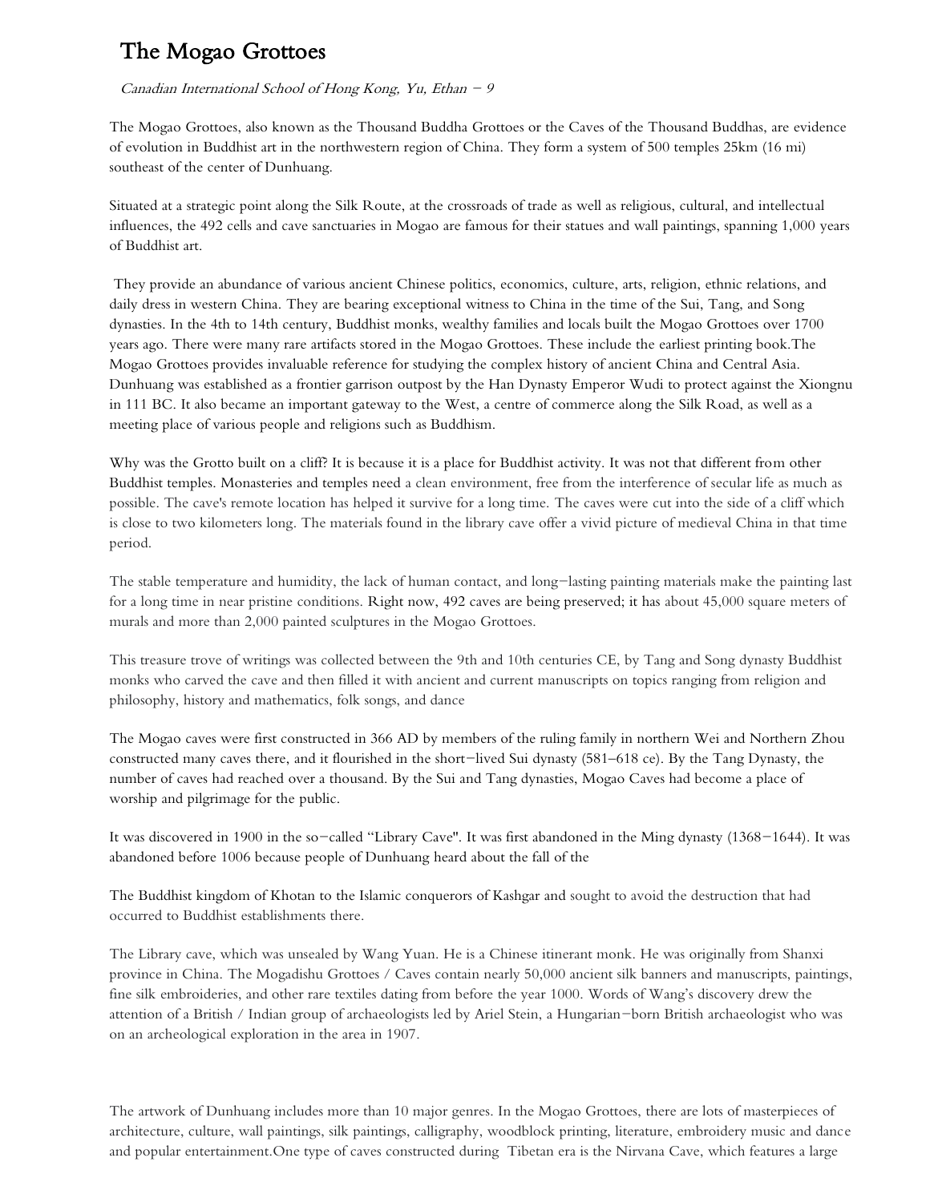# The Mogao Grottoes

*Canadian International School of Hong Kong, Yu, Ethan – 9*

The Mogao Grottoes, also known as the Thousand Buddha Grottoes or the Caves of the Thousand Buddhas, are evidence of evolution in Buddhist art in the northwestern region of China. They form a system of 500 temples 25km (16 mi) southeast of the center of Dunhuang.

Situated at a strategic point along the Silk Route, at the crossroads of trade as well as religious, cultural, and intellectual influences, the 492 cells and cave sanctuaries in Mogao are famous for their statues and wall paintings, spanning 1,000 years of Buddhist art.

They provide an abundance of various ancient Chinese politics, economics, culture, arts, religion, ethnic relations, and daily dress in western China. They are bearing exceptional witness to China in the time of the Sui, Tang, and Song dynasties. In the 4th to 14th century, Buddhist monks, wealthy families and locals built the Mogao Grottoes over 1700 years ago. There were many rare artifacts stored in the Mogao Grottoes. These include the earliest printing book.The Mogao Grottoes provides invaluable reference for studying the complex history of ancient China and Central Asia. Dunhuang was established as a frontier garrison outpost by the Han Dynasty Emperor Wudi to protect against the Xiongnu in 111 BC. It also became an important gateway to the West, a centre of commerce along the Silk Road, as well as a meeting place of various people and religions such as Buddhism.

Why was the Grotto built on a cliff? It is because it is a place for Buddhist activity. It was not that different from other Buddhist temples. Monasteries and temples need a clean environment, free from the interference of secular life as much as possible. The cave's remote location has helped it survive for a long time. The caves were cut into the side of a cliff which is close to two kilometers long. The materials found in the library cave offer a vivid picture of medieval China in that time period.

The stable temperature and humidity, the lack of human contact, and long-lasting painting materials make the painting last for a long time in near pristine conditions. Right now, 492 caves are being preserved; it has about 45,000 square meters of murals and more than 2,000 painted sculptures in the Mogao Grottoes.

This treasure trove of writings was collected between the 9th and 10th centuries CE, by Tang and Song dynasty Buddhist monks who carved the cave and then filled it with ancient and current manuscripts on topics ranging from religion and philosophy, history and mathematics, folk songs, and dance

The Mogao caves were first constructed in 366 AD by members of the ruling family in northern Wei and Northern Zhou constructed many caves there, and it flourished in the short-lived Sui dynasty (581–618 ce). By the Tang Dynasty, the number of caves had reached over a thousand. By the Sui and Tang dynasties, Mogao Caves had become a place of worship and pilgrimage for the public.

It was discovered in 1900 in the so-called "Library Cave". It was first abandoned in the Ming dynasty (1368-1644). It was abandoned before 1006 because people of Dunhuang heard about the fall of the

The Buddhist kingdom of Khotan to the Islamic conquerors of Kashgar and sought to avoid the destruction that had occurred to Buddhist establishments there.

The Library cave, which was unsealed by Wang Yuan. He is a Chinese itinerant monk. He was originally from Shanxi province in China. The Mogadishu Grottoes / Caves contain nearly 50,000 ancient silk banners and manuscripts, paintings, fine silk embroideries, and other rare textiles dating from before the year 1000. Words of Wang's discovery drew the attention of a British / Indian group of archaeologists led by Ariel Stein, a Hungarian-born British archaeologist who was on an archeological exploration in the area in 1907.

The artwork of Dunhuang includes more than 10 major genres. In the Mogao Grottoes, there are lots of masterpieces of architecture, culture, wall paintings, silk paintings, calligraphy, woodblock printing, literature, embroidery music and dance and popular entertainment.One type of caves constructed during Tibetan era is the Nirvana Cave, which features a large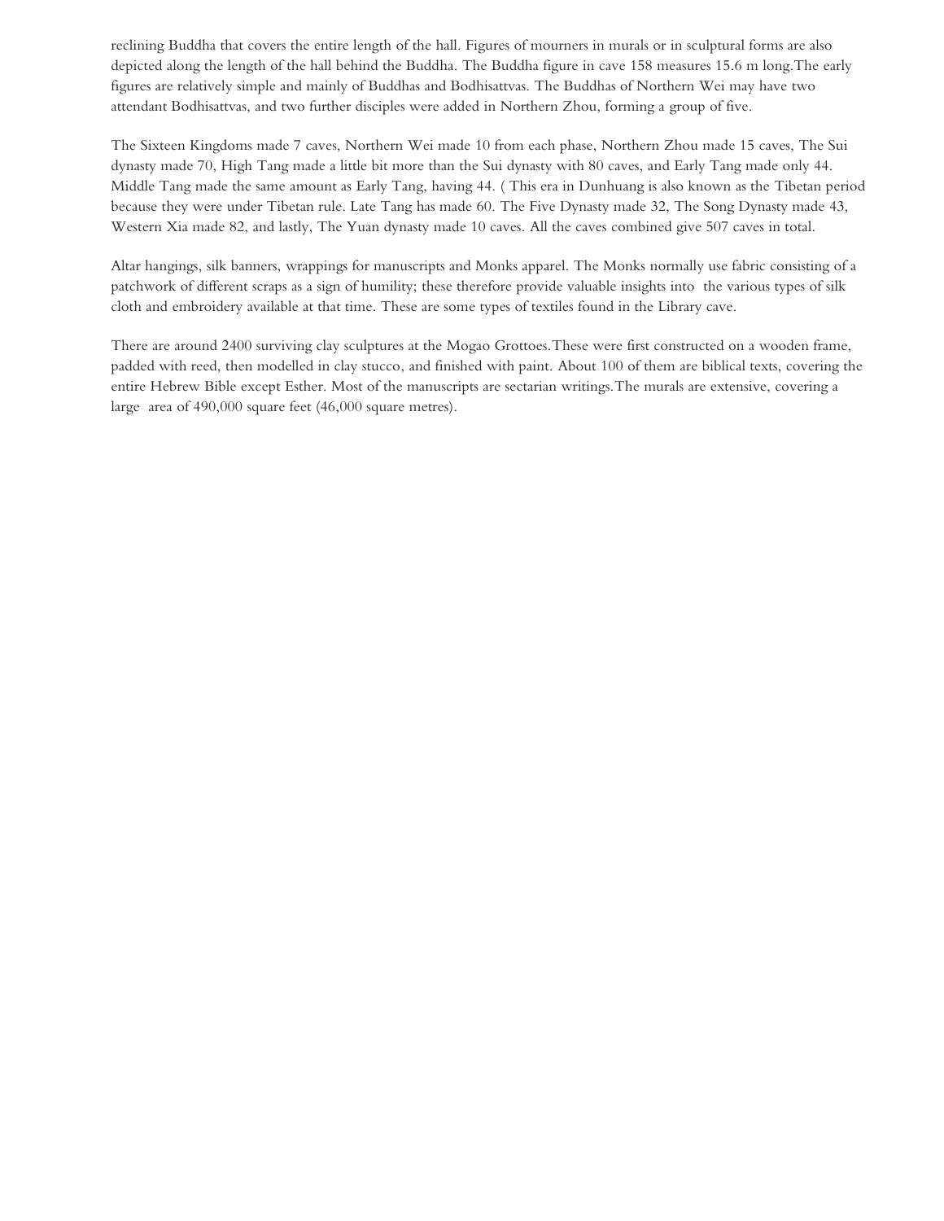reclining Buddha that covers the entire length of the hall. Figures of mourners in murals or in sculptural forms are also depicted along the length of the hall behind the Buddha. The Buddha figure in cave 158 measures 15.6 m long.The early figures are relatively simple and mainly of Buddhas and Bodhisattvas. The Buddhas of Northern Wei may have two attendant Bodhisattvas, and two further disciples were added in Northern Zhou, forming a group of five.

The Sixteen Kingdoms made 7 caves, Northern Wei made 10 from each phase, Northern Zhou made 15 caves, The Sui dynasty made 70, High Tang made a little bit more than the Sui dynasty with 80 caves, and Early Tang made only 44. Middle Tang made the same amount as Early Tang, having 44. ( This era in Dunhuang is also known as the Tibetan period because they were under Tibetan rule. Late Tang has made 60. The Five Dynasty made 32, The Song Dynasty made 43, Western Xia made 82, and lastly, The Yuan dynasty made 10 caves. All the caves combined give 507 caves in total.

Altar hangings, silk banners, wrappings for manuscripts and Monks apparel. The Monks normally use fabric consisting of a patchwork of different scraps as a sign of humility; these therefore provide valuable insights into  the various types of silk cloth and embroidery available at that time. These are some types of textiles found in the Library cave.

There are around 2400 surviving clay sculptures at the Mogao Grottoes.These were first constructed on a wooden frame, padded with reed, then modelled in clay stucco, and finished with paint. About 100 of them are biblical texts, covering the entire Hebrew Bible except Esther. Most of the manuscripts are sectarian writings.The murals are extensive, covering a large  area of 490,000 square feet (46,000 square metres).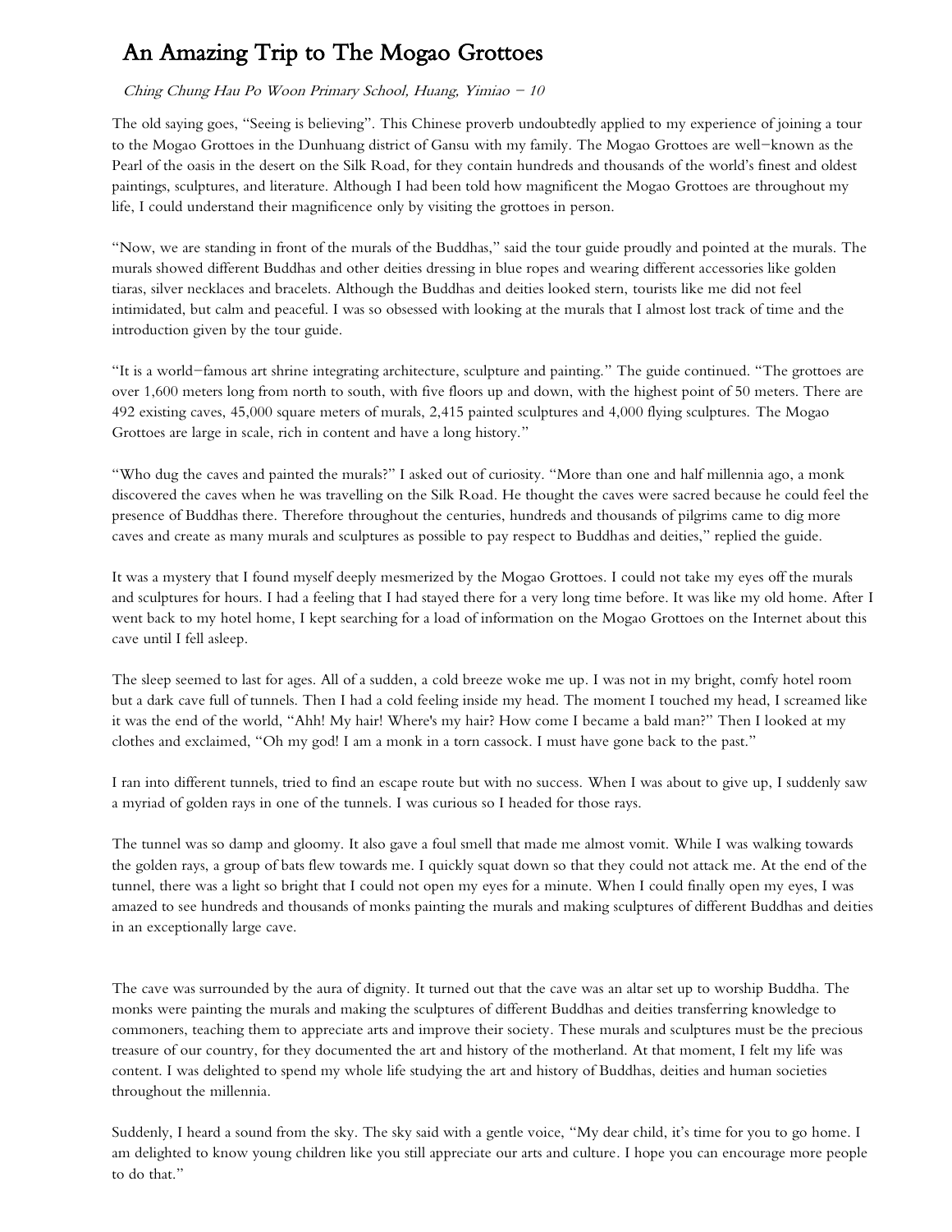# An Amazing Trip to The Mogao Grottoes

*Ching Chung Hau Po Woon Primary School, Huang, Yimiao – 10*

The old saying goes, "Seeing is believing". This Chinese proverb undoubtedly applied to my experience of joining a tour to the Mogao Grottoes in the Dunhuang district of Gansu with my family. The Mogao Grottoes are well–known as the Pearl of the oasis in the desert on the Silk Road, for they contain hundreds and thousands of the world's finest and oldest paintings, sculptures, and literature. Although I had been told how magnificent the Mogao Grottoes are throughout my life, I could understand their magnificence only by visiting the grottoes in person.

"Now, we are standing in front of the murals of the Buddhas," said the tour guide proudly and pointed at the murals. The murals showed different Buddhas and other deities dressing in blue ropes and wearing different accessories like golden tiaras, silver necklaces and bracelets. Although the Buddhas and deities looked stern, tourists like me did not feel intimidated, but calm and peaceful. I was so obsessed with looking at the murals that I almost lost track of time and the introduction given by the tour guide.

"It is a world–famous art shrine integrating architecture, sculpture and painting." The guide continued. "The grottoes are over 1,600 meters long from north to south, with five floors up and down, with the highest point of 50 meters. There are 492 existing caves, 45,000 square meters of murals, 2,415 painted sculptures and 4,000 flying sculptures. The Mogao Grottoes are large in scale, rich in content and have a long history."

"Who dug the caves and painted the murals?" I asked out of curiosity. "More than one and half millennia ago, a monk discovered the caves when he was travelling on the Silk Road. He thought the caves were sacred because he could feel the presence of Buddhas there. Therefore throughout the centuries, hundreds and thousands of pilgrims came to dig more caves and create as many murals and sculptures as possible to pay respect to Buddhas and deities," replied the guide.

It was a mystery that I found myself deeply mesmerized by the Mogao Grottoes. I could not take my eyes off the murals and sculptures for hours. I had a feeling that I had stayed there for a very long time before. It was like my old home. After I went back to my hotel home, I kept searching for a load of information on the Mogao Grottoes on the Internet about this cave until I fell asleep.

The sleep seemed to last for ages. All of a sudden, a cold breeze woke me up. I was not in my bright, comfy hotel room but a dark cave full of tunnels. Then I had a cold feeling inside my head. The moment I touched my head, I screamed like it was the end of the world, "Ahh! My hair! Where's my hair? How come I became a bald man?" Then I looked at my clothes and exclaimed, "Oh my god! I am a monk in a torn cassock. I must have gone back to the past."

I ran into different tunnels, tried to find an escape route but with no success. When I was about to give up, I suddenly saw a myriad of golden rays in one of the tunnels. I was curious so I headed for those rays.

The tunnel was so damp and gloomy. It also gave a foul smell that made me almost vomit. While I was walking towards the golden rays, a group of bats flew towards me. I quickly squat down so that they could not attack me. At the end of the tunnel, there was a light so bright that I could not open my eyes for a minute. When I could finally open my eyes, I was amazed to see hundreds and thousands of monks painting the murals and making sculptures of different Buddhas and deities in an exceptionally large cave.

The cave was surrounded by the aura of dignity. It turned out that the cave was an altar set up to worship Buddha. The monks were painting the murals and making the sculptures of different Buddhas and deities transferring knowledge to commoners, teaching them to appreciate arts and improve their society. These murals and sculptures must be the precious treasure of our country, for they documented the art and history of the motherland. At that moment, I felt my life was content. I was delighted to spend my whole life studying the art and history of Buddhas, deities and human societies throughout the millennia.

Suddenly, I heard a sound from the sky. The sky said with a gentle voice, "My dear child, it's time for you to go home. I am delighted to know young children like you still appreciate our arts and culture. I hope you can encourage more people to do that."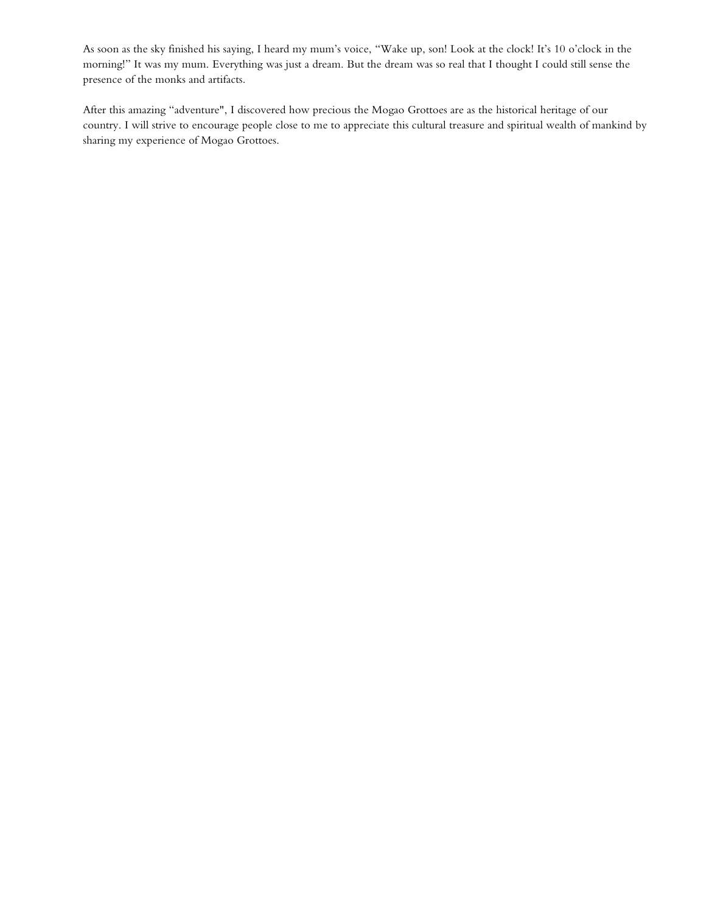As soon as the sky finished his saying, I heard my mum's voice, "Wake up, son! Look at the clock! It's 10 o'clock in the morning!" It was my mum. Everything was just a dream. But the dream was so real that I thought I could still sense the presence of the monks and artifacts.

After this amazing "adventure", I discovered how precious the Mogao Grottoes are as the historical heritage of our country. I will strive to encourage people close to me to appreciate this cultural treasure and spiritual wealth of mankind by sharing my experience of Mogao Grottoes.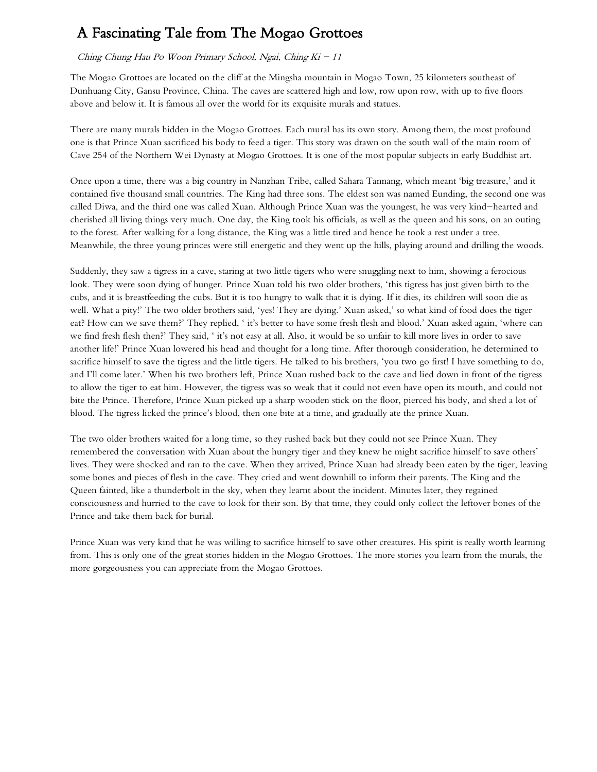# A Fascinating Tale from The Mogao Grottoes

*Ching Chung Hau Po Woon Primary School, Ngai, Ching Ki – 11*

The Mogao Grottoes are located on the cliff at the Mingsha mountain in Mogao Town, 25 kilometers southeast of Dunhuang City, Gansu Province, China. The caves are scattered high and low, row upon row, with up to five floors above and below it. It is famous all over the world for its exquisite murals and statues.

There are many murals hidden in the Mogao Grottoes. Each mural has its own story. Among them, the most profound one is that Prince Xuan sacrificed his body to feed a tiger. This story was drawn on the south wall of the main room of Cave 254 of the Northern Wei Dynasty at Mogao Grottoes. It is one of the most popular subjects in early Buddhist art.

Once upon a time, there was a big country in Nanzhan Tribe, called Sahara Tannang, which meant 'big treasure,' and it contained five thousand small countries. The King had three sons. The eldest son was named Eunding, the second one was called Diwa, and the third one was called Xuan. Although Prince Xuan was the youngest, he was very kind–hearted and cherished all living things very much. One day, the King took his officials, as well as the queen and his sons, on an outing to the forest. After walking for a long distance, the King was a little tired and hence he took a rest under a tree. Meanwhile, the three young princes were still energetic and they went up the hills, playing around and drilling the woods.

Suddenly, they saw a tigress in a cave, staring at two little tigers who were snuggling next to him, showing a ferocious look. They were soon dying of hunger. Prince Xuan told his two older brothers, 'this tigress has just given birth to the cubs, and it is breastfeeding the cubs. But it is too hungry to walk that it is dying. If it dies, its children will soon die as well. What a pity!' The two older brothers said, 'yes! They are dying.' Xuan asked,' so what kind of food does the tiger eat? How can we save them?' They replied, ' it's better to have some fresh flesh and blood.' Xuan asked again, 'where can we find fresh flesh then?' They said, ' it's not easy at all. Also, it would be so unfair to kill more lives in order to save another life!' Prince Xuan lowered his head and thought for a long time. After thorough consideration, he determined to sacrifice himself to save the tigress and the little tigers. He talked to his brothers, 'you two go first! I have something to do, and I'll come later.' When his two brothers left, Prince Xuan rushed back to the cave and lied down in front of the tigress to allow the tiger to eat him. However, the tigress was so weak that it could not even have open its mouth, and could not bite the Prince. Therefore, Prince Xuan picked up a sharp wooden stick on the floor, pierced his body, and shed a lot of blood. The tigress licked the prince's blood, then one bite at a time, and gradually ate the prince Xuan.

The two older brothers waited for a long time, so they rushed back but they could not see Prince Xuan. They remembered the conversation with Xuan about the hungry tiger and they knew he might sacrifice himself to save others' lives. They were shocked and ran to the cave. When they arrived, Prince Xuan had already been eaten by the tiger, leaving some bones and pieces of flesh in the cave. They cried and went downhill to inform their parents. The King and the Queen fainted, like a thunderbolt in the sky, when they learnt about the incident. Minutes later, they regained consciousness and hurried to the cave to look for their son. By that time, they could only collect the leftover bones of the Prince and take them back for burial.

Prince Xuan was very kind that he was willing to sacrifice himself to save other creatures. His spirit is really worth learning from. This is only one of the great stories hidden in the Mogao Grottoes. The more stories you learn from the murals, the more gorgeousness you can appreciate from the Mogao Grottoes.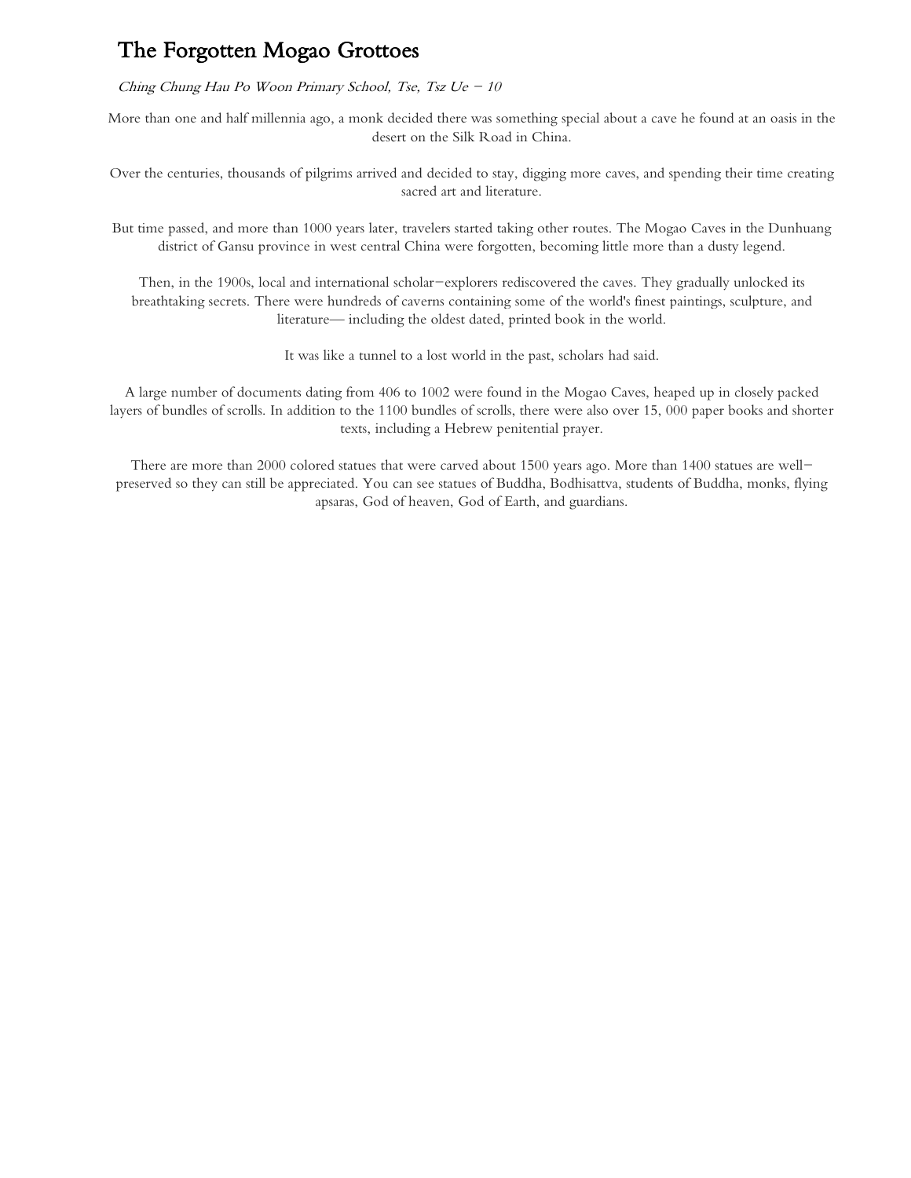# The Forgotten Mogao Grottoes

*Ching Chung Hau Po Woon Primary School, Tse, Tsz Ue – 10*

More than one and half millennia ago, a monk decided there was something special about a cave he found at an oasis in the desert on the Silk Road in China.

Over the centuries, thousands of pilgrims arrived and decided to stay, digging more caves, and spending their time creating sacred art and literature.

But time passed, and more than 1000 years later, travelers started taking other routes. The Mogao Caves in the Dunhuang district of Gansu province in west central China were forgotten, becoming little more than a dusty legend.

Then, in the 1900s, local and international scholar–explorers rediscovered the caves. They gradually unlocked its breathtaking secrets. There were hundreds of caverns containing some of the world's finest paintings, sculpture, and literature— including the oldest dated, printed book in the world.

It was like a tunnel to a lost world in the past, scholars had said.

A large number of documents dating from 406 to 1002 were found in the Mogao Caves, heaped up in closely packed layers of bundles of scrolls. In addition to the 1100 bundles of scrolls, there were also over 15, 000 paper books and shorter texts, including a Hebrew penitential prayer.

There are more than 2000 colored statues that were carved about 1500 years ago. More than 1400 statues are well–preserved so they can still be appreciated. You can see statues of Buddha, Bodhisattva, students of Buddha, monks, flying apsaras, God of heaven, God of Earth, and guardians.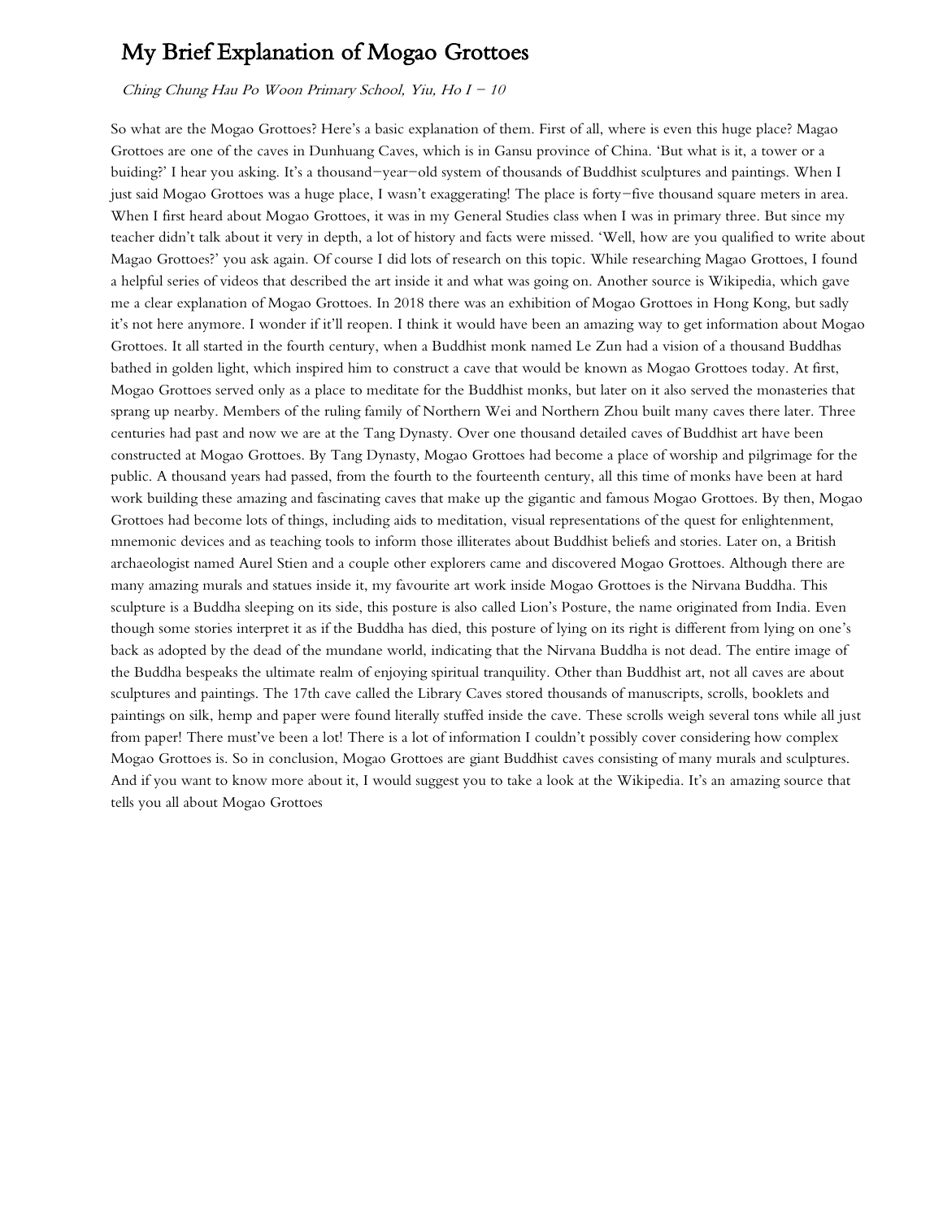# My Brief Explanation of Mogao Grottoes

*Ching Chung Hau Po Woon Primary School, Yiu, Ho I – 10*

So what are the Mogao Grottoes? Here's a basic explanation of them. First of all, where is even this huge place? Magao Grottoes are one of the caves in Dunhuang Caves, which is in Gansu province of China. 'But what is it, a tower or a buiding?' I hear you asking. It's a thousand–year–old system of thousands of Buddhist sculptures and paintings. When I just said Mogao Grottoes was a huge place, I wasn't exaggerating! The place is forty–five thousand square meters in area. When I first heard about Mogao Grottoes, it was in my General Studies class when I was in primary three. But since my teacher didn't talk about it very in depth, a lot of history and facts were missed. 'Well, how are you qualified to write about Magao Grottoes?' you ask again. Of course I did lots of research on this topic. While researching Magao Grottoes, I found a helpful series of videos that described the art inside it and what was going on. Another source is Wikipedia, which gave me a clear explanation of Mogao Grottoes. In 2018 there was an exhibition of Mogao Grottoes in Hong Kong, but sadly it's not here anymore. I wonder if it'll reopen. I think it would have been an amazing way to get information about Mogao Grottoes. It all started in the fourth century, when a Buddhist monk named Le Zun had a vision of a thousand Buddhas bathed in golden light, which inspired him to construct a cave that would be known as Mogao Grottoes today. At first, Mogao Grottoes served only as a place to meditate for the Buddhist monks, but later on it also served the monasteries that sprang up nearby. Members of the ruling family of Northern Wei and Northern Zhou built many caves there later. Three centuries had past and now we are at the Tang Dynasty. Over one thousand detailed caves of Buddhist art have been constructed at Mogao Grottoes. By Tang Dynasty, Mogao Grottoes had become a place of worship and pilgrimage for the public. A thousand years had passed, from the fourth to the fourteenth century, all this time of monks have been at hard work building these amazing and fascinating caves that make up the gigantic and famous Mogao Grottoes. By then, Mogao Grottoes had become lots of things, including aids to meditation, visual representations of the quest for enlightenment, mnemonic devices and as teaching tools to inform those illiterates about Buddhist beliefs and stories. Later on, a British archaeologist named Aurel Stien and a couple other explorers came and discovered Mogao Grottoes. Although there are many amazing murals and statues inside it, my favourite art work inside Mogao Grottoes is the Nirvana Buddha. This sculpture is a Buddha sleeping on its side, this posture is also called Lion's Posture, the name originated from India. Even though some stories interpret it as if the Buddha has died, this posture of lying on its right is different from lying on one's back as adopted by the dead of the mundane world, indicating that the Nirvana Buddha is not dead. The entire image of the Buddha bespeaks the ultimate realm of enjoying spiritual tranquility. Other than Buddhist art, not all caves are about sculptures and paintings. The 17th cave called the Library Caves stored thousands of manuscripts, scrolls, booklets and paintings on silk, hemp and paper were found literally stuffed inside the cave. These scrolls weigh several tons while all just from paper! There must've been a lot! There is a lot of information I couldn't possibly cover considering how complex Mogao Grottoes is. So in conclusion, Mogao Grottoes are giant Buddhist caves consisting of many murals and sculptures. And if you want to know more about it, I would suggest you to take a look at the Wikipedia. It's an amazing source that tells you all about Mogao Grottoes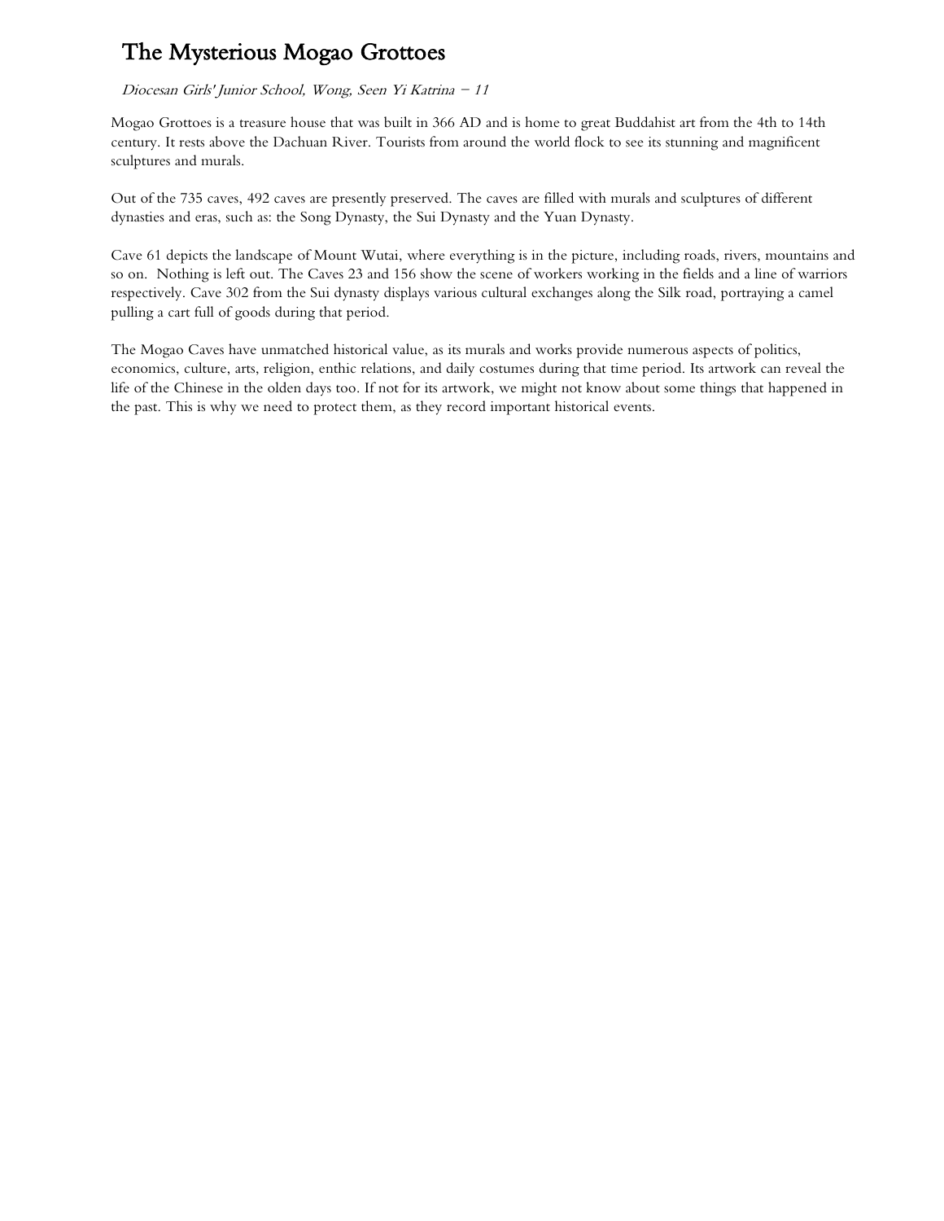# The Mysterious Mogao Grottoes

*Diocesan Girls' Junior School, Wong, Seen Yi Katrina – 11*

Mogao Grottoes is a treasure house that was built in 366 AD and is home to great Buddahist art from the 4th to 14th century. It rests above the Dachuan River. Tourists from around the world flock to see its stunning and magnificent sculptures and murals.

Out of the 735 caves, 492 caves are presently preserved. The caves are filled with murals and sculptures of different dynasties and eras, such as: the Song Dynasty, the Sui Dynasty and the Yuan Dynasty.

Cave 61 depicts the landscape of Mount Wutai, where everything is in the picture, including roads, rivers, mountains and so on. Nothing is left out. The Caves 23 and 156 show the scene of workers working in the fields and a line of warriors respectively. Cave 302 from the Sui dynasty displays various cultural exchanges along the Silk road, portraying a camel pulling a cart full of goods during that period.

The Mogao Caves have unmatched historical value, as its murals and works provide numerous aspects of politics, economics, culture, arts, religion, enthic relations, and daily costumes during that time period. Its artwork can reveal the life of the Chinese in the olden days too. If not for its artwork, we might not know about some things that happened in the past. This is why we need to protect them, as they record important historical events.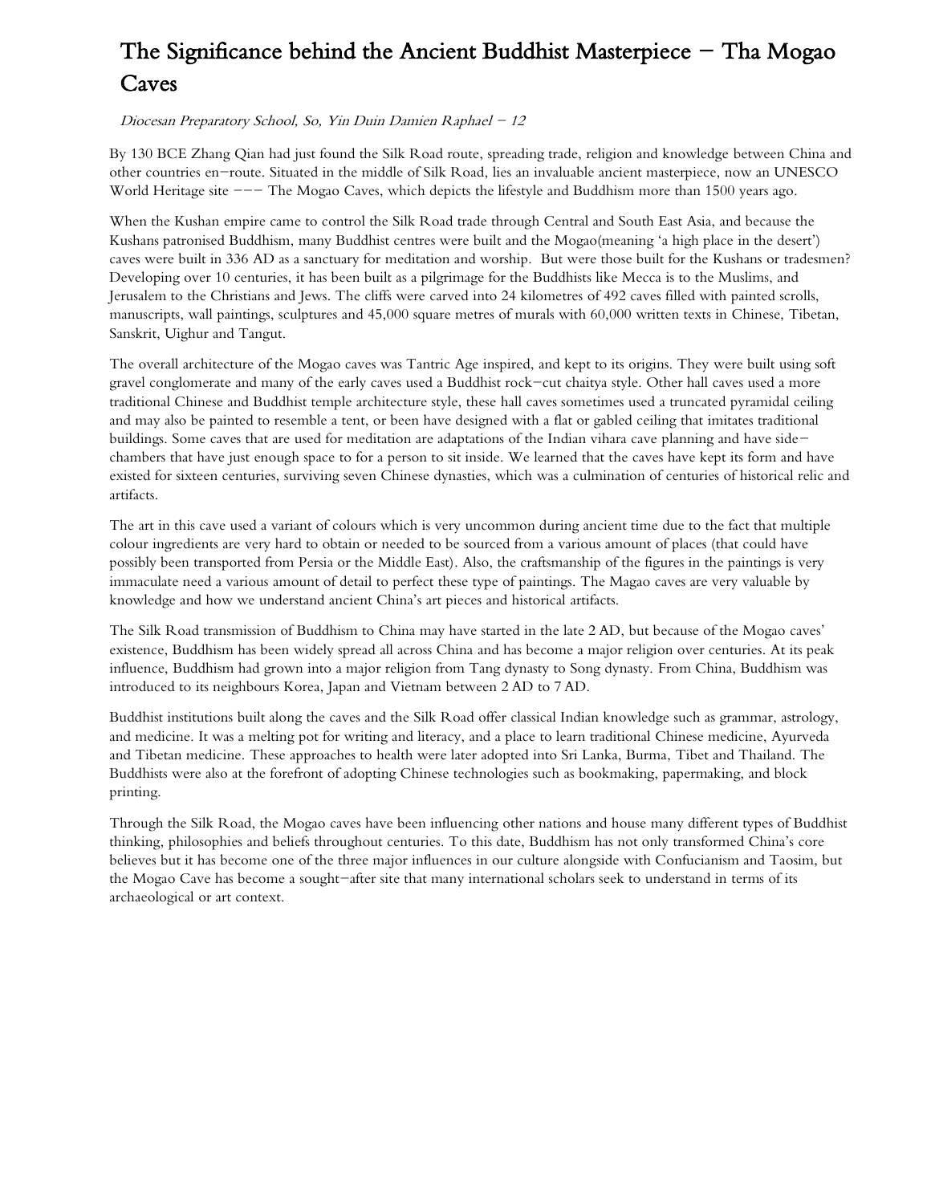# The Significance behind the Ancient Buddhist Masterpiece – Tha Mogao Caves

*Diocesan Preparatory School, So, Yin Duin Damien Raphael – 12*

By 130 BCE Zhang Qian had just found the Silk Road route, spreading trade, religion and knowledge between China and other countries en-route. Situated in the middle of Silk Road, lies an invaluable ancient masterpiece, now an UNESCO World Heritage site --- The Mogao Caves, which depicts the lifestyle and Buddhism more than 1500 years ago.

When the Kushan empire came to control the Silk Road trade through Central and South East Asia, and because the Kushans patronised Buddhism, many Buddhist centres were built and the Mogao(meaning 'a high place in the desert') caves were built in 336 AD as a sanctuary for meditation and worship. But were those built for the Kushans or tradesmen? Developing over 10 centuries, it has been built as a pilgrimage for the Buddhists like Mecca is to the Muslims, and Jerusalem to the Christians and Jews. The cliffs were carved into 24 kilometres of 492 caves filled with painted scrolls, manuscripts, wall paintings, sculptures and 45,000 square metres of murals with 60,000 written texts in Chinese, Tibetan, Sanskrit, Uighur and Tangut.

The overall architecture of the Mogao caves was Tantric Age inspired, and kept to its origins. They were built using soft gravel conglomerate and many of the early caves used a Buddhist rock-cut chaitya style. Other hall caves used a more traditional Chinese and Buddhist temple architecture style, these hall caves sometimes used a truncated pyramidal ceiling and may also be painted to resemble a tent, or been have designed with a flat or gabled ceiling that imitates traditional buildings. Some caves that are used for meditation are adaptations of the Indian vihara cave planning and have side-chambers that have just enough space to for a person to sit inside. We learned that the caves have kept its form and have existed for sixteen centuries, surviving seven Chinese dynasties, which was a culmination of centuries of historical relic and artifacts.

The art in this cave used a variant of colours which is very uncommon during ancient time due to the fact that multiple colour ingredients are very hard to obtain or needed to be sourced from a various amount of places (that could have possibly been transported from Persia or the Middle East). Also, the craftsmanship of the figures in the paintings is very immaculate need a various amount of detail to perfect these type of paintings. The Magao caves are very valuable by knowledge and how we understand ancient China's art pieces and historical artifacts.

The Silk Road transmission of Buddhism to China may have started in the late 2 AD, but because of the Mogao caves' existence, Buddhism has been widely spread all across China and has become a major religion over centuries. At its peak influence, Buddhism had grown into a major religion from Tang dynasty to Song dynasty. From China, Buddhism was introduced to its neighbours Korea, Japan and Vietnam between 2 AD to 7 AD.

Buddhist institutions built along the caves and the Silk Road offer classical Indian knowledge such as grammar, astrology, and medicine. It was a melting pot for writing and literacy, and a place to learn traditional Chinese medicine, Ayurveda and Tibetan medicine. These approaches to health were later adopted into Sri Lanka, Burma, Tibet and Thailand. The Buddhists were also at the forefront of adopting Chinese technologies such as bookmaking, papermaking, and block printing.

Through the Silk Road, the Mogao caves have been influencing other nations and house many different types of Buddhist thinking, philosophies and beliefs throughout centuries. To this date, Buddhism has not only transformed China's core believes but it has become one of the three major influences in our culture alongside with Confucianism and Taosim, but the Mogao Cave has become a sought-after site that many international scholars seek to understand in terms of its archaeological or art context.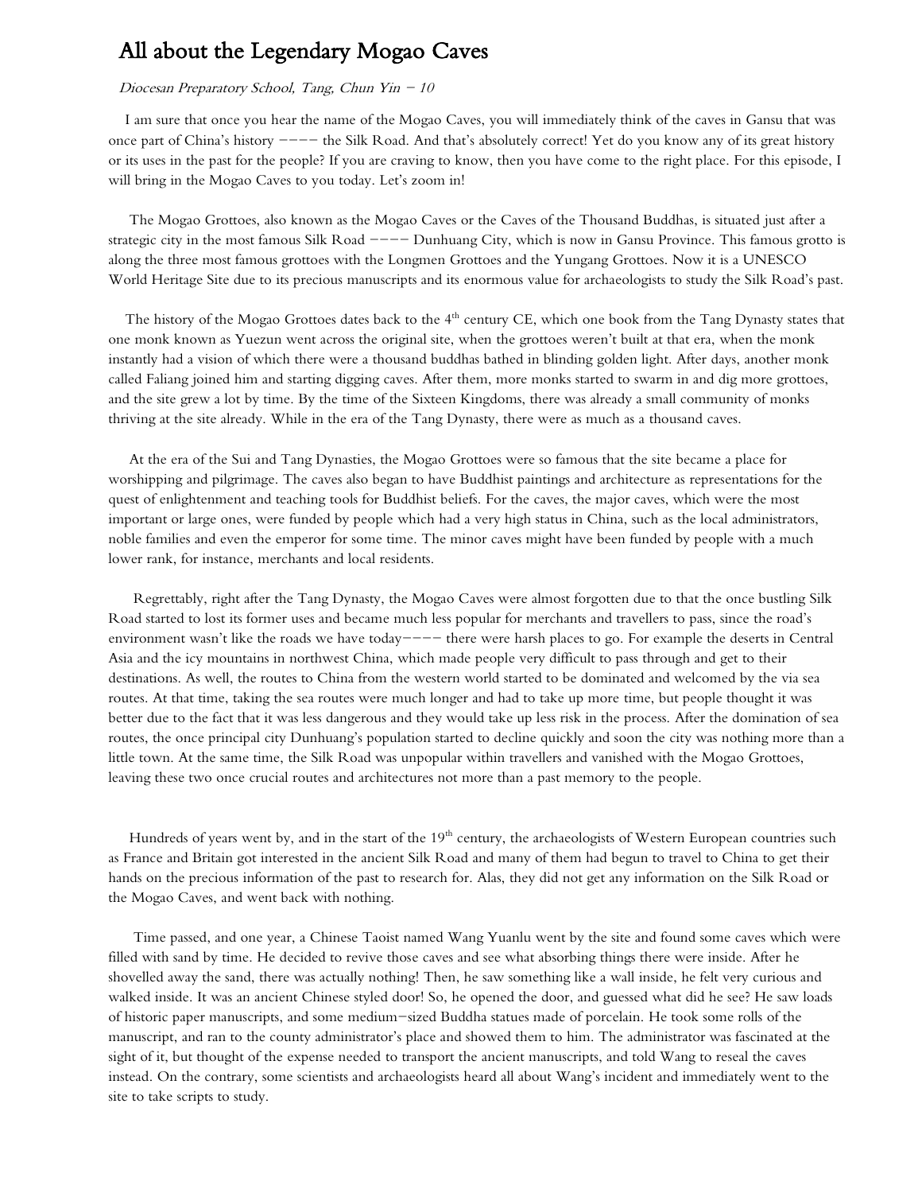# All about the Legendary Mogao Caves

*Diocesan Preparatory School, Tang, Chun Yin – 10*

I am sure that once you hear the name of the Mogao Caves, you will immediately think of the caves in Gansu that was once part of China's history ---- the Silk Road. And that's absolutely correct! Yet do you know any of its great history or its uses in the past for the people? If you are craving to know, then you have come to the right place. For this episode, I will bring in the Mogao Caves to you today. Let's zoom in!

The Mogao Grottoes, also known as the Mogao Caves or the Caves of the Thousand Buddhas, is situated just after a strategic city in the most famous Silk Road ---- Dunhuang City, which is now in Gansu Province. This famous grotto is along the three most famous grottoes with the Longmen Grottoes and the Yungang Grottoes. Now it is a UNESCO World Heritage Site due to its precious manuscripts and its enormous value for archaeologists to study the Silk Road's past.

The history of the Mogao Grottoes dates back to the 4th century CE, which one book from the Tang Dynasty states that one monk known as Yuezun went across the original site, when the grottoes weren't built at that era, when the monk instantly had a vision of which there were a thousand buddhas bathed in blinding golden light. After days, another monk called Faliang joined him and starting digging caves. After them, more monks started to swarm in and dig more grottoes, and the site grew a lot by time. By the time of the Sixteen Kingdoms, there was already a small community of monks thriving at the site already. While in the era of the Tang Dynasty, there were as much as a thousand caves.

At the era of the Sui and Tang Dynasties, the Mogao Grottoes were so famous that the site became a place for worshipping and pilgrimage. The caves also began to have Buddhist paintings and architecture as representations for the quest of enlightenment and teaching tools for Buddhist beliefs. For the caves, the major caves, which were the most important or large ones, were funded by people which had a very high status in China, such as the local administrators, noble families and even the emperor for some time. The minor caves might have been funded by people with a much lower rank, for instance, merchants and local residents.

Regrettably, right after the Tang Dynasty, the Mogao Caves were almost forgotten due to that the once bustling Silk Road started to lost its former uses and became much less popular for merchants and travellers to pass, since the road's environment wasn't like the roads we have today---- there were harsh places to go. For example the deserts in Central Asia and the icy mountains in northwest China, which made people very difficult to pass through and get to their destinations. As well, the routes to China from the western world started to be dominated and welcomed by the via sea routes. At that time, taking the sea routes were much longer and had to take up more time, but people thought it was better due to the fact that it was less dangerous and they would take up less risk in the process. After the domination of sea routes, the once principal city Dunhuang's population started to decline quickly and soon the city was nothing more than a little town. At the same time, the Silk Road was unpopular within travellers and vanished with the Mogao Grottoes, leaving these two once crucial routes and architectures not more than a past memory to the people.

Hundreds of years went by, and in the start of the 19th century, the archaeologists of Western European countries such as France and Britain got interested in the ancient Silk Road and many of them had begun to travel to China to get their hands on the precious information of the past to research for. Alas, they did not get any information on the Silk Road or the Mogao Caves, and went back with nothing.

Time passed, and one year, a Chinese Taoist named Wang Yuanlu went by the site and found some caves which were filled with sand by time. He decided to revive those caves and see what absorbing things there were inside. After he shovelled away the sand, there was actually nothing! Then, he saw something like a wall inside, he felt very curious and walked inside. It was an ancient Chinese styled door! So, he opened the door, and guessed what did he see? He saw loads of historic paper manuscripts, and some medium-sized Buddha statues made of porcelain. He took some rolls of the manuscript, and ran to the county administrator's place and showed them to him. The administrator was fascinated at the sight of it, but thought of the expense needed to transport the ancient manuscripts, and told Wang to reseal the caves instead. On the contrary, some scientists and archaeologists heard all about Wang's incident and immediately went to the site to take scripts to study.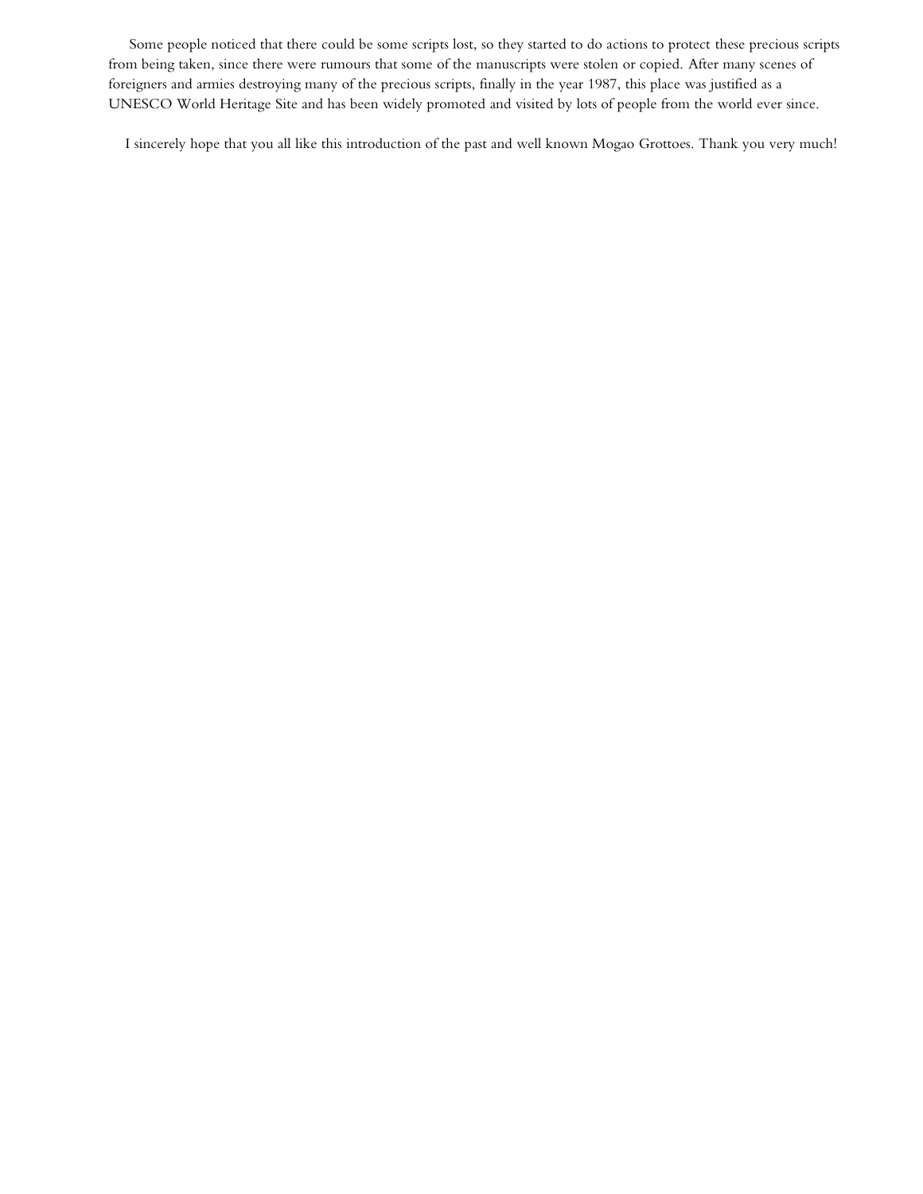Some people noticed that there could be some scripts lost, so they started to do actions to protect these precious scripts from being taken, since there were rumours that some of the manuscripts were stolen or copied. After many scenes of foreigners and armies destroying many of the precious scripts, finally in the year 1987, this place was justified as a UNESCO World Heritage Site and has been widely promoted and visited by lots of people from the world ever since.

I sincerely hope that you all like this introduction of the past and well known Mogao Grottoes. Thank you very much!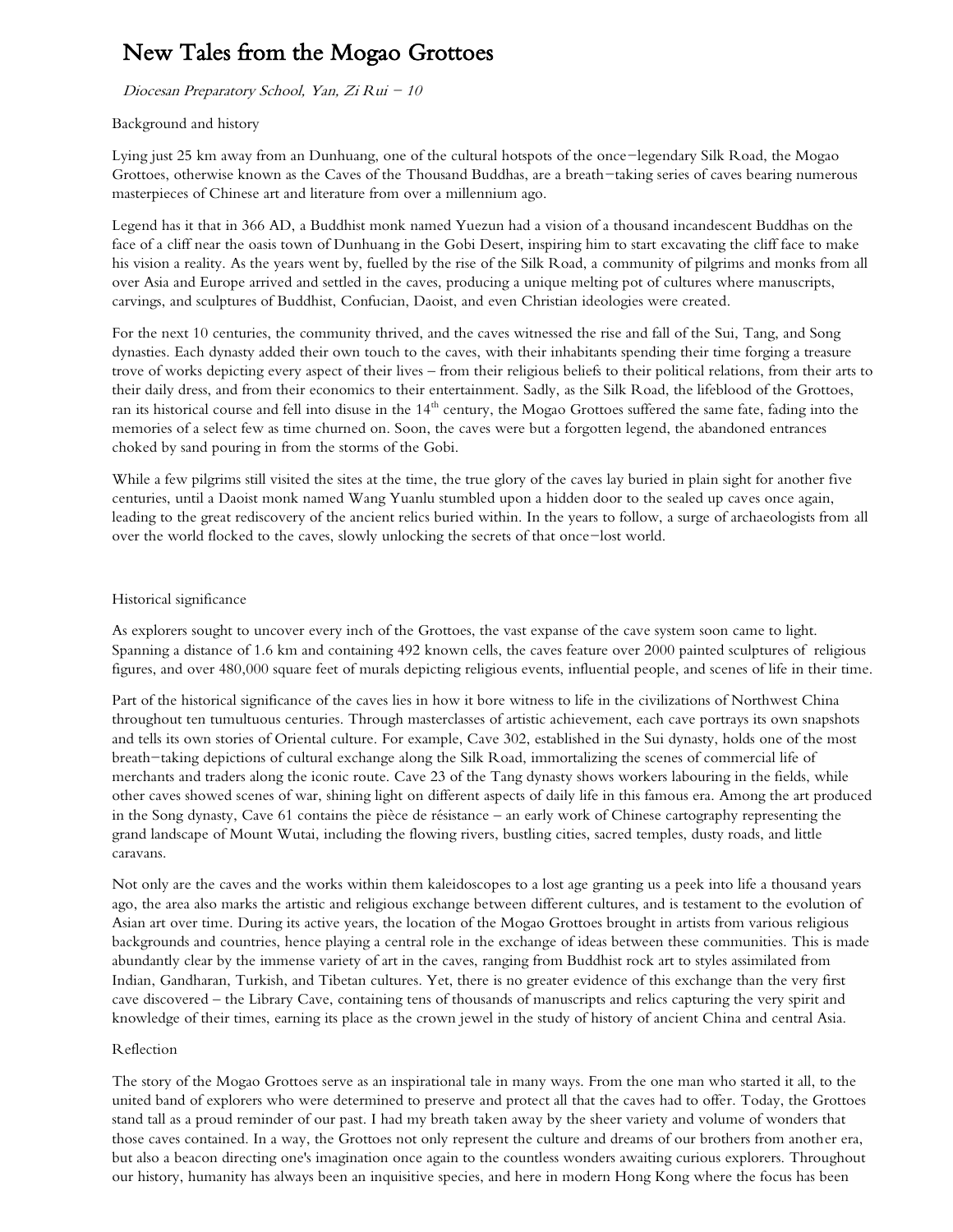# New Tales from the Mogao Grottoes

*Diocesan Preparatory School, Yan, Zi Rui – 10*

Background and history

Lying just 25 km away from an Dunhuang, one of the cultural hotspots of the once-legendary Silk Road, the Mogao Grottoes, otherwise known as the Caves of the Thousand Buddhas, are a breath-taking series of caves bearing numerous masterpieces of Chinese art and literature from over a millennium ago.

Legend has it that in 366 AD, a Buddhist monk named Yuezun had a vision of a thousand incandescent Buddhas on the face of a cliff near the oasis town of Dunhuang in the Gobi Desert, inspiring him to start excavating the cliff face to make his vision a reality. As the years went by, fuelled by the rise of the Silk Road, a community of pilgrims and monks from all over Asia and Europe arrived and settled in the caves, producing a unique melting pot of cultures where manuscripts, carvings, and sculptures of Buddhist, Confucian, Daoist, and even Christian ideologies were created.

For the next 10 centuries, the community thrived, and the caves witnessed the rise and fall of the Sui, Tang, and Song dynasties. Each dynasty added their own touch to the caves, with their inhabitants spending their time forging a treasure trove of works depicting every aspect of their lives – from their religious beliefs to their political relations, from their arts to their daily dress, and from their economics to their entertainment. Sadly, as the Silk Road, the lifeblood of the Grottoes, ran its historical course and fell into disuse in the 14th century, the Mogao Grottoes suffered the same fate, fading into the memories of a select few as time churned on. Soon, the caves were but a forgotten legend, the abandoned entrances choked by sand pouring in from the storms of the Gobi.

While a few pilgrims still visited the sites at the time, the true glory of the caves lay buried in plain sight for another five centuries, until a Daoist monk named Wang Yuanlu stumbled upon a hidden door to the sealed up caves once again, leading to the great rediscovery of the ancient relics buried within. In the years to follow, a surge of archaeologists from all over the world flocked to the caves, slowly unlocking the secrets of that once-lost world.

Historical significance

As explorers sought to uncover every inch of the Grottoes, the vast expanse of the cave system soon came to light. Spanning a distance of 1.6 km and containing 492 known cells, the caves feature over 2000 painted sculptures of religious figures, and over 480,000 square feet of murals depicting religious events, influential people, and scenes of life in their time.

Part of the historical significance of the caves lies in how it bore witness to life in the civilizations of Northwest China throughout ten tumultuous centuries. Through masterclasses of artistic achievement, each cave portrays its own snapshots and tells its own stories of Oriental culture. For example, Cave 302, established in the Sui dynasty, holds one of the most breath-taking depictions of cultural exchange along the Silk Road, immortalizing the scenes of commercial life of merchants and traders along the iconic route. Cave 23 of the Tang dynasty shows workers labouring in the fields, while other caves showed scenes of war, shining light on different aspects of daily life in this famous era. Among the art produced in the Song dynasty, Cave 61 contains the pièce de résistance – an early work of Chinese cartography representing the grand landscape of Mount Wutai, including the flowing rivers, bustling cities, sacred temples, dusty roads, and little caravans.

Not only are the caves and the works within them kaleidoscopes to a lost age granting us a peek into life a thousand years ago, the area also marks the artistic and religious exchange between different cultures, and is testament to the evolution of Asian art over time. During its active years, the location of the Mogao Grottoes brought in artists from various religious backgrounds and countries, hence playing a central role in the exchange of ideas between these communities. This is made abundantly clear by the immense variety of art in the caves, ranging from Buddhist rock art to styles assimilated from Indian, Gandharan, Turkish, and Tibetan cultures. Yet, there is no greater evidence of this exchange than the very first cave discovered – the Library Cave, containing tens of thousands of manuscripts and relics capturing the very spirit and knowledge of their times, earning its place as the crown jewel in the study of history of ancient China and central Asia.

Reflection

The story of the Mogao Grottoes serve as an inspirational tale in many ways. From the one man who started it all, to the united band of explorers who were determined to preserve and protect all that the caves had to offer. Today, the Grottoes stand tall as a proud reminder of our past. I had my breath taken away by the sheer variety and volume of wonders that those caves contained. In a way, the Grottoes not only represent the culture and dreams of our brothers from another era, but also a beacon directing one's imagination once again to the countless wonders awaiting curious explorers. Throughout our history, humanity has always been an inquisitive species, and here in modern Hong Kong where the focus has been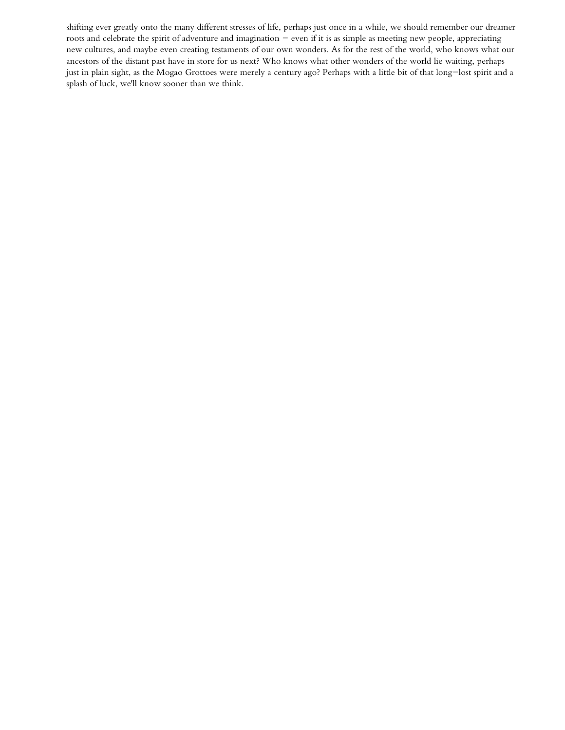shifting ever greatly onto the many different stresses of life, perhaps just once in a while, we should remember our dreamer roots and celebrate the spirit of adventure and imagination – even if it is as simple as meeting new people, appreciating new cultures, and maybe even creating testaments of our own wonders. As for the rest of the world, who knows what our ancestors of the distant past have in store for us next? Who knows what other wonders of the world lie waiting, perhaps just in plain sight, as the Mogao Grottoes were merely a century ago? Perhaps with a little bit of that long–lost spirit and a splash of luck, we'll know sooner than we think.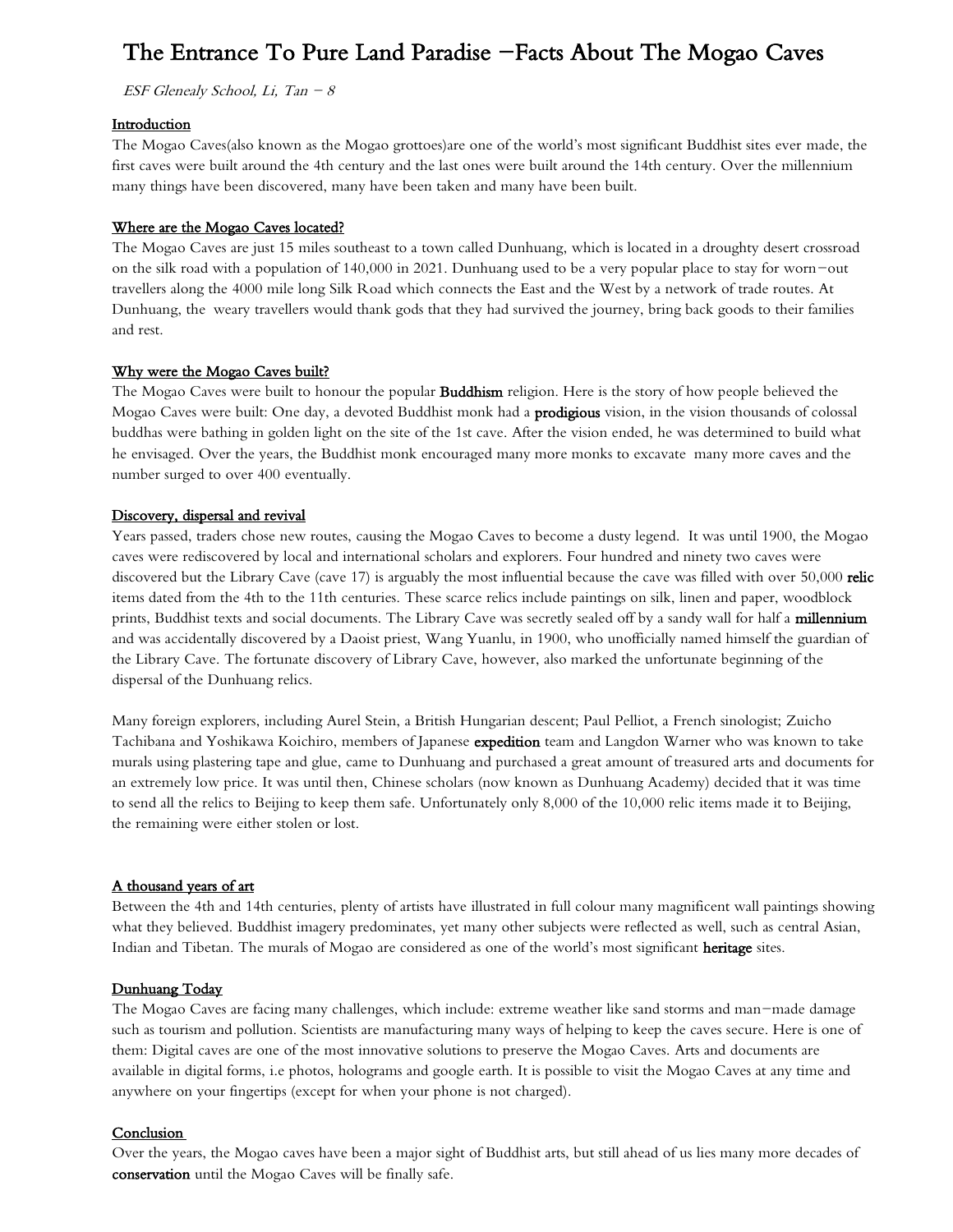# The Entrance To Pure Land Paradise –Facts About The Mogao Caves

*ESF Glenealy School, Li, Tan – 8*

## Introduction

The Mogao Caves(also known as the Mogao grottoes)are one of the world's most significant Buddhist sites ever made, the first caves were built around the 4th century and the last ones were built around the 14th century. Over the millennium many things have been discovered, many have been taken and many have been built.

## Where are the Mogao Caves located?

The Mogao Caves are just 15 miles southeast to a town called Dunhuang, which is located in a droughty desert crossroad on the silk road with a population of 140,000 in 2021. Dunhuang used to be a very popular place to stay for worn–out travellers along the 4000 mile long Silk Road which connects the East and the West by a network of trade routes. At Dunhuang, the weary travellers would thank gods that they had survived the journey, bring back goods to their families and rest.

## Why were the Mogao Caves built?

The Mogao Caves were built to honour the popular **Buddhism** religion. Here is the story of how people believed the Mogao Caves were built: One day, a devoted Buddhist monk had a **prodigious** vision, in the vision thousands of colossal buddhas were bathing in golden light on the site of the 1st cave. After the vision ended, he was determined to build what he envisaged. Over the years, the Buddhist monk encouraged many more monks to excavate many more caves and the number surged to over 400 eventually.

## Discovery, dispersal and revival

Years passed, traders chose new routes, causing the Mogao Caves to become a dusty legend. It was until 1900, the Mogao caves were rediscovered by local and international scholars and explorers. Four hundred and ninety two caves were discovered but the Library Cave (cave 17) is arguably the most influential because the cave was filled with over 50,000 **relic** items dated from the 4th to the 11th centuries. These scarce relics include paintings on silk, linen and paper, woodblock prints, Buddhist texts and social documents. The Library Cave was secretly sealed off by a sandy wall for half a **millennium** and was accidentally discovered by a Daoist priest, Wang Yuanlu, in 1900, who unofficially named himself the guardian of the Library Cave. The fortunate discovery of Library Cave, however, also marked the unfortunate beginning of the dispersal of the Dunhuang relics.

Many foreign explorers, including Aurel Stein, a British Hungarian descent; Paul Pelliot, a French sinologist; Zuicho Tachibana and Yoshikawa Koichiro, members of Japanese **expedition** team and Langdon Warner who was known to take murals using plastering tape and glue, came to Dunhuang and purchased a great amount of treasured arts and documents for an extremely low price. It was until then, Chinese scholars (now known as Dunhuang Academy) decided that it was time to send all the relics to Beijing to keep them safe. Unfortunately only 8,000 of the 10,000 relic items made it to Beijing, the remaining were either stolen or lost.

## A thousand years of art

Between the 4th and 14th centuries, plenty of artists have illustrated in full colour many magnificent wall paintings showing what they believed. Buddhist imagery predominates, yet many other subjects were reflected as well, such as central Asian, Indian and Tibetan. The murals of Mogao are considered as one of the world's most significant **heritage** sites.

## Dunhuang Today

The Mogao Caves are facing many challenges, which include: extreme weather like sand storms and man–made damage such as tourism and pollution. Scientists are manufacturing many ways of helping to keep the caves secure. Here is one of them: Digital caves are one of the most innovative solutions to preserve the Mogao Caves. Arts and documents are available in digital forms, i.e photos, holograms and google earth. It is possible to visit the Mogao Caves at any time and anywhere on your fingertips (except for when your phone is not charged).

## Conclusion

Over the years, the Mogao caves have been a major sight of Buddhist arts, but still ahead of us lies many more decades of **conservation** until the Mogao Caves will be finally safe.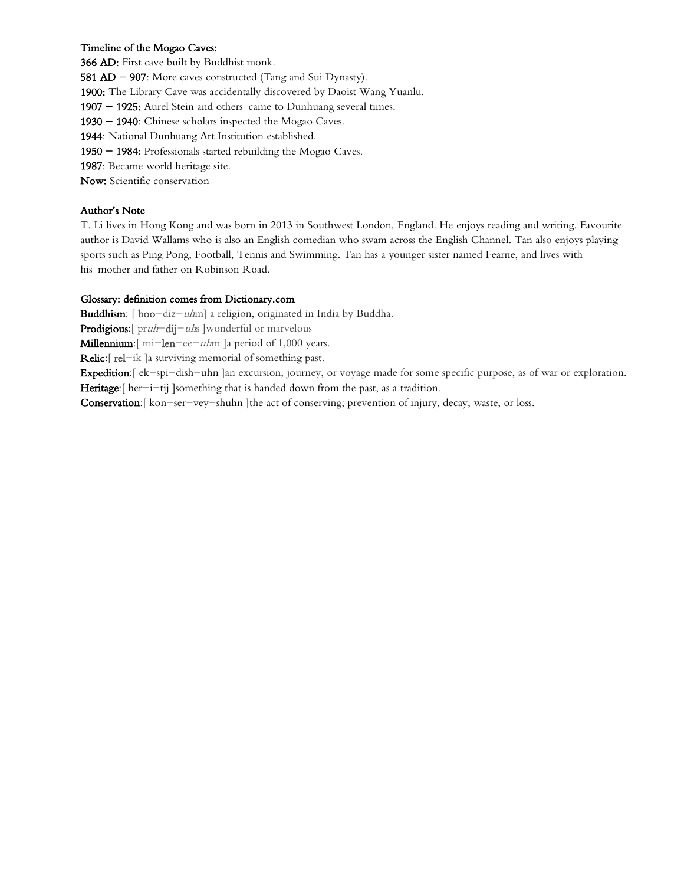**Timeline of the Mogao Caves:**

**366 AD:** First cave built by Buddhist monk.
**581 AD – 907**: More caves constructed (Tang and Sui Dynasty).
**1900:** The Library Cave was accidentally discovered by Daoist Wang Yuanlu.
**1907 – 1925:** Aurel Stein and others came to Dunhuang several times.
**1930 – 1940**: Chinese scholars inspected the Mogao Caves.
**1944**: National Dunhuang Art Institution established.
**1950 – 1984:** Professionals started rebuilding the Mogao Caves.
**1987**: Became world heritage site.
**Now:** Scientific conservation

**Author's Note**

T. Li lives in Hong Kong and was born in 2013 in Southwest London, England. He enjoys reading and writing. Favourite author is David Wallams who is also an English comedian who swam across the English Channel. Tan also enjoys playing sports such as Ping Pong, Football, Tennis and Swimming. Tan has a younger sister named Fearne, and lives with his mother and father on Robinson Road.

**Glossary: definition comes from Dictionary.com**

**Buddhism**: [ **boo**–diz–*uh*m] a religion, originated in India by Buddha.
**Prodigious**:[ pr*uh*–**dij**–*uh*s ]wonderful or marvelous
**Millennium**:[ mi–**len**–ee–*uh*m ]a period of 1,000 years.
**Relic**:[ **rel**–ik ]a surviving memorial of something past.
**Expedition**:[ ek–spi–dish–uhn ]an excursion, journey, or voyage made for some specific purpose, as of war or exploration.
**Heritage**:[ her–i–tij ]something that is handed down from the past, as a tradition.
**Conservation**:[ kon–ser–vey–shuhn ]the act of conserving; prevention of injury, decay, waste, or loss.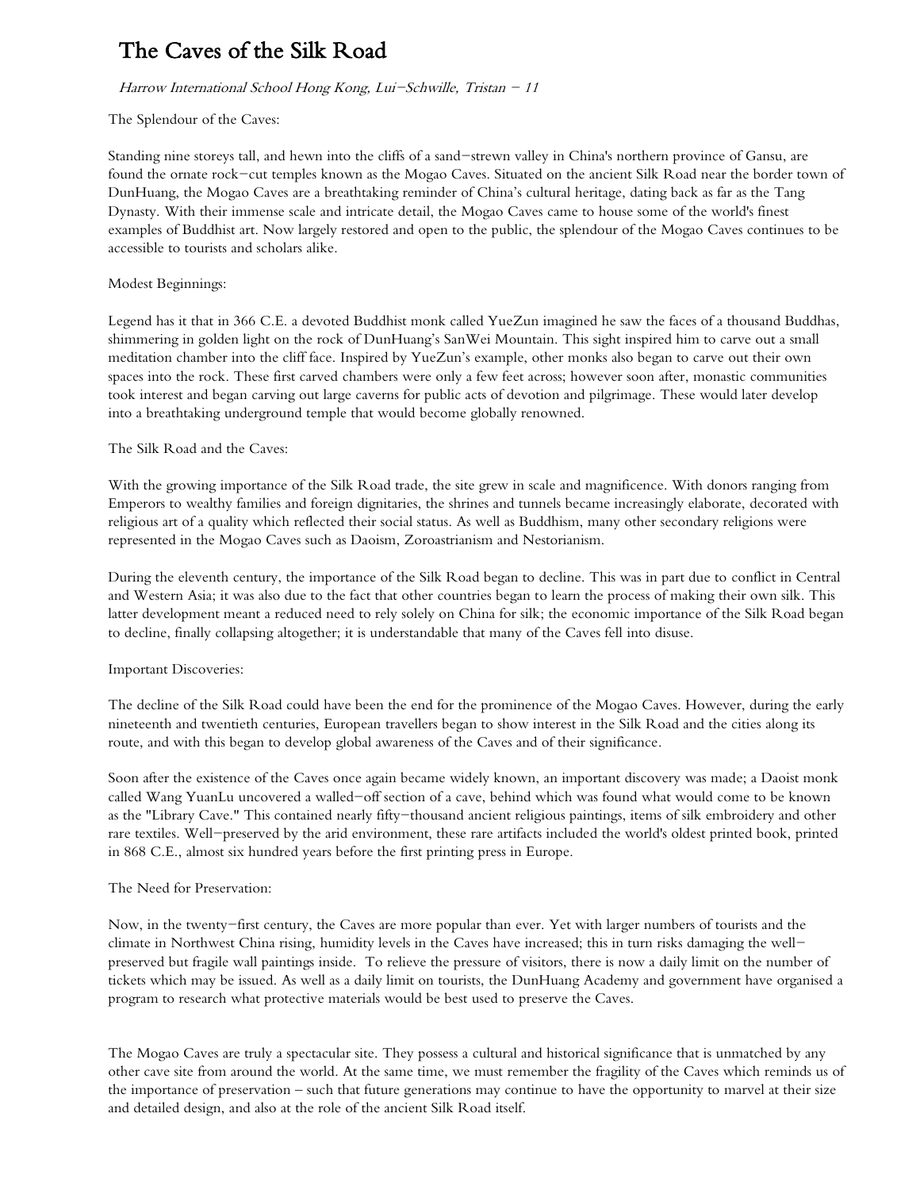# The Caves of the Silk Road

*Harrow International School Hong Kong, Lui-Schwille, Tristan – 11*

The Splendour of the Caves:

Standing nine storeys tall, and hewn into the cliffs of a sand-strewn valley in China's northern province of Gansu, are found the ornate rock-cut temples known as the Mogao Caves. Situated on the ancient Silk Road near the border town of DunHuang, the Mogao Caves are a breathtaking reminder of China's cultural heritage, dating back as far as the Tang Dynasty. With their immense scale and intricate detail, the Mogao Caves came to house some of the world's finest examples of Buddhist art. Now largely restored and open to the public, the splendour of the Mogao Caves continues to be accessible to tourists and scholars alike.

Modest Beginnings:

Legend has it that in 366 C.E. a devoted Buddhist monk called YueZun imagined he saw the faces of a thousand Buddhas, shimmering in golden light on the rock of DunHuang's SanWei Mountain. This sight inspired him to carve out a small meditation chamber into the cliff face. Inspired by YueZun's example, other monks also began to carve out their own spaces into the rock. These first carved chambers were only a few feet across; however soon after, monastic communities took interest and began carving out large caverns for public acts of devotion and pilgrimage. These would later develop into a breathtaking underground temple that would become globally renowned.

The Silk Road and the Caves:

With the growing importance of the Silk Road trade, the site grew in scale and magnificence. With donors ranging from Emperors to wealthy families and foreign dignitaries, the shrines and tunnels became increasingly elaborate, decorated with religious art of a quality which reflected their social status. As well as Buddhism, many other secondary religions were represented in the Mogao Caves such as Daoism, Zoroastrianism and Nestorianism.

During the eleventh century, the importance of the Silk Road began to decline. This was in part due to conflict in Central and Western Asia; it was also due to the fact that other countries began to learn the process of making their own silk. This latter development meant a reduced need to rely solely on China for silk; the economic importance of the Silk Road began to decline, finally collapsing altogether; it is understandable that many of the Caves fell into disuse.

Important Discoveries:

The decline of the Silk Road could have been the end for the prominence of the Mogao Caves. However, during the early nineteenth and twentieth centuries, European travellers began to show interest in the Silk Road and the cities along its route, and with this began to develop global awareness of the Caves and of their significance.

Soon after the existence of the Caves once again became widely known, an important discovery was made; a Daoist monk called Wang YuanLu uncovered a walled-off section of a cave, behind which was found what would come to be known as the "Library Cave." This contained nearly fifty-thousand ancient religious paintings, items of silk embroidery and other rare textiles. Well-preserved by the arid environment, these rare artifacts included the world's oldest printed book, printed in 868 C.E., almost six hundred years before the first printing press in Europe.

The Need for Preservation:

Now, in the twenty-first century, the Caves are more popular than ever. Yet with larger numbers of tourists and the climate in Northwest China rising, humidity levels in the Caves have increased; this in turn risks damaging the well-preserved but fragile wall paintings inside. To relieve the pressure of visitors, there is now a daily limit on the number of tickets which may be issued. As well as a daily limit on tourists, the DunHuang Academy and government have organised a program to research what protective materials would be best used to preserve the Caves.

The Mogao Caves are truly a spectacular site. They possess a cultural and historical significance that is unmatched by any other cave site from around the world. At the same time, we must remember the fragility of the Caves which reminds us of the importance of preservation – such that future generations may continue to have the opportunity to marvel at their size and detailed design, and also at the role of the ancient Silk Road itself.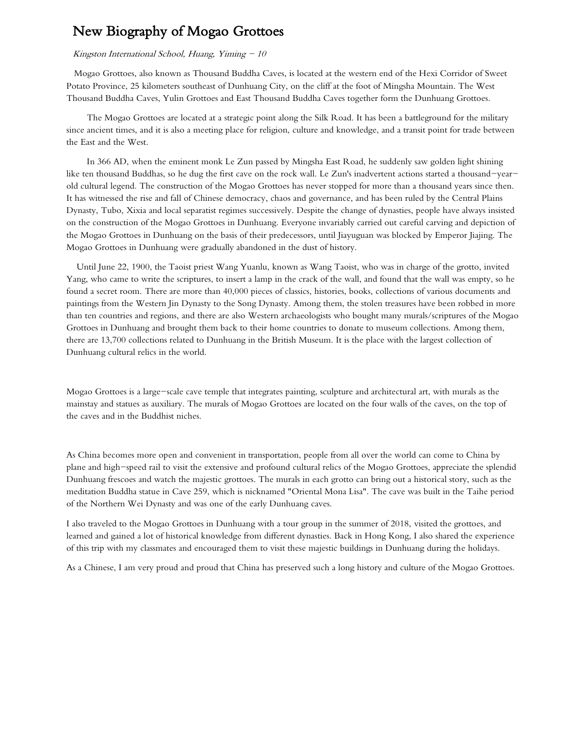# New Biography of Mogao Grottoes

*Kingston International School, Huang, Yiming – 10*

Mogao Grottoes, also known as Thousand Buddha Caves, is located at the western end of the Hexi Corridor of Sweet Potato Province, 25 kilometers southeast of Dunhuang City, on the cliff at the foot of Mingsha Mountain. The West Thousand Buddha Caves, Yulin Grottoes and East Thousand Buddha Caves together form the Dunhuang Grottoes.

The Mogao Grottoes are located at a strategic point along the Silk Road. It has been a battleground for the military since ancient times, and it is also a meeting place for religion, culture and knowledge, and a transit point for trade between the East and the West.

In 366 AD, when the eminent monk Le Zun passed by Mingsha East Road, he suddenly saw golden light shining like ten thousand Buddhas, so he dug the first cave on the rock wall. Le Zun's inadvertent actions started a thousand–year–old cultural legend. The construction of the Mogao Grottoes has never stopped for more than a thousand years since then. It has witnessed the rise and fall of Chinese democracy, chaos and governance, and has been ruled by the Central Plains Dynasty, Tubo, Xixia and local separatist regimes successively. Despite the change of dynasties, people have always insisted on the construction of the Mogao Grottoes in Dunhuang. Everyone invariably carried out careful carving and depiction of the Mogao Grottoes in Dunhuang on the basis of their predecessors, until Jiayuguan was blocked by Emperor Jiajing. The Mogao Grottoes in Dunhuang were gradually abandoned in the dust of history.

Until June 22, 1900, the Taoist priest Wang Yuanlu, known as Wang Taoist, who was in charge of the grotto, invited Yang, who came to write the scriptures, to insert a lamp in the crack of the wall, and found that the wall was empty, so he found a secret room. There are more than 40,000 pieces of classics, histories, books, collections of various documents and paintings from the Western Jin Dynasty to the Song Dynasty. Among them, the stolen treasures have been robbed in more than ten countries and regions, and there are also Western archaeologists who bought many murals/scriptures of the Mogao Grottoes in Dunhuang and brought them back to their home countries to donate to museum collections. Among them, there are 13,700 collections related to Dunhuang in the British Museum. It is the place with the largest collection of Dunhuang cultural relics in the world.

Mogao Grottoes is a large–scale cave temple that integrates painting, sculpture and architectural art, with murals as the mainstay and statues as auxiliary. The murals of Mogao Grottoes are located on the four walls of the caves, on the top of the caves and in the Buddhist niches.

As China becomes more open and convenient in transportation, people from all over the world can come to China by plane and high–speed rail to visit the extensive and profound cultural relics of the Mogao Grottoes, appreciate the splendid Dunhuang frescoes and watch the majestic grottoes. The murals in each grotto can bring out a historical story, such as the meditation Buddha statue in Cave 259, which is nicknamed "Oriental Mona Lisa". The cave was built in the Taihe period of the Northern Wei Dynasty and was one of the early Dunhuang caves.

I also traveled to the Mogao Grottoes in Dunhuang with a tour group in the summer of 2018, visited the grottoes, and learned and gained a lot of historical knowledge from different dynasties. Back in Hong Kong, I also shared the experience of this trip with my classmates and encouraged them to visit these majestic buildings in Dunhuang during the holidays.

As a Chinese, I am very proud and proud that China has preserved such a long history and culture of the Mogao Grottoes.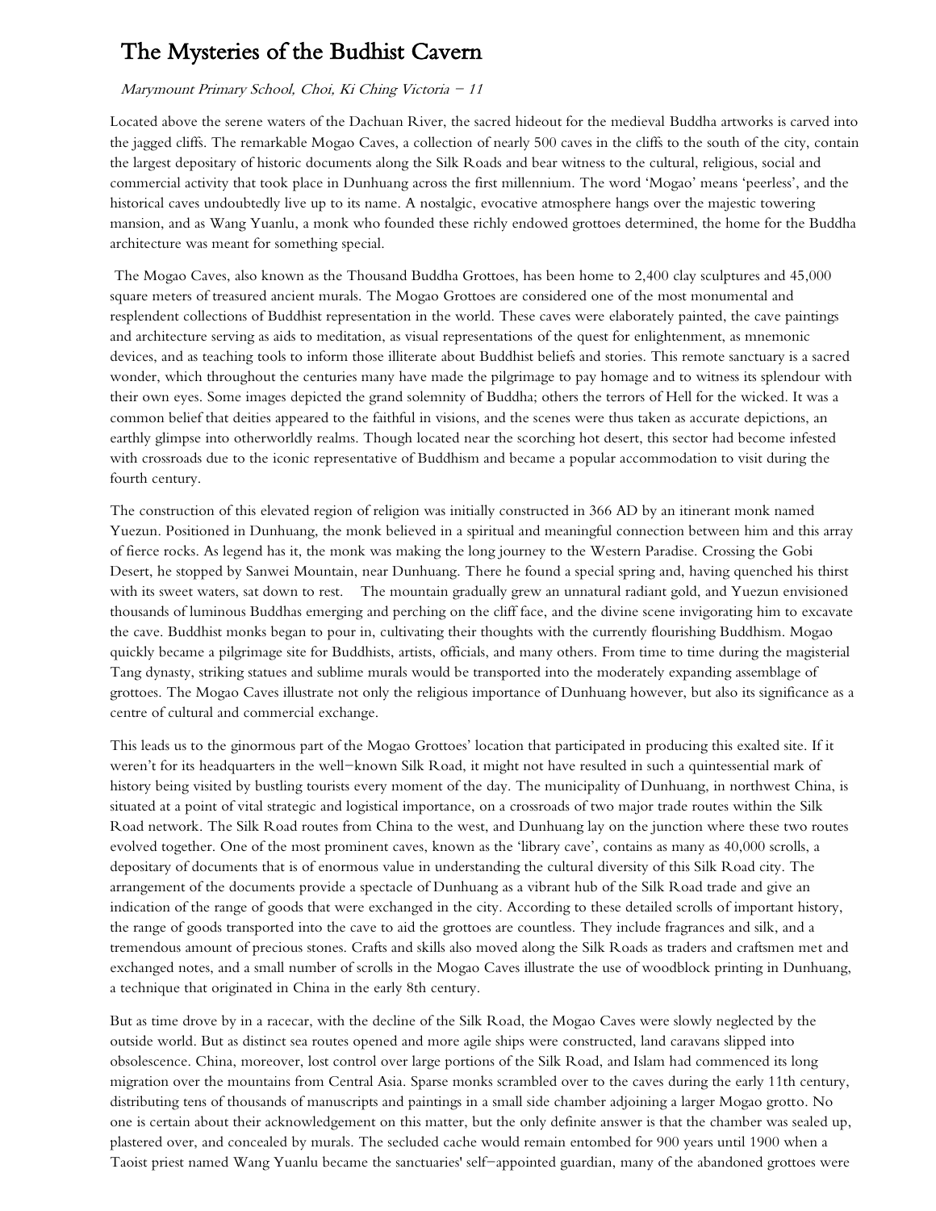# The Mysteries of the Budhist Cavern

*Marymount Primary School, Choi, Ki Ching Victoria – 11*

Located above the serene waters of the Dachuan River, the sacred hideout for the medieval Buddha artworks is carved into the jagged cliffs. The remarkable Mogao Caves, a collection of nearly 500 caves in the cliffs to the south of the city, contain the largest depositary of historic documents along the Silk Roads and bear witness to the cultural, religious, social and commercial activity that took place in Dunhuang across the first millennium. The word 'Mogao' means 'peerless', and the historical caves undoubtedly live up to its name. A nostalgic, evocative atmosphere hangs over the majestic towering mansion, and as Wang Yuanlu, a monk who founded these richly endowed grottoes determined, the home for the Buddha architecture was meant for something special.

The Mogao Caves, also known as the Thousand Buddha Grottoes, has been home to 2,400 clay sculptures and 45,000 square meters of treasured ancient murals. The Mogao Grottoes are considered one of the most monumental and resplendent collections of Buddhist representation in the world. These caves were elaborately painted, the cave paintings and architecture serving as aids to meditation, as visual representations of the quest for enlightenment, as mnemonic devices, and as teaching tools to inform those illiterate about Buddhist beliefs and stories. This remote sanctuary is a sacred wonder, which throughout the centuries many have made the pilgrimage to pay homage and to witness its splendour with their own eyes. Some images depicted the grand solemnity of Buddha; others the terrors of Hell for the wicked. It was a common belief that deities appeared to the faithful in visions, and the scenes were thus taken as accurate depictions, an earthly glimpse into otherworldly realms. Though located near the scorching hot desert, this sector had become infested with crossroads due to the iconic representative of Buddhism and became a popular accommodation to visit during the fourth century.

The construction of this elevated region of religion was initially constructed in 366 AD by an itinerant monk named Yuezun. Positioned in Dunhuang, the monk believed in a spiritual and meaningful connection between him and this array of fierce rocks. As legend has it, the monk was making the long journey to the Western Paradise. Crossing the Gobi Desert, he stopped by Sanwei Mountain, near Dunhuang. There he found a special spring and, having quenched his thirst with its sweet waters, sat down to rest. The mountain gradually grew an unnatural radiant gold, and Yuezun envisioned thousands of luminous Buddhas emerging and perching on the cliff face, and the divine scene invigorating him to excavate the cave. Buddhist monks began to pour in, cultivating their thoughts with the currently flourishing Buddhism. Mogao quickly became a pilgrimage site for Buddhists, artists, officials, and many others. From time to time during the magisterial Tang dynasty, striking statues and sublime murals would be transported into the moderately expanding assemblage of grottoes. The Mogao Caves illustrate not only the religious importance of Dunhuang however, but also its significance as a centre of cultural and commercial exchange.

This leads us to the ginormous part of the Mogao Grottoes' location that participated in producing this exalted site. If it weren't for its headquarters in the well-known Silk Road, it might not have resulted in such a quintessential mark of history being visited by bustling tourists every moment of the day. The municipality of Dunhuang, in northwest China, is situated at a point of vital strategic and logistical importance, on a crossroads of two major trade routes within the Silk Road network. The Silk Road routes from China to the west, and Dunhuang lay on the junction where these two routes evolved together. One of the most prominent caves, known as the 'library cave', contains as many as 40,000 scrolls, a depositary of documents that is of enormous value in understanding the cultural diversity of this Silk Road city. The arrangement of the documents provide a spectacle of Dunhuang as a vibrant hub of the Silk Road trade and give an indication of the range of goods that were exchanged in the city. According to these detailed scrolls of important history, the range of goods transported into the cave to aid the grottoes are countless. They include fragrances and silk, and a tremendous amount of precious stones. Crafts and skills also moved along the Silk Roads as traders and craftsmen met and exchanged notes, and a small number of scrolls in the Mogao Caves illustrate the use of woodblock printing in Dunhuang, a technique that originated in China in the early 8th century.

But as time drove by in a racecar, with the decline of the Silk Road, the Mogao Caves were slowly neglected by the outside world. But as distinct sea routes opened and more agile ships were constructed, land caravans slipped into obsolescence. China, moreover, lost control over large portions of the Silk Road, and Islam had commenced its long migration over the mountains from Central Asia. Sparse monks scrambled over to the caves during the early 11th century, distributing tens of thousands of manuscripts and paintings in a small side chamber adjoining a larger Mogao grotto. No one is certain about their acknowledgement on this matter, but the only definite answer is that the chamber was sealed up, plastered over, and concealed by murals. The secluded cache would remain entombed for 900 years until 1900 when a Taoist priest named Wang Yuanlu became the sanctuaries' self-appointed guardian, many of the abandoned grottoes were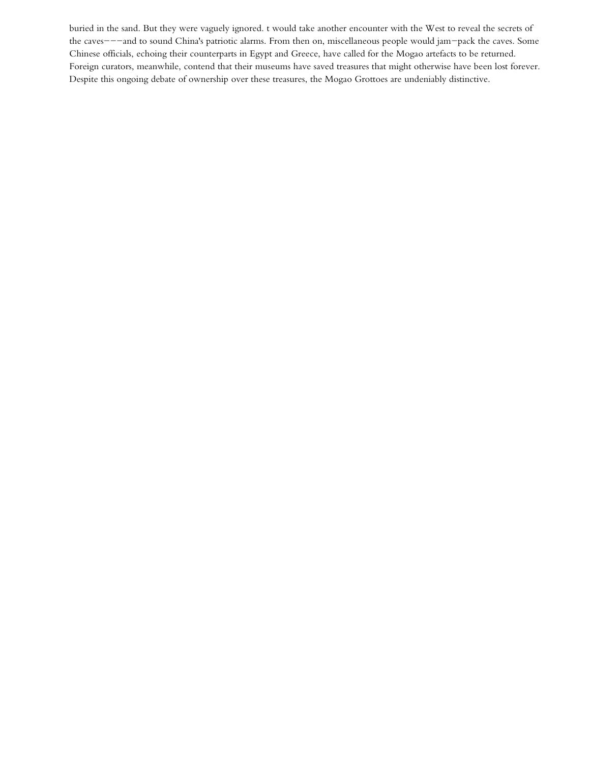buried in the sand. But they were vaguely ignored. t would take another encounter with the West to reveal the secrets of the caves−−−and to sound China's patriotic alarms. From then on, miscellaneous people would jam−pack the caves. Some Chinese officials, echoing their counterparts in Egypt and Greece, have called for the Mogao artefacts to be returned. Foreign curators, meanwhile, contend that their museums have saved treasures that might otherwise have been lost forever. Despite this ongoing debate of ownership over these treasures, the Mogao Grottoes are undeniably distinctive.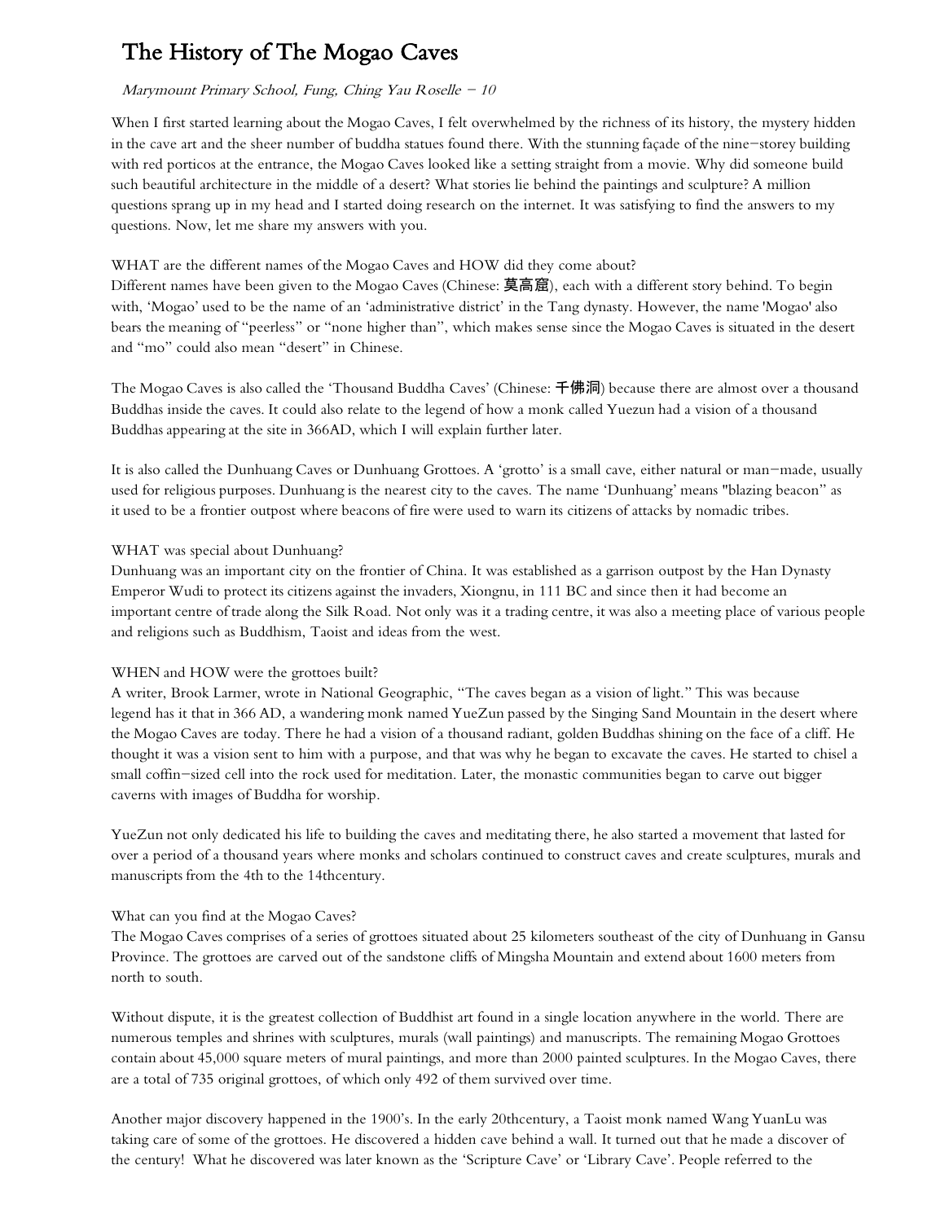# The History of The Mogao Caves

*Marymount Primary School, Fung, Ching Yau Roselle – 10*

When I first started learning about the Mogao Caves, I felt overwhelmed by the richness of its history, the mystery hidden in the cave art and the sheer number of buddha statues found there. With the stunning façade of the nine–storey building with red porticos at the entrance, the Mogao Caves looked like a setting straight from a movie. Why did someone build such beautiful architecture in the middle of a desert? What stories lie behind the paintings and sculpture? A million questions sprang up in my head and I started doing research on the internet. It was satisfying to find the answers to my questions. Now, let me share my answers with you.

WHAT are the different names of the Mogao Caves and HOW did they come about?
Different names have been given to the Mogao Caves (Chinese: **莫高窟**), each with a different story behind. To begin with, 'Mogao' used to be the name of an 'administrative district' in the Tang dynasty. However, the name 'Mogao' also bears the meaning of "peerless" or "none higher than", which makes sense since the Mogao Caves is situated in the desert and "mo" could also mean "desert" in Chinese.

The Mogao Caves is also called the 'Thousand Buddha Caves' (Chinese: **千佛洞**) because there are almost over a thousand Buddhas inside the caves. It could also relate to the legend of how a monk called Yuezun had a vision of a thousand Buddhas appearing at the site in 366AD, which I will explain further later.

It is also called the Dunhuang Caves or Dunhuang Grottoes. A 'grotto' is a small cave, either natural or man–made, usually used for religious purposes. Dunhuang is the nearest city to the caves. The name 'Dunhuang' means "blazing beacon" as it used to be a frontier outpost where beacons of fire were used to warn its citizens of attacks by nomadic tribes.

WHAT was special about Dunhuang?
Dunhuang was an important city on the frontier of China. It was established as a garrison outpost by the Han Dynasty Emperor Wudi to protect its citizens against the invaders, Xiongnu, in 111 BC and since then it had become an important centre of trade along the Silk Road. Not only was it a trading centre, it was also a meeting place of various people and religions such as Buddhism, Taoist and ideas from the west.

WHEN and HOW were the grottoes built?
A writer, Brook Larmer, wrote in National Geographic, "The caves began as a vision of light." This was because legend has it that in 366 AD, a wandering monk named YueZun passed by the Singing Sand Mountain in the desert where the Mogao Caves are today. There he had a vision of a thousand radiant, golden Buddhas shining on the face of a cliff. He thought it was a vision sent to him with a purpose, and that was why he began to excavate the caves. He started to chisel a small coffin–sized cell into the rock used for meditation. Later, the monastic communities began to carve out bigger caverns with images of Buddha for worship.

YueZun not only dedicated his life to building the caves and meditating there, he also started a movement that lasted for over a period of a thousand years where monks and scholars continued to construct caves and create sculptures, murals and manuscripts from the 4th to the 14thcentury.

What can you find at the Mogao Caves?
The Mogao Caves comprises of a series of grottoes situated about 25 kilometers southeast of the city of Dunhuang in Gansu Province. The grottoes are carved out of the sandstone cliffs of Mingsha Mountain and extend about 1600 meters from north to south.

Without dispute, it is the greatest collection of Buddhist art found in a single location anywhere in the world. There are numerous temples and shrines with sculptures, murals (wall paintings) and manuscripts. The remaining Mogao Grottoes contain about 45,000 square meters of mural paintings, and more than 2000 painted sculptures. In the Mogao Caves, there are a total of 735 original grottoes, of which only 492 of them survived over time.

Another major discovery happened in the 1900's. In the early 20thcentury, a Taoist monk named Wang YuanLu was taking care of some of the grottoes. He discovered a hidden cave behind a wall. It turned out that he made a discover of the century! What he discovered was later known as the 'Scripture Cave' or 'Library Cave'. People referred to the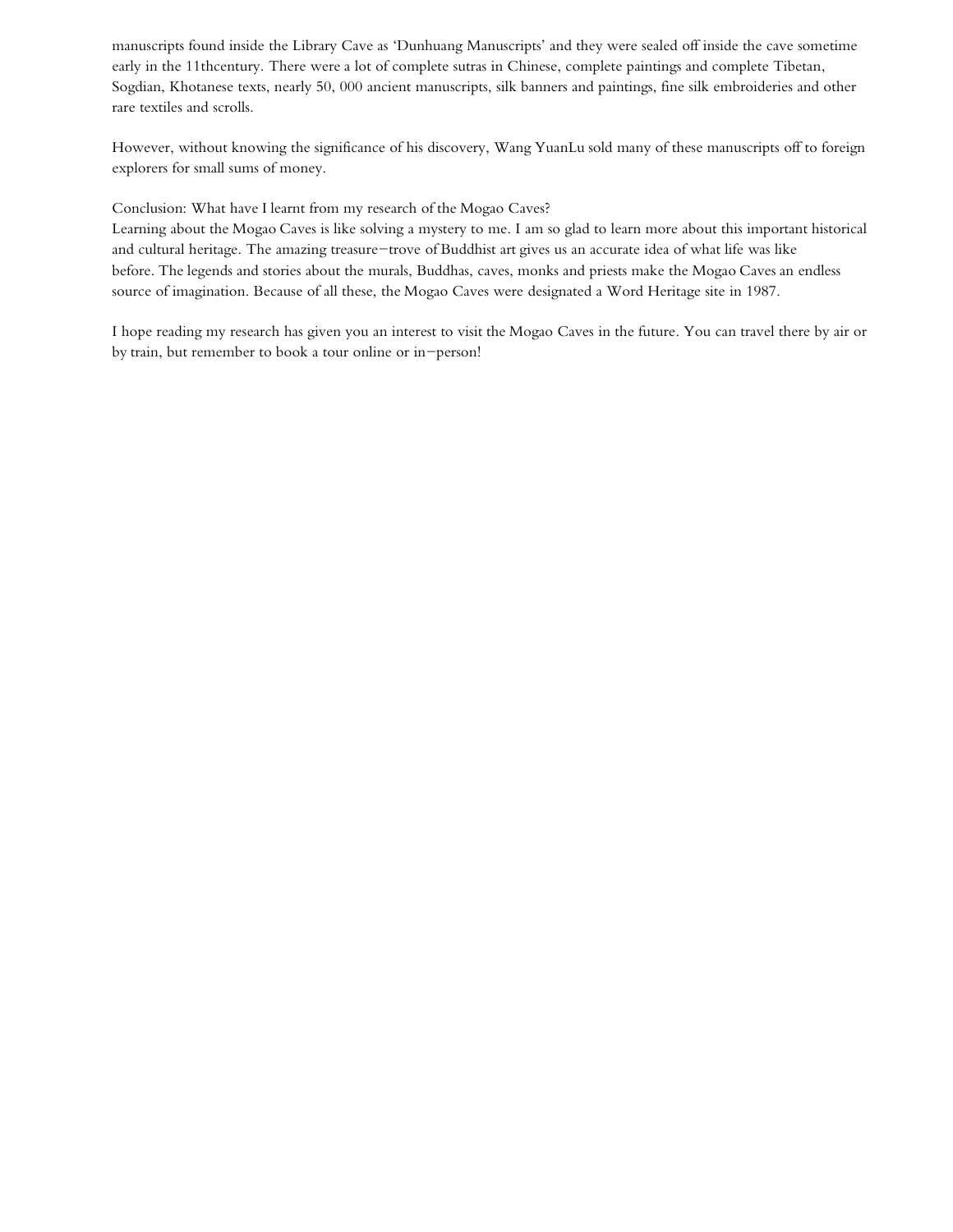manuscripts found inside the Library Cave as 'Dunhuang Manuscripts' and they were sealed off inside the cave sometime early in the 11thcentury. There were a lot of complete sutras in Chinese, complete paintings and complete Tibetan, Sogdian, Khotanese texts, nearly 50, 000 ancient manuscripts, silk banners and paintings, fine silk embroideries and other rare textiles and scrolls.

However, without knowing the significance of his discovery, Wang YuanLu sold many of these manuscripts off to foreign explorers for small sums of money.

Conclusion: What have I learnt from my research of the Mogao Caves?
Learning about the Mogao Caves is like solving a mystery to me. I am so glad to learn more about this important historical and cultural heritage. The amazing treasure–trove of Buddhist art gives us an accurate idea of what life was like before. The legends and stories about the murals, Buddhas, caves, monks and priests make the Mogao Caves an endless source of imagination. Because of all these, the Mogao Caves were designated a Word Heritage site in 1987.

I hope reading my research has given you an interest to visit the Mogao Caves in the future. You can travel there by air or by train, but remember to book a tour online or in–person!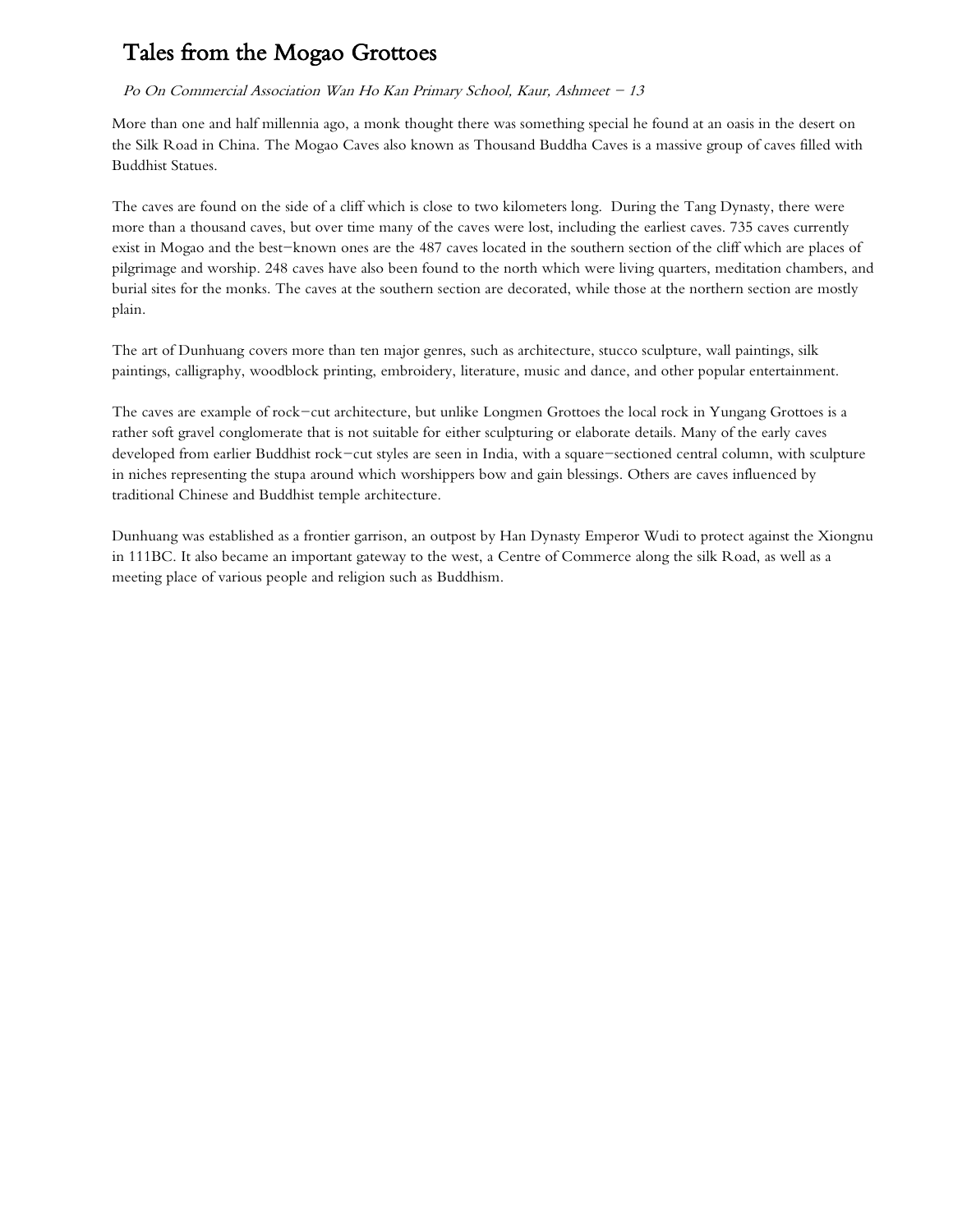# Tales from the Mogao Grottoes

*Po On Commercial Association Wan Ho Kan Primary School, Kaur, Ashmeet – 13*

More than one and half millennia ago, a monk thought there was something special he found at an oasis in the desert on the Silk Road in China. The Mogao Caves also known as Thousand Buddha Caves is a massive group of caves filled with Buddhist Statues.

The caves are found on the side of a cliff which is close to two kilometers long. During the Tang Dynasty, there were more than a thousand caves, but over time many of the caves were lost, including the earliest caves. 735 caves currently exist in Mogao and the best–known ones are the 487 caves located in the southern section of the cliff which are places of pilgrimage and worship. 248 caves have also been found to the north which were living quarters, meditation chambers, and burial sites for the monks. The caves at the southern section are decorated, while those at the northern section are mostly plain.

The art of Dunhuang covers more than ten major genres, such as architecture, stucco sculpture, wall paintings, silk paintings, calligraphy, woodblock printing, embroidery, literature, music and dance, and other popular entertainment.

The caves are example of rock–cut architecture, but unlike Longmen Grottoes the local rock in Yungang Grottoes is a rather soft gravel conglomerate that is not suitable for either sculpturing or elaborate details. Many of the early caves developed from earlier Buddhist rock–cut styles are seen in India, with a square–sectioned central column, with sculpture in niches representing the stupa around which worshippers bow and gain blessings. Others are caves influenced by traditional Chinese and Buddhist temple architecture.

Dunhuang was established as a frontier garrison, an outpost by Han Dynasty Emperor Wudi to protect against the Xiongnu in 111BC. It also became an important gateway to the west, a Centre of Commerce along the silk Road, as well as a meeting place of various people and religion such as Buddhism.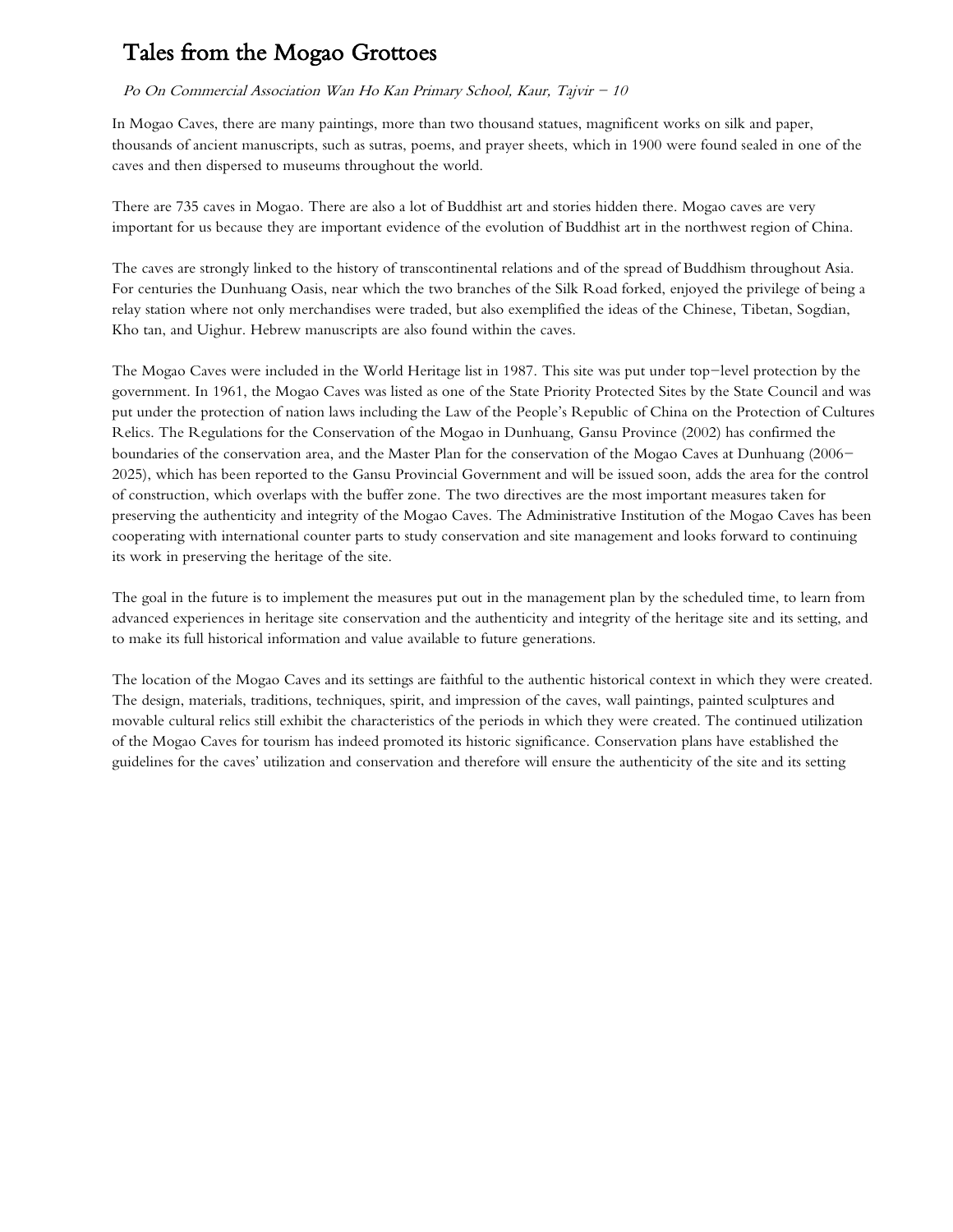# Tales from the Mogao Grottoes

*Po On Commercial Association Wan Ho Kan Primary School, Kaur, Tajvir – 10*

In Mogao Caves, there are many paintings, more than two thousand statues, magnificent works on silk and paper, thousands of ancient manuscripts, such as sutras, poems, and prayer sheets, which in 1900 were found sealed in one of the caves and then dispersed to museums throughout the world.

There are 735 caves in Mogao. There are also a lot of Buddhist art and stories hidden there. Mogao caves are very important for us because they are important evidence of the evolution of Buddhist art in the northwest region of China.

The caves are strongly linked to the history of transcontinental relations and of the spread of Buddhism throughout Asia. For centuries the Dunhuang Oasis, near which the two branches of the Silk Road forked, enjoyed the privilege of being a relay station where not only merchandises were traded, but also exemplified the ideas of the Chinese, Tibetan, Sogdian, Kho tan, and Uighur. Hebrew manuscripts are also found within the caves.

The Mogao Caves were included in the World Heritage list in 1987. This site was put under top–level protection by the government. In 1961, the Mogao Caves was listed as one of the State Priority Protected Sites by the State Council and was put under the protection of nation laws including the Law of the People's Republic of China on the Protection of Cultures Relics. The Regulations for the Conservation of the Mogao in Dunhuang, Gansu Province (2002) has confirmed the boundaries of the conservation area, and the Master Plan for the conservation of the Mogao Caves at Dunhuang (2006–2025), which has been reported to the Gansu Provincial Government and will be issued soon, adds the area for the control of construction, which overlaps with the buffer zone. The two directives are the most important measures taken for preserving the authenticity and integrity of the Mogao Caves. The Administrative Institution of the Mogao Caves has been cooperating with international counter parts to study conservation and site management and looks forward to continuing its work in preserving the heritage of the site.

The goal in the future is to implement the measures put out in the management plan by the scheduled time, to learn from advanced experiences in heritage site conservation and the authenticity and integrity of the heritage site and its setting, and to make its full historical information and value available to future generations.

The location of the Mogao Caves and its settings are faithful to the authentic historical context in which they were created. The design, materials, traditions, techniques, spirit, and impression of the caves, wall paintings, painted sculptures and movable cultural relics still exhibit the characteristics of the periods in which they were created. The continued utilization of the Mogao Caves for tourism has indeed promoted its historic significance. Conservation plans have established the guidelines for the caves' utilization and conservation and therefore will ensure the authenticity of the site and its setting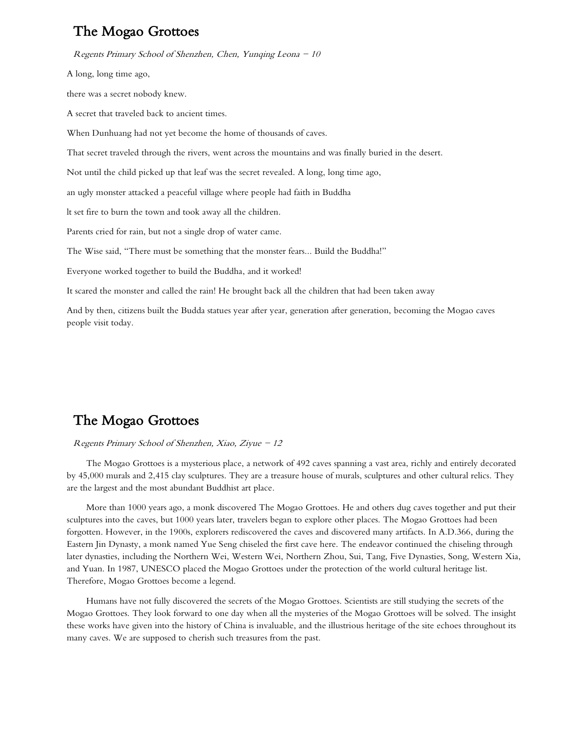## The Mogao Grottoes

*Regents Primary School of Shenzhen, Chen, Yunqing Leona – 10*

A long, long time ago,

there was a secret nobody knew.

A secret that traveled back to ancient times.

When Dunhuang had not yet become the home of thousands of caves.

That secret traveled through the rivers, went across the mountains and was finally buried in the desert.

Not until the child picked up that leaf was the secret revealed. A long, long time ago,

an ugly monster attacked a peaceful village where people had faith in Buddha

lt set fire to burn the town and took away all the children.

Parents cried for rain, but not a single drop of water came.

The Wise said, "There must be something that the monster fears... Build the Buddha!"

Everyone worked together to build the Buddha, and it worked!

It scared the monster and called the rain! He brought back all the children that had been taken away

And by then, citizens built the Budda statues year after year, generation after generation, becoming the Mogao caves people visit today.

## The Mogao Grottoes

*Regents Primary School of Shenzhen, Xiao, Ziyue – 12*

The Mogao Grottoes is a mysterious place, a network of 492 caves spanning a vast area, richly and entirely decorated by 45,000 murals and 2,415 clay sculptures. They are a treasure house of murals, sculptures and other cultural relics. They are the largest and the most abundant Buddhist art place.

More than 1000 years ago, a monk discovered The Mogao Grottoes. He and others dug caves together and put their sculptures into the caves, but 1000 years later, travelers began to explore other places. The Mogao Grottoes had been forgotten. However, in the 1900s, explorers rediscovered the caves and discovered many artifacts. In A.D.366, during the Eastern Jin Dynasty, a monk named Yue Seng chiseled the first cave here. The endeavor continued the chiseling through later dynasties, including the Northern Wei, Western Wei, Northern Zhou, Sui, Tang, Five Dynasties, Song, Western Xia, and Yuan. In 1987, UNESCO placed the Mogao Grottoes under the protection of the world cultural heritage list. Therefore, Mogao Grottoes become a legend.

Humans have not fully discovered the secrets of the Mogao Grottoes. Scientists are still studying the secrets of the Mogao Grottoes. They look forward to one day when all the mysteries of the Mogao Grottoes will be solved. The insight these works have given into the history of China is invaluable, and the illustrious heritage of the site echoes throughout its many caves. We are supposed to cherish such treasures from the past.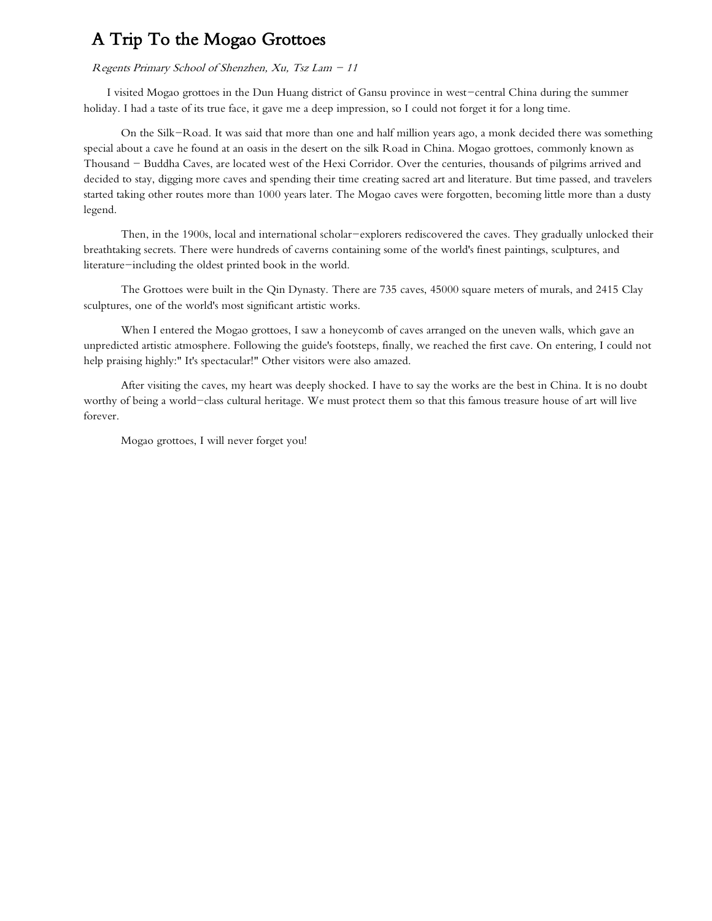# A Trip To the Mogao Grottoes

*Regents Primary School of Shenzhen, Xu, Tsz Lam – 11*

I visited Mogao grottoes in the Dun Huang district of Gansu province in west–central China during the summer holiday. I had a taste of its true face, it gave me a deep impression, so I could not forget it for a long time.

On the Silk–Road. It was said that more than one and half million years ago, a monk decided there was something special about a cave he found at an oasis in the desert on the silk Road in China. Mogao grottoes, commonly known as Thousand – Buddha Caves, are located west of the Hexi Corridor. Over the centuries, thousands of pilgrims arrived and decided to stay, digging more caves and spending their time creating sacred art and literature. But time passed, and travelers started taking other routes more than 1000 years later. The Mogao caves were forgotten, becoming little more than a dusty legend.

Then, in the 1900s, local and international scholar–explorers rediscovered the caves. They gradually unlocked their breathtaking secrets. There were hundreds of caverns containing some of the world's finest paintings, sculptures, and literature–including the oldest printed book in the world.

The Grottoes were built in the Qin Dynasty. There are 735 caves, 45000 square meters of murals, and 2415 Clay sculptures, one of the world's most significant artistic works.

When I entered the Mogao grottoes, I saw a honeycomb of caves arranged on the uneven walls, which gave an unpredicted artistic atmosphere. Following the guide's footsteps, finally, we reached the first cave. On entering, I could not help praising highly:" It's spectacular!" Other visitors were also amazed.

After visiting the caves, my heart was deeply shocked. I have to say the works are the best in China. It is no doubt worthy of being a world–class cultural heritage. We must protect them so that this famous treasure house of art will live forever.

Mogao grottoes, I will never forget you!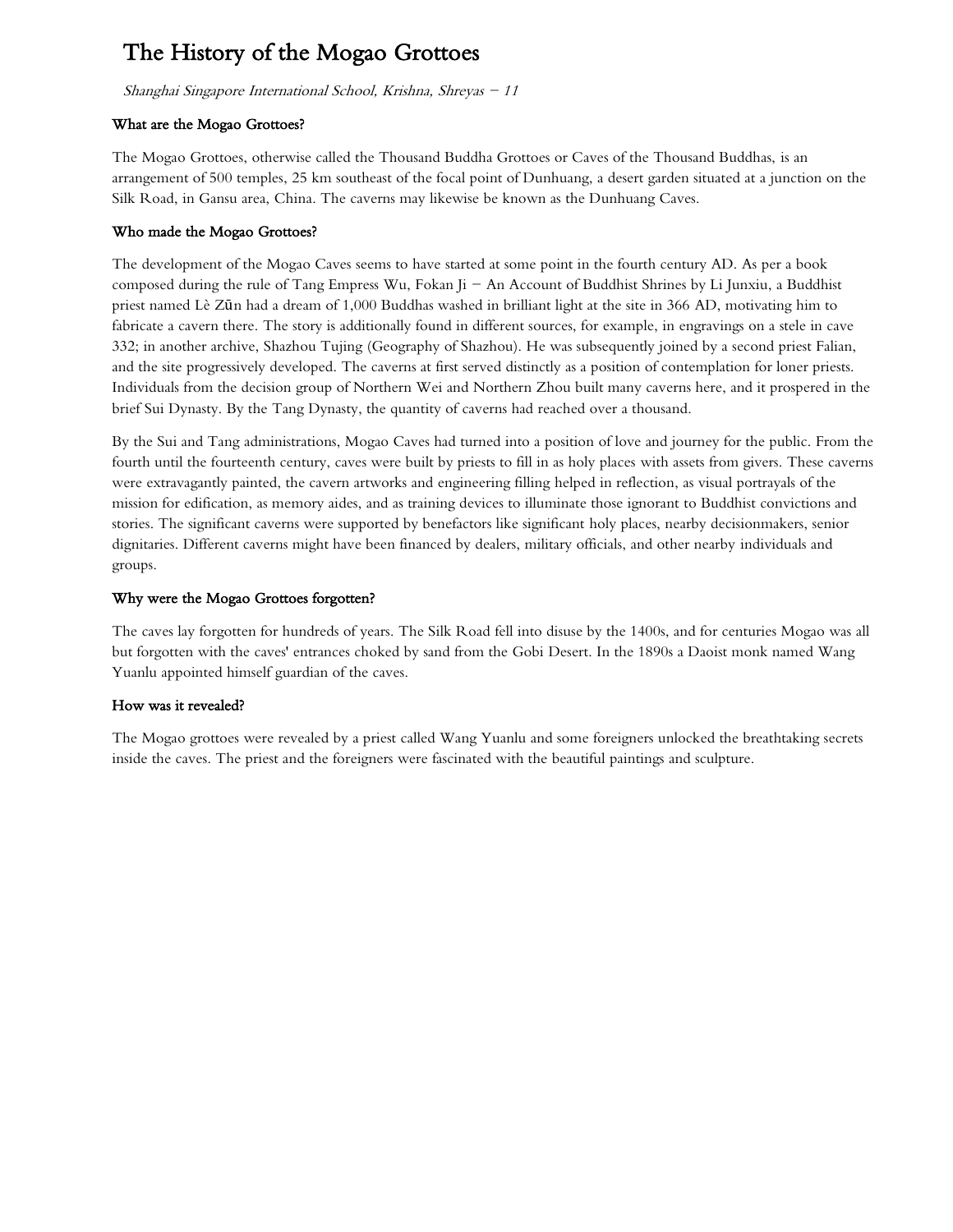# The History of the Mogao Grottoes

*Shanghai Singapore International School, Krishna, Shreyas – 11*

### What are the Mogao Grottoes?

The Mogao Grottoes, otherwise called the Thousand Buddha Grottoes or Caves of the Thousand Buddhas, is an arrangement of 500 temples, 25 km southeast of the focal point of Dunhuang, a desert garden situated at a junction on the Silk Road, in Gansu area, China. The caverns may likewise be known as the Dunhuang Caves.

### Who made the Mogao Grottoes?

The development of the Mogao Caves seems to have started at some point in the fourth century AD. As per a book composed during the rule of Tang Empress Wu, Fokan Ji – An Account of Buddhist Shrines by Li Junxiu, a Buddhist priest named Lè Zūn had a dream of 1,000 Buddhas washed in brilliant light at the site in 366 AD, motivating him to fabricate a cavern there. The story is additionally found in different sources, for example, in engravings on a stele in cave 332; in another archive, Shazhou Tujing (Geography of Shazhou). He was subsequently joined by a second priest Falian, and the site progressively developed. The caverns at first served distinctly as a position of contemplation for loner priests. Individuals from the decision group of Northern Wei and Northern Zhou built many caverns here, and it prospered in the brief Sui Dynasty. By the Tang Dynasty, the quantity of caverns had reached over a thousand.

By the Sui and Tang administrations, Mogao Caves had turned into a position of love and journey for the public. From the fourth until the fourteenth century, caves were built by priests to fill in as holy places with assets from givers. These caverns were extravagantly painted, the cavern artworks and engineering filling helped in reflection, as visual portrayals of the mission for edification, as memory aides, and as training devices to illuminate those ignorant to Buddhist convictions and stories. The significant caverns were supported by benefactors like significant holy places, nearby decisionmakers, senior dignitaries. Different caverns might have been financed by dealers, military officials, and other nearby individuals and groups.

### Why were the Mogao Grottoes forgotten?

The caves lay forgotten for hundreds of years. The Silk Road fell into disuse by the 1400s, and for centuries Mogao was all but forgotten with the caves' entrances choked by sand from the Gobi Desert. In the 1890s a Daoist monk named Wang Yuanlu appointed himself guardian of the caves.

### How was it revealed?

The Mogao grottoes were revealed by a priest called Wang Yuanlu and some foreigners unlocked the breathtaking secrets inside the caves. The priest and the foreigners were fascinated with the beautiful paintings and sculpture.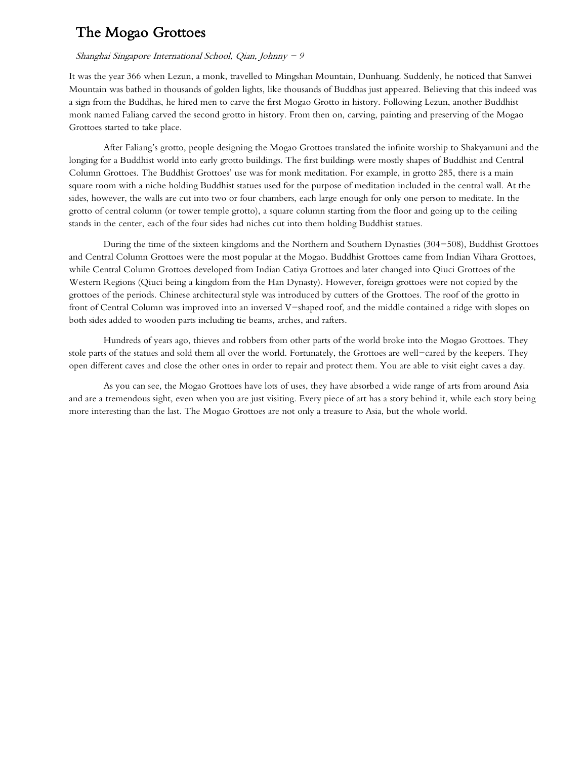# The Mogao Grottoes

*Shanghai Singapore International School, Qian, Johnny – 9*

It was the year 366 when Lezun, a monk, travelled to Mingshan Mountain, Dunhuang. Suddenly, he noticed that Sanwei Mountain was bathed in thousands of golden lights, like thousands of Buddhas just appeared. Believing that this indeed was a sign from the Buddhas, he hired men to carve the first Mogao Grotto in history. Following Lezun, another Buddhist monk named Faliang carved the second grotto in history. From then on, carving, painting and preserving of the Mogao Grottoes started to take place.

After Faliang's grotto, people designing the Mogao Grottoes translated the infinite worship to Shakyamuni and the longing for a Buddhist world into early grotto buildings. The first buildings were mostly shapes of Buddhist and Central Column Grottoes. The Buddhist Grottoes' use was for monk meditation. For example, in grotto 285, there is a main square room with a niche holding Buddhist statues used for the purpose of meditation included in the central wall. At the sides, however, the walls are cut into two or four chambers, each large enough for only one person to meditate. In the grotto of central column (or tower temple grotto), a square column starting from the floor and going up to the ceiling stands in the center, each of the four sides had niches cut into them holding Buddhist statues.

During the time of the sixteen kingdoms and the Northern and Southern Dynasties (304–508), Buddhist Grottoes and Central Column Grottoes were the most popular at the Mogao. Buddhist Grottoes came from Indian Vihara Grottoes, while Central Column Grottoes developed from Indian Catiya Grottoes and later changed into Qiuci Grottoes of the Western Regions (Qiuci being a kingdom from the Han Dynasty). However, foreign grottoes were not copied by the grottoes of the periods. Chinese architectural style was introduced by cutters of the Grottoes. The roof of the grotto in front of Central Column was improved into an inversed V–shaped roof, and the middle contained a ridge with slopes on both sides added to wooden parts including tie beams, arches, and rafters.

Hundreds of years ago, thieves and robbers from other parts of the world broke into the Mogao Grottoes. They stole parts of the statues and sold them all over the world. Fortunately, the Grottoes are well–cared by the keepers. They open different caves and close the other ones in order to repair and protect them. You are able to visit eight caves a day.

As you can see, the Mogao Grottoes have lots of uses, they have absorbed a wide range of arts from around Asia and are a tremendous sight, even when you are just visiting. Every piece of art has a story behind it, while each story being more interesting than the last. The Mogao Grottoes are not only a treasure to Asia, but the whole world.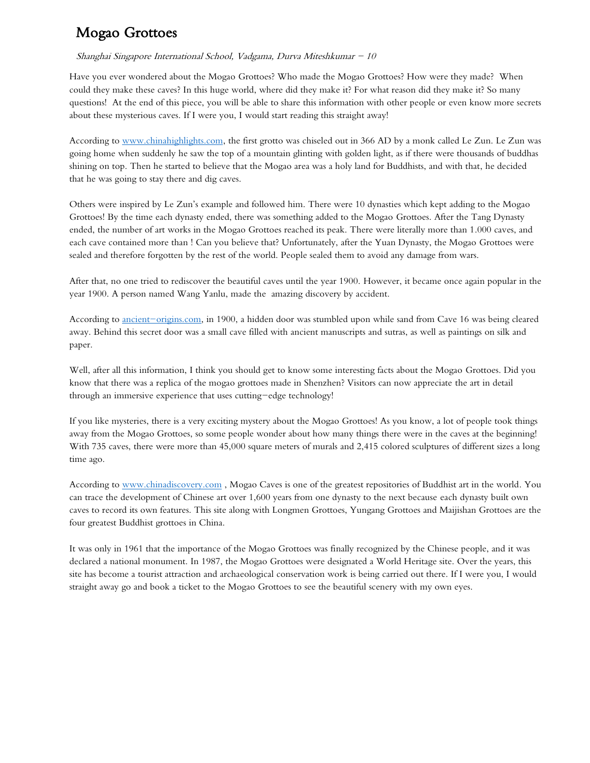# Mogao Grottoes

*Shanghai Singapore International School, Vadgama, Durva Miteshkumar – 10*

Have you ever wondered about the Mogao Grottoes? Who made the Mogao Grottoes? How were they made? When could they make these caves? In this huge world, where did they make it? For what reason did they make it? So many questions! At the end of this piece, you will be able to share this information with other people or even know more secrets about these mysterious caves. If I were you, I would start reading this straight away!

According to www.chinahighlights.com, the first grotto was chiseled out in 366 AD by a monk called Le Zun. Le Zun was going home when suddenly he saw the top of a mountain glinting with golden light, as if there were thousands of buddhas shining on top. Then he started to believe that the Mogao area was a holy land for Buddhists, and with that, he decided that he was going to stay there and dig caves.

Others were inspired by Le Zun's example and followed him. There were 10 dynasties which kept adding to the Mogao Grottoes! By the time each dynasty ended, there was something added to the Mogao Grottoes. After the Tang Dynasty ended, the number of art works in the Mogao Grottoes reached its peak. There were literally more than 1.000 caves, and each cave contained more than ! Can you believe that? Unfortunately, after the Yuan Dynasty, the Mogao Grottoes were sealed and therefore forgotten by the rest of the world. People sealed them to avoid any damage from wars.

After that, no one tried to rediscover the beautiful caves until the year 1900. However, it became once again popular in the year 1900. A person named Wang Yanlu, made the amazing discovery by accident.

According to ancient-origins.com, in 1900, a hidden door was stumbled upon while sand from Cave 16 was being cleared away. Behind this secret door was a small cave filled with ancient manuscripts and sutras, as well as paintings on silk and paper.

Well, after all this information, I think you should get to know some interesting facts about the Mogao Grottoes. Did you know that there was a replica of the mogao grottoes made in Shenzhen? Visitors can now appreciate the art in detail through an immersive experience that uses cutting-edge technology!

If you like mysteries, there is a very exciting mystery about the Mogao Grottoes! As you know, a lot of people took things away from the Mogao Grottoes, so some people wonder about how many things there were in the caves at the beginning! With 735 caves, there were more than 45,000 square meters of murals and 2,415 colored sculptures of different sizes a long time ago.

According to www.chinadiscovery.com , Mogao Caves is one of the greatest repositories of Buddhist art in the world. You can trace the development of Chinese art over 1,600 years from one dynasty to the next because each dynasty built own caves to record its own features. This site along with Longmen Grottoes, Yungang Grottoes and Maijishan Grottoes are the four greatest Buddhist grottoes in China.

It was only in 1961 that the importance of the Mogao Grottoes was finally recognized by the Chinese people, and it was declared a national monument. In 1987, the Mogao Grottoes were designated a World Heritage site. Over the years, this site has become a tourist attraction and archaeological conservation work is being carried out there. If I were you, I would straight away go and book a ticket to the Mogao Grottoes to see the beautiful scenery with my own eyes.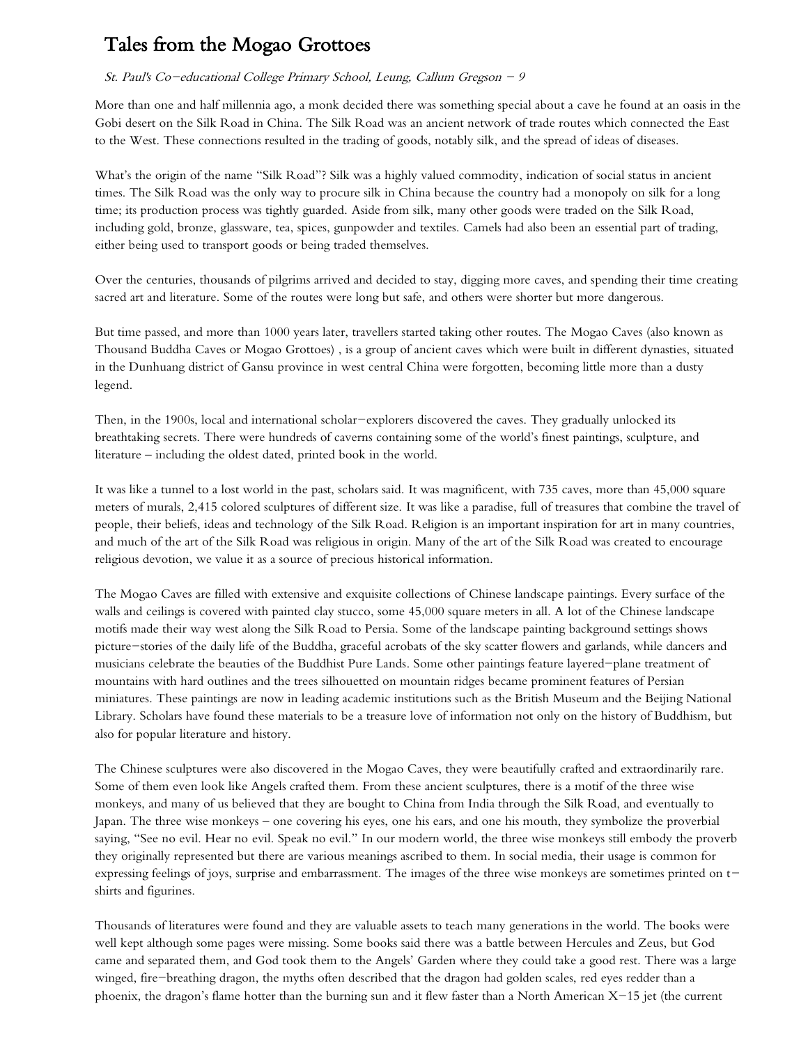# Tales from the Mogao Grottoes

*St. Paul's Co-educational College Primary School, Leung, Callum Gregson – 9*

More than one and half millennia ago, a monk decided there was something special about a cave he found at an oasis in the Gobi desert on the Silk Road in China. The Silk Road was an ancient network of trade routes which connected the East to the West. These connections resulted in the trading of goods, notably silk, and the spread of ideas of diseases.

What's the origin of the name "Silk Road"? Silk was a highly valued commodity, indication of social status in ancient times. The Silk Road was the only way to procure silk in China because the country had a monopoly on silk for a long time; its production process was tightly guarded. Aside from silk, many other goods were traded on the Silk Road, including gold, bronze, glassware, tea, spices, gunpowder and textiles. Camels had also been an essential part of trading, either being used to transport goods or being traded themselves.

Over the centuries, thousands of pilgrims arrived and decided to stay, digging more caves, and spending their time creating sacred art and literature. Some of the routes were long but safe, and others were shorter but more dangerous.

But time passed, and more than 1000 years later, travellers started taking other routes. The Mogao Caves (also known as Thousand Buddha Caves or Mogao Grottoes) , is a group of ancient caves which were built in different dynasties, situated in the Dunhuang district of Gansu province in west central China were forgotten, becoming little more than a dusty legend.

Then, in the 1900s, local and international scholar-explorers discovered the caves. They gradually unlocked its breathtaking secrets. There were hundreds of caverns containing some of the world's finest paintings, sculpture, and literature – including the oldest dated, printed book in the world.

It was like a tunnel to a lost world in the past, scholars said. It was magnificent, with 735 caves, more than 45,000 square meters of murals, 2,415 colored sculptures of different size. It was like a paradise, full of treasures that combine the travel of people, their beliefs, ideas and technology of the Silk Road. Religion is an important inspiration for art in many countries, and much of the art of the Silk Road was religious in origin. Many of the art of the Silk Road was created to encourage religious devotion, we value it as a source of precious historical information.

The Mogao Caves are filled with extensive and exquisite collections of Chinese landscape paintings. Every surface of the walls and ceilings is covered with painted clay stucco, some 45,000 square meters in all. A lot of the Chinese landscape motifs made their way west along the Silk Road to Persia. Some of the landscape painting background settings shows picture-stories of the daily life of the Buddha, graceful acrobats of the sky scatter flowers and garlands, while dancers and musicians celebrate the beauties of the Buddhist Pure Lands. Some other paintings feature layered-plane treatment of mountains with hard outlines and the trees silhouetted on mountain ridges became prominent features of Persian miniatures. These paintings are now in leading academic institutions such as the British Museum and the Beijing National Library. Scholars have found these materials to be a treasure love of information not only on the history of Buddhism, but also for popular literature and history.

The Chinese sculptures were also discovered in the Mogao Caves, they were beautifully crafted and extraordinarily rare. Some of them even look like Angels crafted them. From these ancient sculptures, there is a motif of the three wise monkeys, and many of us believed that they are bought to China from India through the Silk Road, and eventually to Japan. The three wise monkeys – one covering his eyes, one his ears, and one his mouth, they symbolize the proverbial saying, "See no evil. Hear no evil. Speak no evil." In our modern world, the three wise monkeys still embody the proverb they originally represented but there are various meanings ascribed to them. In social media, their usage is common for expressing feelings of joys, surprise and embarrassment. The images of the three wise monkeys are sometimes printed on t-shirts and figurines.

Thousands of literatures were found and they are valuable assets to teach many generations in the world. The books were well kept although some pages were missing. Some books said there was a battle between Hercules and Zeus, but God came and separated them, and God took them to the Angels' Garden where they could take a good rest. There was a large winged, fire-breathing dragon, the myths often described that the dragon had golden scales, red eyes redder than a phoenix, the dragon's flame hotter than the burning sun and it flew faster than a North American X-15 jet (the current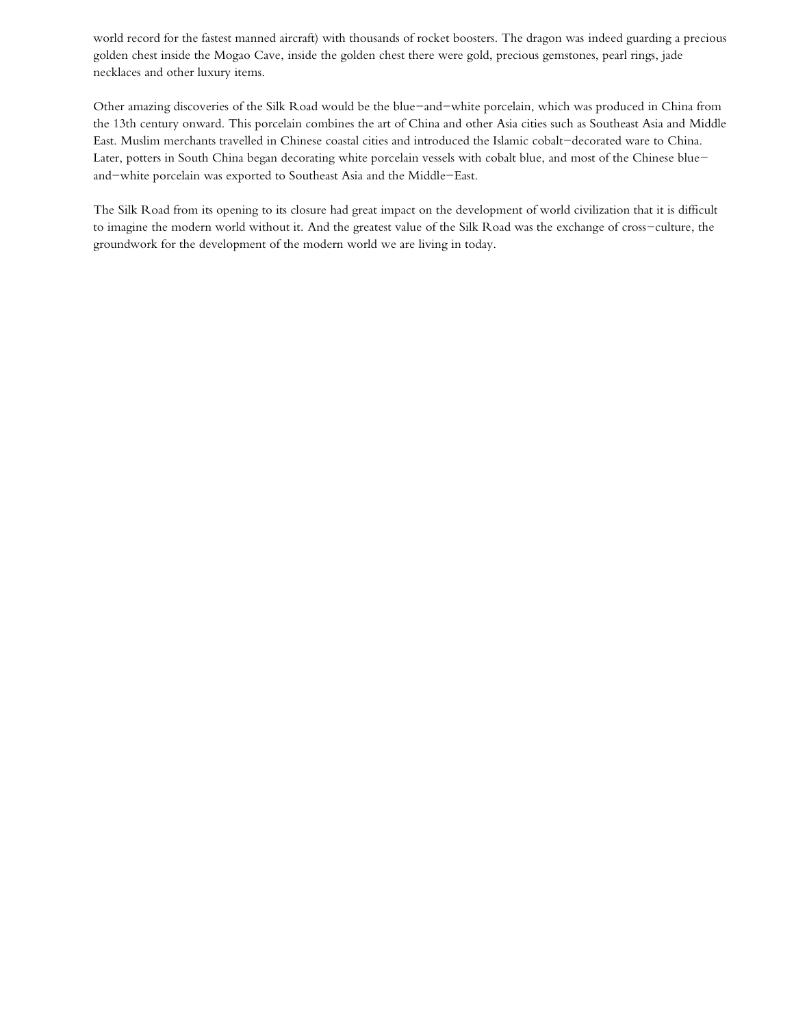world record for the fastest manned aircraft) with thousands of rocket boosters. The dragon was indeed guarding a precious golden chest inside the Mogao Cave, inside the golden chest there were gold, precious gemstones, pearl rings, jade necklaces and other luxury items.

Other amazing discoveries of the Silk Road would be the blue–and–white porcelain, which was produced in China from the 13th century onward. This porcelain combines the art of China and other Asia cities such as Southeast Asia and Middle East. Muslim merchants travelled in Chinese coastal cities and introduced the Islamic cobalt–decorated ware to China. Later, potters in South China began decorating white porcelain vessels with cobalt blue, and most of the Chinese blue–and–white porcelain was exported to Southeast Asia and the Middle–East.

The Silk Road from its opening to its closure had great impact on the development of world civilization that it is difficult to imagine the modern world without it. And the greatest value of the Silk Road was the exchange of cross–culture, the groundwork for the development of the modern world we are living in today.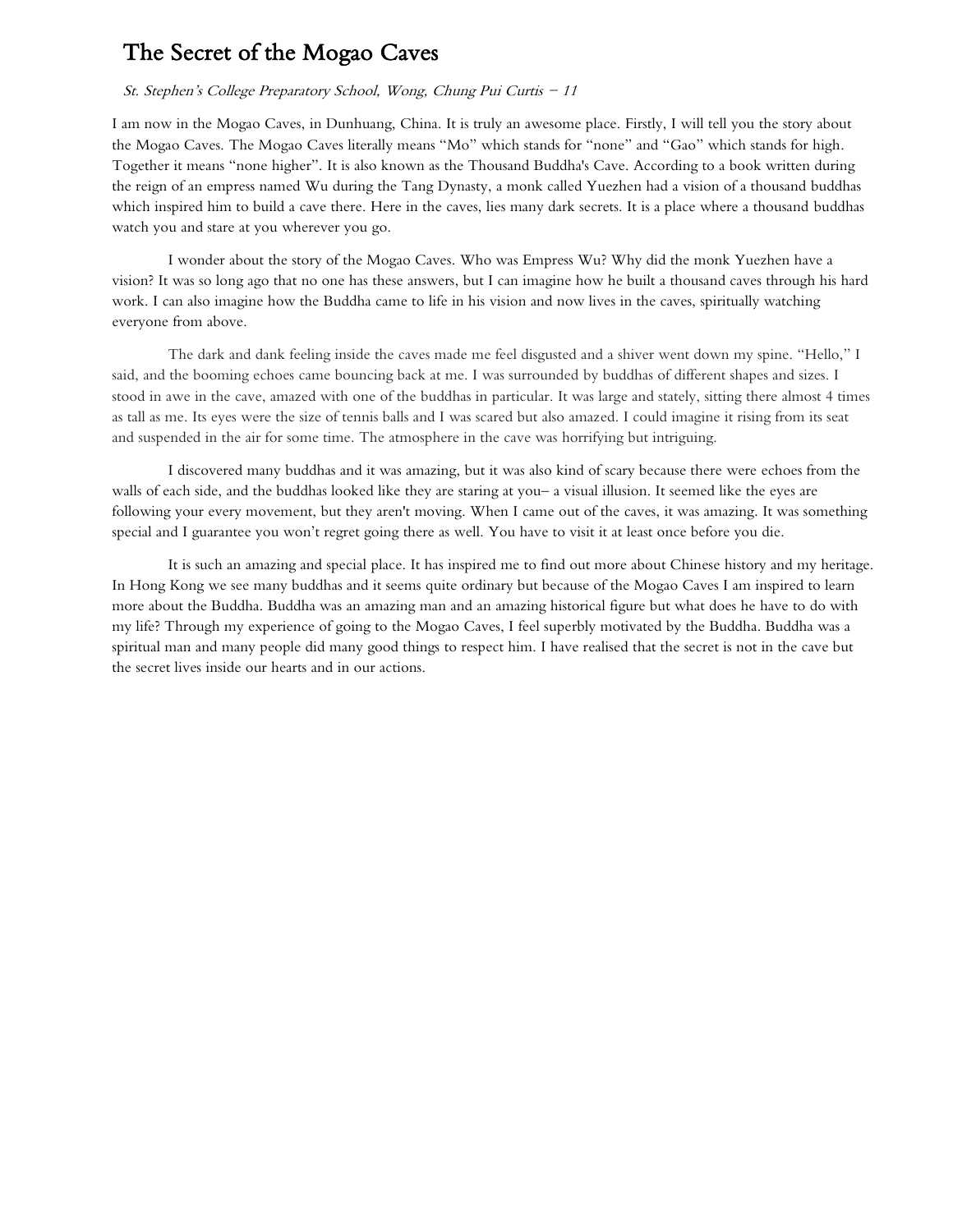# The Secret of the Mogao Caves

*St. Stephen's College Preparatory School, Wong, Chung Pui Curtis – 11*

I am now in the Mogao Caves, in Dunhuang, China. It is truly an awesome place. Firstly, I will tell you the story about the Mogao Caves. The Mogao Caves literally means "Mo" which stands for "none" and "Gao" which stands for high. Together it means "none higher". It is also known as the Thousand Buddha's Cave. According to a book written during the reign of an empress named Wu during the Tang Dynasty, a monk called Yuezhen had a vision of a thousand buddhas which inspired him to build a cave there. Here in the caves, lies many dark secrets. It is a place where a thousand buddhas watch you and stare at you wherever you go.

I wonder about the story of the Mogao Caves. Who was Empress Wu? Why did the monk Yuezhen have a vision? It was so long ago that no one has these answers, but I can imagine how he built a thousand caves through his hard work. I can also imagine how the Buddha came to life in his vision and now lives in the caves, spiritually watching everyone from above.

The dark and dank feeling inside the caves made me feel disgusted and a shiver went down my spine. "Hello," I said, and the booming echoes came bouncing back at me. I was surrounded by buddhas of different shapes and sizes. I stood in awe in the cave, amazed with one of the buddhas in particular. It was large and stately, sitting there almost 4 times as tall as me. Its eyes were the size of tennis balls and I was scared but also amazed. I could imagine it rising from its seat and suspended in the air for some time. The atmosphere in the cave was horrifying but intriguing.

I discovered many buddhas and it was amazing, but it was also kind of scary because there were echoes from the walls of each side, and the buddhas looked like they are staring at you– a visual illusion. It seemed like the eyes are following your every movement, but they aren't moving. When I came out of the caves, it was amazing. It was something special and I guarantee you won't regret going there as well. You have to visit it at least once before you die.

It is such an amazing and special place. It has inspired me to find out more about Chinese history and my heritage. In Hong Kong we see many buddhas and it seems quite ordinary but because of the Mogao Caves I am inspired to learn more about the Buddha. Buddha was an amazing man and an amazing historical figure but what does he have to do with my life? Through my experience of going to the Mogao Caves, I feel superbly motivated by the Buddha. Buddha was a spiritual man and many people did many good things to respect him. I have realised that the secret is not in the cave but the secret lives inside our hearts and in our actions.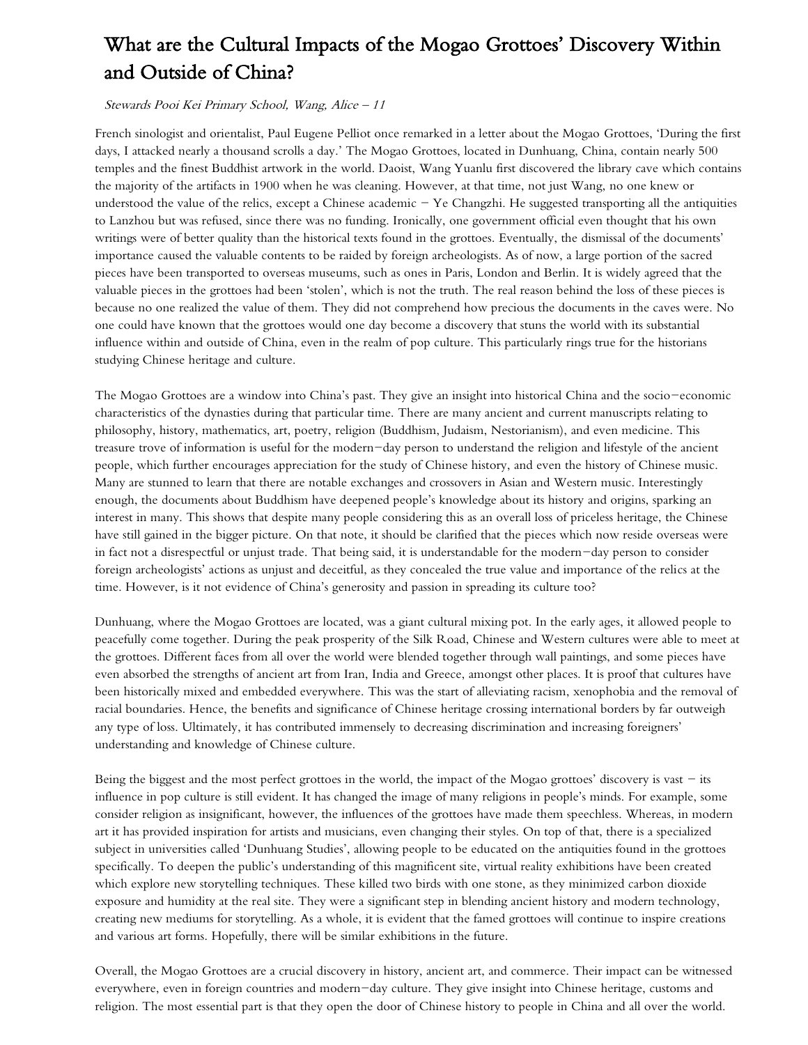# What are the Cultural Impacts of the Mogao Grottoes' Discovery Within and Outside of China?

*Stewards Pooi Kei Primary School, Wang, Alice – 11*

French sinologist and orientalist, Paul Eugene Pelliot once remarked in a letter about the Mogao Grottoes, 'During the first days, I attacked nearly a thousand scrolls a day.' The Mogao Grottoes, located in Dunhuang, China, contain nearly 500 temples and the finest Buddhist artwork in the world. Daoist, Wang Yuanlu first discovered the library cave which contains the majority of the artifacts in 1900 when he was cleaning. However, at that time, not just Wang, no one knew or understood the value of the relics, except a Chinese academic – Ye Changzhi. He suggested transporting all the antiquities to Lanzhou but was refused, since there was no funding. Ironically, one government official even thought that his own writings were of better quality than the historical texts found in the grottoes. Eventually, the dismissal of the documents' importance caused the valuable contents to be raided by foreign archeologists. As of now, a large portion of the sacred pieces have been transported to overseas museums, such as ones in Paris, London and Berlin. It is widely agreed that the valuable pieces in the grottoes had been 'stolen', which is not the truth. The real reason behind the loss of these pieces is because no one realized the value of them. They did not comprehend how precious the documents in the caves were. No one could have known that the grottoes would one day become a discovery that stuns the world with its substantial influence within and outside of China, even in the realm of pop culture. This particularly rings true for the historians studying Chinese heritage and culture.

The Mogao Grottoes are a window into China's past. They give an insight into historical China and the socio-economic characteristics of the dynasties during that particular time. There are many ancient and current manuscripts relating to philosophy, history, mathematics, art, poetry, religion (Buddhism, Judaism, Nestorianism), and even medicine. This treasure trove of information is useful for the modern-day person to understand the religion and lifestyle of the ancient people, which further encourages appreciation for the study of Chinese history, and even the history of Chinese music. Many are stunned to learn that there are notable exchanges and crossovers in Asian and Western music. Interestingly enough, the documents about Buddhism have deepened people's knowledge about its history and origins, sparking an interest in many. This shows that despite many people considering this as an overall loss of priceless heritage, the Chinese have still gained in the bigger picture. On that note, it should be clarified that the pieces which now reside overseas were in fact not a disrespectful or unjust trade. That being said, it is understandable for the modern-day person to consider foreign archeologists' actions as unjust and deceitful, as they concealed the true value and importance of the relics at the time. However, is it not evidence of China's generosity and passion in spreading its culture too?

Dunhuang, where the Mogao Grottoes are located, was a giant cultural mixing pot. In the early ages, it allowed people to peacefully come together. During the peak prosperity of the Silk Road, Chinese and Western cultures were able to meet at the grottoes. Different faces from all over the world were blended together through wall paintings, and some pieces have even absorbed the strengths of ancient art from Iran, India and Greece, amongst other places. It is proof that cultures have been historically mixed and embedded everywhere. This was the start of alleviating racism, xenophobia and the removal of racial boundaries. Hence, the benefits and significance of Chinese heritage crossing international borders by far outweigh any type of loss. Ultimately, it has contributed immensely to decreasing discrimination and increasing foreigners' understanding and knowledge of Chinese culture.

Being the biggest and the most perfect grottoes in the world, the impact of the Mogao grottoes' discovery is vast – its influence in pop culture is still evident. It has changed the image of many religions in people's minds. For example, some consider religion as insignificant, however, the influences of the grottoes have made them speechless. Whereas, in modern art it has provided inspiration for artists and musicians, even changing their styles. On top of that, there is a specialized subject in universities called 'Dunhuang Studies', allowing people to be educated on the antiquities found in the grottoes specifically. To deepen the public's understanding of this magnificent site, virtual reality exhibitions have been created which explore new storytelling techniques. These killed two birds with one stone, as they minimized carbon dioxide exposure and humidity at the real site. They were a significant step in blending ancient history and modern technology, creating new mediums for storytelling. As a whole, it is evident that the famed grottoes will continue to inspire creations and various art forms. Hopefully, there will be similar exhibitions in the future.

Overall, the Mogao Grottoes are a crucial discovery in history, ancient art, and commerce. Their impact can be witnessed everywhere, even in foreign countries and modern-day culture. They give insight into Chinese heritage, customs and religion. The most essential part is that they open the door of Chinese history to people in China and all over the world.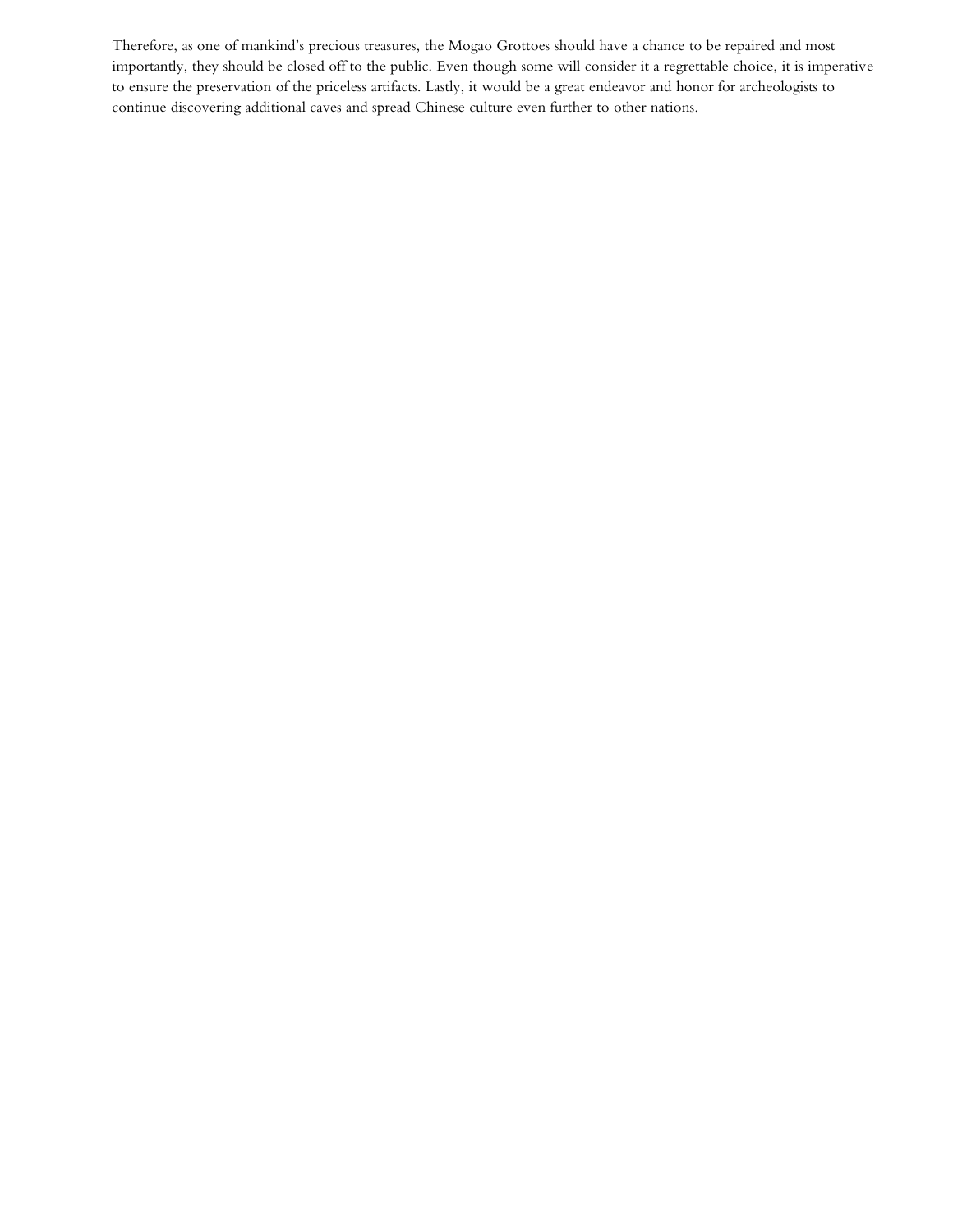Therefore, as one of mankind's precious treasures, the Mogao Grottoes should have a chance to be repaired and most importantly, they should be closed off to the public. Even though some will consider it a regrettable choice, it is imperative to ensure the preservation of the priceless artifacts. Lastly, it would be a great endeavor and honor for archeologists to continue discovering additional caves and spread Chinese culture even further to other nations.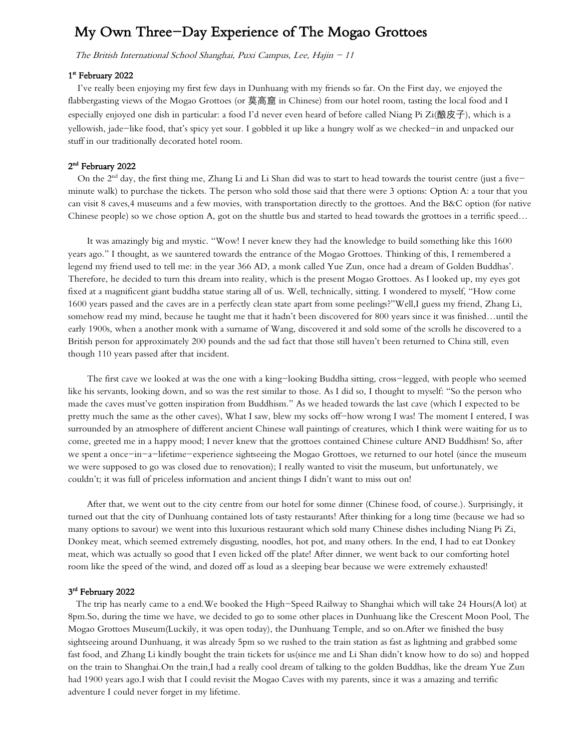# My Own Three-Day Experience of The Mogao Grottoes

*The British International School Shanghai, Puxi Campus, Lee, Hajin – 11*

### 1st February 2022

I've really been enjoying my first few days in Dunhuang with my friends so far. On the First day, we enjoyed the flabbergasting views of the Mogao Grottoes (or 莫高窟 in Chinese) from our hotel room, tasting the local food and I especially enjoyed one dish in particular: a food I'd never even heard of before called Niang Pi Zi(酿皮子), which is a yellowish, jade-like food, that's spicy yet sour. I gobbled it up like a hungry wolf as we checked-in and unpacked our stuff in our traditionally decorated hotel room.

### 2nd February 2022

On the 2nd day, the first thing me, Zhang Li and Li Shan did was to start to head towards the tourist centre (just a five-minute walk) to purchase the tickets. The person who sold those said that there were 3 options: Option A: a tour that you can visit 8 caves,4 museums and a few movies, with transportation directly to the grottoes. And the B&C option (for native Chinese people) so we chose option A, got on the shuttle bus and started to head towards the grottoes in a terrific speed…

It was amazingly big and mystic. "Wow! I never knew they had the knowledge to build something like this 1600 years ago." I thought, as we sauntered towards the entrance of the Mogao Grottoes. Thinking of this, I remembered a legend my friend used to tell me: in the year 366 AD, a monk called Yue Zun, once had a dream of Golden Buddhas'. Therefore, he decided to turn this dream into reality, which is the present Mogao Grottoes. As I looked up, my eyes got fixed at a magnificent giant buddha statue staring all of us. Well, technically, sitting. I wondered to myself, "How come 1600 years passed and the caves are in a perfectly clean state apart from some peelings?"Well,I guess my friend, Zhang Li, somehow read my mind, because he taught me that it hadn't been discovered for 800 years since it was finished…until the early 1900s, when a another monk with a surname of Wang, discovered it and sold some of the scrolls he discovered to a British person for approximately 200 pounds and the sad fact that those still haven't been returned to China still, even though 110 years passed after that incident.

The first cave we looked at was the one with a king-looking Buddha sitting, cross-legged, with people who seemed like his servants, looking down, and so was the rest similar to those. As I did so, I thought to myself: "So the person who made the caves must've gotten inspiration from Buddhism." As we headed towards the last cave (which I expected to be pretty much the same as the other caves), What I saw, blew my socks off-how wrong I was! The moment I entered, I was surrounded by an atmosphere of different ancient Chinese wall paintings of creatures, which I think were waiting for us to come, greeted me in a happy mood; I never knew that the grottoes contained Chinese culture AND Buddhism! So, after we spent a once-in-a-lifetime-experience sightseeing the Mogao Grottoes, we returned to our hotel (since the museum we were supposed to go was closed due to renovation); I really wanted to visit the museum, but unfortunately, we couldn't; it was full of priceless information and ancient things I didn't want to miss out on!

After that, we went out to the city centre from our hotel for some dinner (Chinese food, of course.). Surprisingly, it turned out that the city of Dunhuang contained lots of tasty restaurants! After thinking for a long time (because we had so many options to savour) we went into this luxurious restaurant which sold many Chinese dishes including Niang Pi Zi, Donkey meat, which seemed extremely disgusting, noodles, hot pot, and many others. In the end, I had to eat Donkey meat, which was actually so good that I even licked off the plate! After dinner, we went back to our comforting hotel room like the speed of the wind, and dozed off as loud as a sleeping bear because we were extremely exhausted!

### 3rd February 2022

The trip has nearly came to a end.We booked the High-Speed Railway to Shanghai which will take 24 Hours(A lot) at 8pm.So, during the time we have, we decided to go to some other places in Dunhuang like the Crescent Moon Pool, The Mogao Grottoes Museum(Luckily, it was open today), the Dunhuang Temple, and so on.After we finished the busy sightseeing around Dunhuang, it was already 5pm so we rushed to the train station as fast as lightning and grabbed some fast food, and Zhang Li kindly bought the train tickets for us(since me and Li Shan didn't know how to do so) and hopped on the train to Shanghai.On the train,I had a really cool dream of talking to the golden Buddhas, like the dream Yue Zun had 1900 years ago.I wish that I could revisit the Mogao Caves with my parents, since it was a amazing and terrific adventure I could never forget in my lifetime.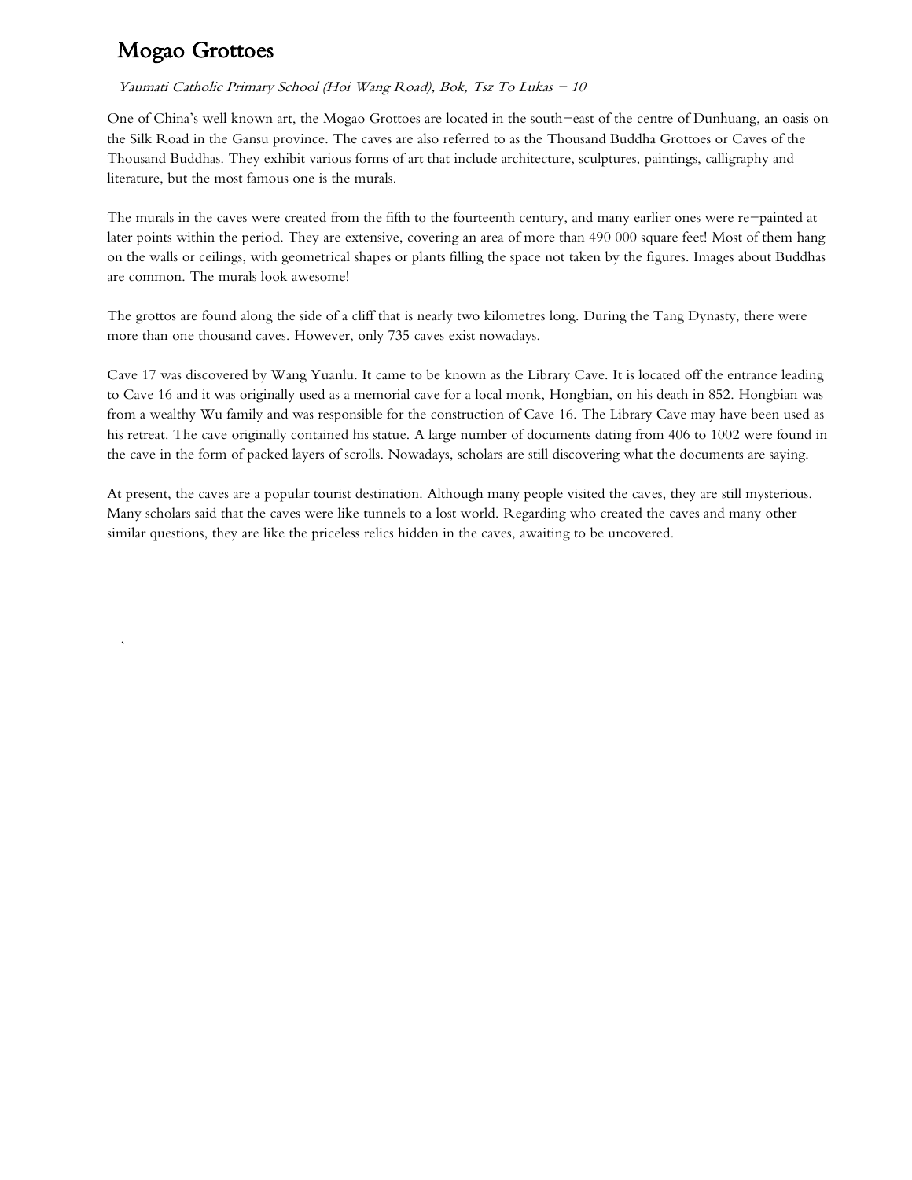# Mogao Grottoes

*Yaumati Catholic Primary School (Hoi Wang Road), Bok, Tsz To Lukas – 10*

One of China's well known art, the Mogao Grottoes are located in the south–east of the centre of Dunhuang, an oasis on the Silk Road in the Gansu province. The caves are also referred to as the Thousand Buddha Grottoes or Caves of the Thousand Buddhas. They exhibit various forms of art that include architecture, sculptures, paintings, calligraphy and literature, but the most famous one is the murals.

The murals in the caves were created from the fifth to the fourteenth century, and many earlier ones were re–painted at later points within the period. They are extensive, covering an area of more than 490 000 square feet! Most of them hang on the walls or ceilings, with geometrical shapes or plants filling the space not taken by the figures. Images about Buddhas are common. The murals look awesome!

The grottos are found along the side of a cliff that is nearly two kilometres long. During the Tang Dynasty, there were more than one thousand caves. However, only 735 caves exist nowadays.

Cave 17 was discovered by Wang Yuanlu. It came to be known as the Library Cave. It is located off the entrance leading to Cave 16 and it was originally used as a memorial cave for a local monk, Hongbian, on his death in 852. Hongbian was from a wealthy Wu family and was responsible for the construction of Cave 16. The Library Cave may have been used as his retreat. The cave originally contained his statue. A large number of documents dating from 406 to 1002 were found in the cave in the form of packed layers of scrolls. Nowadays, scholars are still discovering what the documents are saying.

At present, the caves are a popular tourist destination. Although many people visited the caves, they are still mysterious. Many scholars said that the caves were like tunnels to a lost world. Regarding who created the caves and many other similar questions, they are like the priceless relics hidden in the caves, awaiting to be uncovered.